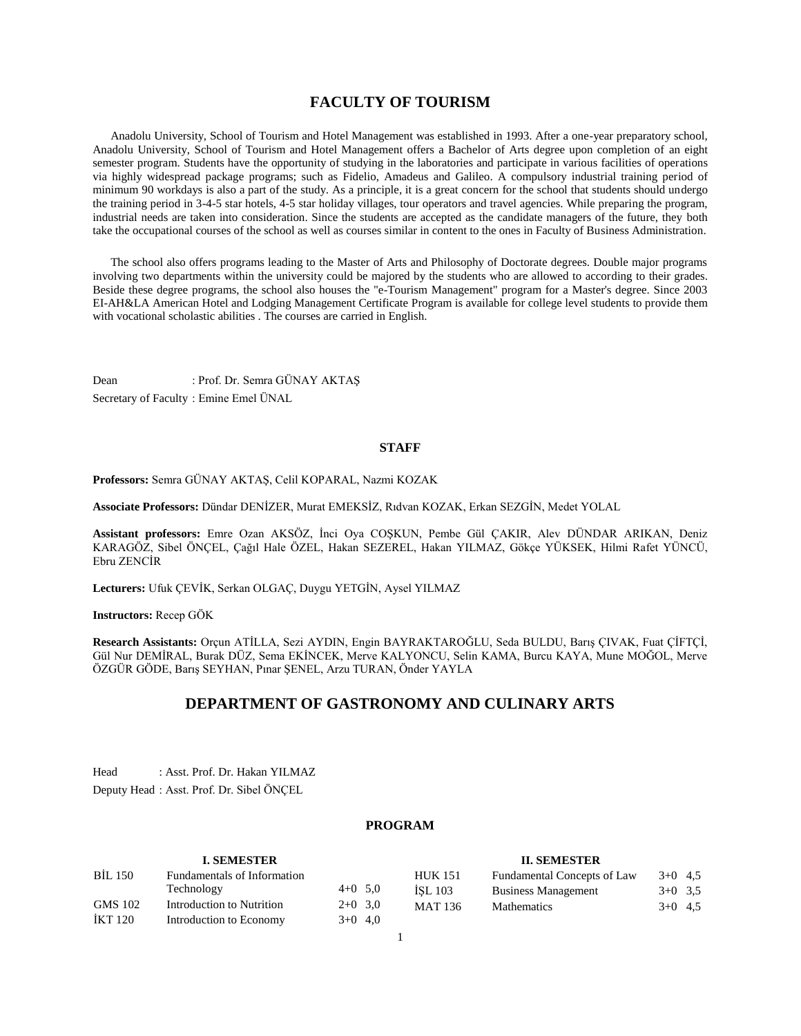# FACULTY OF TOURISM

Anadolu University, School of Tourism and Hotel Management was established in 1993. After a one-year preparatory school, Anadolu University, School of Tourism and Hotel Management offers a Bachelor of Arts degree upon completion of an eight semester program. Students have the opportunity of studying in the laboratories and participate in various facilities of operations via highly widespread package programs; such as Fidelio, Amadeus and Galileo. A compulsory industrial training period of minimum 90 workdays is also a part of the study. As a principle, it is a great concern for the school that students should undergo the training period in 3-4-5 star hotels, 4-5 star holiday villages, tour operators and travel agencies. While preparing the program, industrial needs are taken into consideration. Since the students are accepted as the candidate managers of the future, they both take the occupational courses of the school as well as courses similar in content to the ones in Faculty of Business Administration.

The school also offers programs leading to the Master of Arts and Philosophy of Doctorate degrees. Double major programs involving two departments within the university could be majored by the students who are allowed to according to their grades. Beside these degree programs, the school also houses the "e-Tourism Management" program for a Master's degree. Since 2003 EI-AH&LA American Hotel and Lodging Management Certificate Program is available for college level students to provide them with vocational scholastic abilities . The courses are carried in English.

Dean : Prof. Dr. Semra GÜNAY AKTAŞ

Secretary of Faculty : Emine Emel ÜNAL

## STAFF

**Professors:** Semra GÜNAY AKTAŞ, Celil KOPARAL, Nazmi KOZAK

**Associate Professors:** Dündar DENİZER, Murat EMEKSİZ, Rıdvan KOZAK, Erkan SEZGİN, Medet YOLAL

**Assistant professors:** Emre Ozan AKSÖZ, İnci Oya COŞKUN, Pembe Gül ÇAKIR, Alev DÜNDAR ARIKAN, Deniz KARAGÖZ, Sibel ÖNÇEL, Çağıl Hale ÖZEL, Hakan SEZEREL, Hakan YILMAZ, Gökçe YÜKSEK, Hilmi Rafet YÜNCÜ, Ebru ZENCİR

**Lecturers:** Ufuk ÇEVİK, Serkan OLGAÇ, Duygu YETGİN, Aysel YILMAZ

**Instructors:** Recep GÖK

**Research Assistants:** Orçun ATİLLA, Sezi AYDIN, Engin BAYRAKTAROĞLU, Seda BULDU, Barış ÇIVAK, Fuat ÇİFTÇİ, Gül Nur DEMİRAL, Burak DÜZ, Sema EKİNCEK, Merve KALYONCU, Selin KAMA, Burcu KAYA, Mune MOĞOL, Merve ÖZGÜR GÖDE, Barış SEYHAN, Pınar ŞENEL, Arzu TURAN, Önder YAYLA

# DEPARTMENT OF GASTRONOMY AND CULINARY ARTS

Head : Asst. Prof. Dr. Hakan YILMAZ

Deputy Head : Asst. Prof. Dr. Sibel ÖNÇEL

## PROGRAM

**I. SEMESTER**

| Code | Course | Hours | Credits |
|---|---|---|---|
| BİL 150 | Fundamentals of Information Technology | 4+0 | 5,0 |
| GMS 102 | Introduction to Nutrition | 2+0 | 3,0 |
| İKT 120 | Introduction to Economy | 3+0 | 4,0 |

**II. SEMESTER**

| Code | Course | Hours | Credits |
|---|---|---|---|
| HUK 151 | Fundamental Concepts of Law | 3+0 | 4,5 |
| İŞL 103 | Business Management | 3+0 | 3,5 |
| MAT 136 | Mathematics | 3+0 | 4,5 |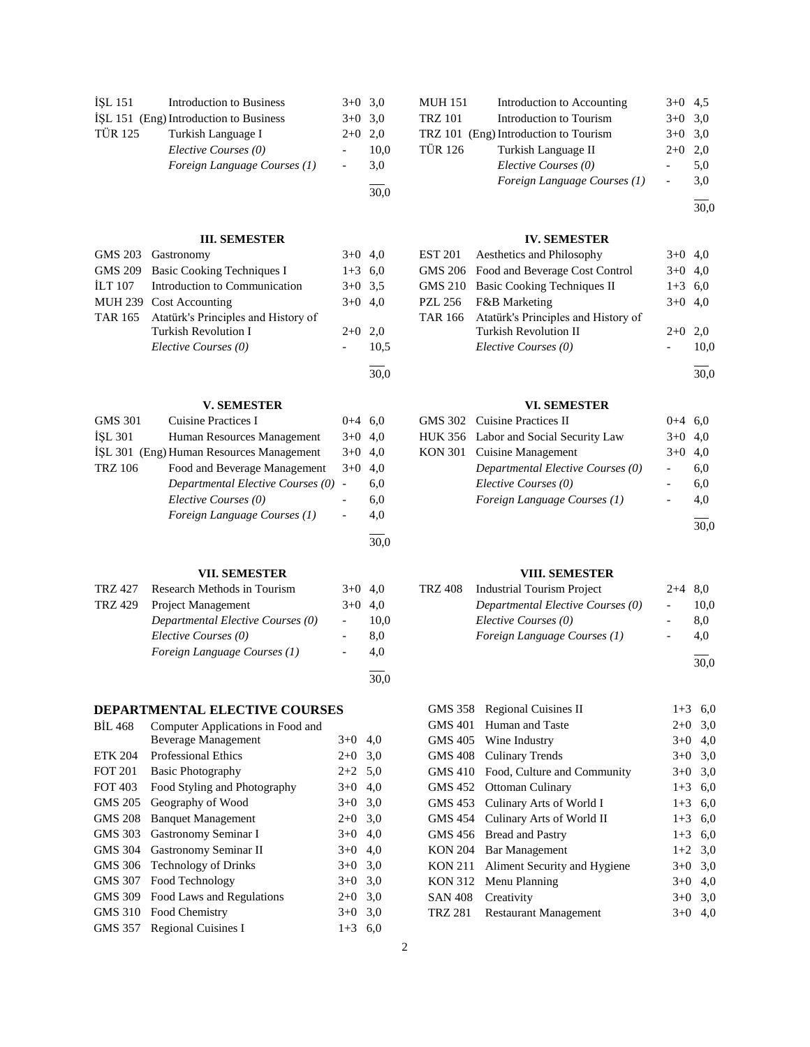| | | | |
|---|---|---|---|
| İŞL 151 | Introduction to Business | 3+0 | 3,0 |
| İŞL 151 (Eng) | Introduction to Business | 3+0 | 3,0 |
| TÜR 125 | Turkish Language I | 2+0 | 2,0 |
| | *Elective Courses (0)* | - | 10,0 |
| | *Foreign Language Courses (1)* | - | 3,0 |
| | | | 30,0 |

| | | | |
|---|---|---|---|
| MUH 151 | Introduction to Accounting | 3+0 | 4,5 |
| TRZ 101 | Introduction to Tourism | 3+0 | 3,0 |
| TRZ 101 (Eng) | Introduction to Tourism | 3+0 | 3,0 |
| TÜR 126 | Turkish Language II | 2+0 | 2,0 |
| | *Elective Courses (0)* | - | 5,0 |
| | *Foreign Language Courses (1)* | - | 3,0 |
| | | | 30,0 |

### III. SEMESTER

| | | | |
|---|---|---|---|
| GMS 203 | Gastronomy | 3+0 | 4,0 |
| GMS 209 | Basic Cooking Techniques I | 1+3 | 6,0 |
| İLT 107 | Introduction to Communication | 3+0 | 3,5 |
| MUH 239 | Cost Accounting | 3+0 | 4,0 |
| TAR 165 | Atatürk's Principles and History of Turkish Revolution I | 2+0 | 2,0 |
| | *Elective Courses (0)* | - | 10,5 |
| | | | 30,0 |

### IV. SEMESTER

| | | | |
|---|---|---|---|
| EST 201 | Aesthetics and Philosophy | 3+0 | 4,0 |
| GMS 206 | Food and Beverage Cost Control | 3+0 | 4,0 |
| GMS 210 | Basic Cooking Techniques II | 1+3 | 6,0 |
| PZL 256 | F&B Marketing | 3+0 | 4,0 |
| TAR 166 | Atatürk's Principles and History of Turkish Revolution II | 2+0 | 2,0 |
| | *Elective Courses (0)* | - | 10,0 |
| | | | 30,0 |

### V. SEMESTER

| | | | |
|---|---|---|---|
| GMS 301 | Cuisine Practices I | 0+4 | 6,0 |
| İŞL 301 | Human Resources Management | 3+0 | 4,0 |
| İŞL 301 (Eng) | Human Resources Management | 3+0 | 4,0 |
| TRZ 106 | Food and Beverage Management | 3+0 | 4,0 |
| | *Departmental Elective Courses (0)* | - | 6,0 |
| | *Elective Courses (0)* | - | 6,0 |
| | *Foreign Language Courses (1)* | - | 4,0 |
| | | | 30,0 |

### VI. SEMESTER

| | | | |
|---|---|---|---|
| GMS 302 | Cuisine Practices II | 0+4 | 6,0 |
| HUK 356 | Labor and Social Security Law | 3+0 | 4,0 |
| KON 301 | Cuisine Management | 3+0 | 4,0 |
| | *Departmental Elective Courses (0)* | - | 6,0 |
| | *Elective Courses (0)* | - | 6,0 |
| | *Foreign Language Courses (1)* | - | 4,0 |
| | | | 30,0 |

### VII. SEMESTER

| | | | |
|---|---|---|---|
| TRZ 427 | Research Methods in Tourism | 3+0 | 4,0 |
| TRZ 429 | Project Management | 3+0 | 4,0 |
| | *Departmental Elective Courses (0)* | - | 10,0 |
| | *Elective Courses (0)* | - | 8,0 |
| | *Foreign Language Courses (1)* | - | 4,0 |
| | | | 30,0 |

### VIII. SEMESTER

| | | | |
|---|---|---|---|
| TRZ 408 | Industrial Tourism Project | 2+4 | 8,0 |
| | *Departmental Elective Courses (0)* | - | 10,0 |
| | *Elective Courses (0)* | - | 8,0 |
| | *Foreign Language Courses (1)* | - | 4,0 |
| | | | 30,0 |

## DEPARTMENTAL ELECTIVE COURSES

| | | | |
|---|---|---|---|
| BİL 468 | Computer Applications in Food and Beverage Management | 3+0 | 4,0 |
| ETK 204 | Professional Ethics | 2+0 | 3,0 |
| FOT 201 | Basic Photography | 2+2 | 5,0 |
| FOT 403 | Food Styling and Photography | 3+0 | 4,0 |
| GMS 205 | Geography of Wood | 3+0 | 3,0 |
| GMS 208 | Banquet Management | 2+0 | 3,0 |
| GMS 303 | Gastronomy Seminar I | 3+0 | 4,0 |
| GMS 304 | Gastronomy Seminar II | 3+0 | 4,0 |
| GMS 306 | Technology of Drinks | 3+0 | 3,0 |
| GMS 307 | Food Technology | 3+0 | 3,0 |
| GMS 309 | Food Laws and Regulations | 2+0 | 3,0 |
| GMS 310 | Food Chemistry | 3+0 | 3,0 |
| GMS 357 | Regional Cuisines I | 1+3 | 6,0 |
| GMS 358 | Regional Cuisines II | 1+3 | 6,0 |
| GMS 401 | Human and Taste | 2+0 | 3,0 |
| GMS 405 | Wine Industry | 3+0 | 4,0 |
| GMS 408 | Culinary Trends | 3+0 | 3,0 |
| GMS 410 | Food, Culture and Community | 3+0 | 3,0 |
| GMS 452 | Ottoman Culinary | 1+3 | 6,0 |
| GMS 453 | Culinary Arts of World I | 1+3 | 6,0 |
| GMS 454 | Culinary Arts of World II | 1+3 | 6,0 |
| GMS 456 | Bread and Pastry | 1+3 | 6,0 |
| KON 204 | Bar Management | 1+2 | 3,0 |
| KON 211 | Aliment Security and Hygiene | 3+0 | 3,0 |
| KON 312 | Menu Planning | 3+0 | 4,0 |
| SAN 408 | Creativity | 3+0 | 3,0 |
| TRZ 281 | Restaurant Management | 3+0 | 4,0 |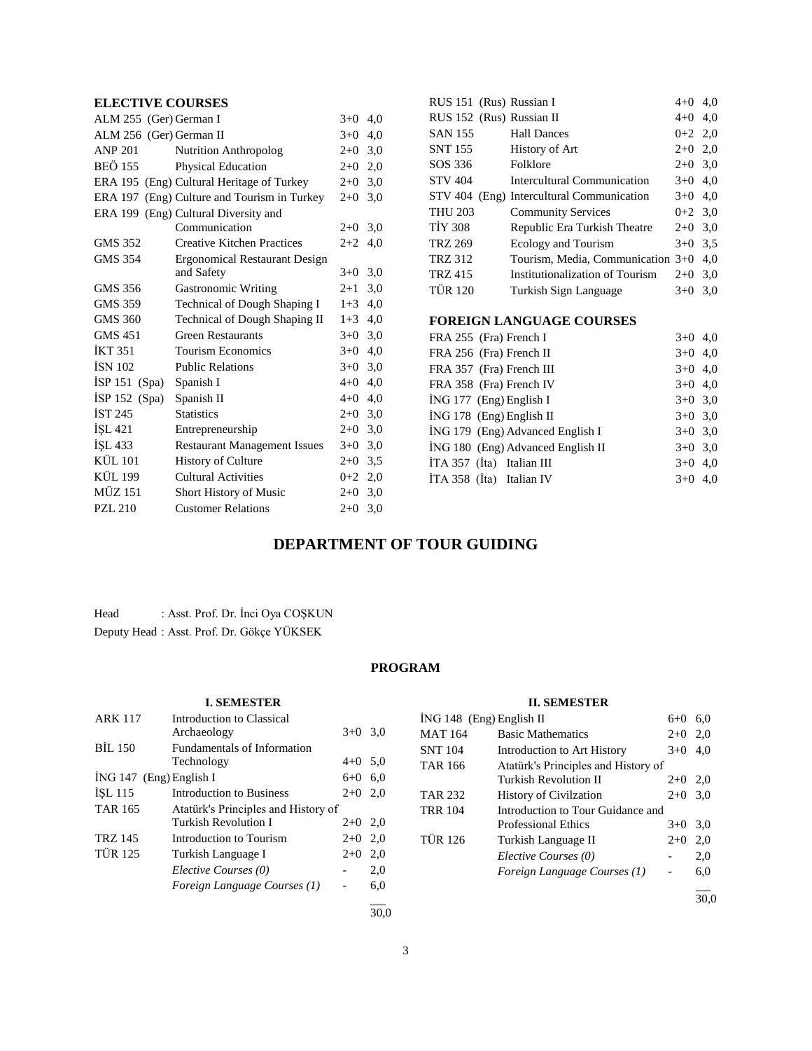## ELECTIVE COURSES

| | | | |
|---|---|---|---|
| ALM 255 (Ger) | German I | 3+0 | 4,0 |
| ALM 256 (Ger) | German II | 3+0 | 4,0 |
| ANP 201 | Nutrition Anthropolog | 2+0 | 3,0 |
| BEÖ 155 | Physical Education | 2+0 | 2,0 |
| ERA 195 (Eng) | Cultural Heritage of Turkey | 2+0 | 3,0 |
| ERA 197 (Eng) | Culture and Tourism in Turkey | 2+0 | 3,0 |
| ERA 199 (Eng) | Cultural Diversity and Communication | 2+0 | 3,0 |
| GMS 352 | Creative Kitchen Practices | 2+2 | 4,0 |
| GMS 354 | Ergonomical Restaurant Design and Safety | 3+0 | 3,0 |
| GMS 356 | Gastronomic Writing | 2+1 | 3,0 |
| GMS 359 | Technical of Dough Shaping I | 1+3 | 4,0 |
| GMS 360 | Technical of Dough Shaping II | 1+3 | 4,0 |
| GMS 451 | Green Restaurants | 3+0 | 3,0 |
| İKT 351 | Tourism Economics | 3+0 | 4,0 |
| İSN 102 | Public Relations | 3+0 | 3,0 |
| İSP 151 (Spa) | Spanish I | 4+0 | 4,0 |
| İSP 152 (Spa) | Spanish II | 4+0 | 4,0 |
| İST 245 | Statistics | 2+0 | 3,0 |
| İŞL 421 | Entrepreneurship | 2+0 | 3,0 |
| İŞL 433 | Restaurant Management Issues | 3+0 | 3,0 |
| KÜL 101 | History of Culture | 2+0 | 3,5 |
| KÜL 199 | Cultural Activities | 0+2 | 2,0 |
| MÜZ 151 | Short History of Music | 2+0 | 3,0 |
| PZL 210 | Customer Relations | 2+0 | 3,0 |
| RUS 151 (Rus) | Russian I | 4+0 | 4,0 |
| RUS 152 (Rus) | Russian II | 4+0 | 4,0 |
| SAN 155 | Hall Dances | 0+2 | 2,0 |
| SNT 155 | History of Art | 2+0 | 2,0 |
| SOS 336 | Folklore | 2+0 | 3,0 |
| STV 404 | Intercultural Communication | 3+0 | 4,0 |
| STV 404 (Eng) | Intercultural Communication | 3+0 | 4,0 |
| THU 203 | Community Services | 0+2 | 3,0 |
| TİY 308 | Republic Era Turkish Theatre | 2+0 | 3,0 |
| TRZ 269 | Ecology and Tourism | 3+0 | 3,5 |
| TRZ 312 | Tourism, Media, Communication | 3+0 | 4,0 |
| TRZ 415 | Institutionalization of Tourism | 2+0 | 3,0 |
| TÜR 120 | Turkish Sign Language | 3+0 | 3,0 |

## FOREIGN LANGUAGE COURSES

| | | | |
|---|---|---|---|
| FRA 255 (Fra) | French I | 3+0 | 4,0 |
| FRA 256 (Fra) | French II | 3+0 | 4,0 |
| FRA 357 (Fra) | French III | 3+0 | 4,0 |
| FRA 358 (Fra) | French IV | 3+0 | 4,0 |
| İNG 177 (Eng) | English I | 3+0 | 3,0 |
| İNG 178 (Eng) | English II | 3+0 | 3,0 |
| İNG 179 (Eng) | Advanced English I | 3+0 | 3,0 |
| İNG 180 (Eng) | Advanced English II | 3+0 | 3,0 |
| İTA 357 (İta) | Italian III | 3+0 | 4,0 |
| İTA 358 (İta) | Italian IV | 3+0 | 4,0 |

# DEPARTMENT OF TOUR GUIDING

Head : Asst. Prof. Dr. İnci Oya COŞKUN
Deputy Head : Asst. Prof. Dr. Gökçe YÜKSEK

## PROGRAM

### I. SEMESTER

| | | | |
|---|---|---|---|
| ARK 117 | Introduction to Classical Archaeology | 3+0 | 3,0 |
| BİL 150 | Fundamentals of Information Technology | 4+0 | 5,0 |
| İNG 147 (Eng) | English I | 6+0 | 6,0 |
| İŞL 115 | Introduction to Business | 2+0 | 2,0 |
| TAR 165 | Atatürk's Principles and History of Turkish Revolution I | 2+0 | 2,0 |
| TRZ 145 | Introduction to Tourism | 2+0 | 2,0 |
| TÜR 125 | Turkish Language I | 2+0 | 2,0 |
| | *Elective Courses (0)* | - | 2,0 |
| | *Foreign Language Courses (1)* | - | 6,0 |
| | | | 30,0 |

### II. SEMESTER

| | | | |
|---|---|---|---|
| İNG 148 (Eng) | English II | 6+0 | 6,0 |
| MAT 164 | Basic Mathematics | 2+0 | 2,0 |
| SNT 104 | Introduction to Art History | 3+0 | 4,0 |
| TAR 166 | Atatürk's Principles and History of Turkish Revolution II | 2+0 | 2,0 |
| TAR 232 | History of Civilzation | 2+0 | 3,0 |
| TRR 104 | Introduction to Tour Guidance and Professional Ethics | 3+0 | 3,0 |
| TÜR 126 | Turkish Language II | 2+0 | 2,0 |
| | *Elective Courses (0)* | - | 2,0 |
| | *Foreign Language Courses (1)* | - | 6,0 |
| | | | 30,0 |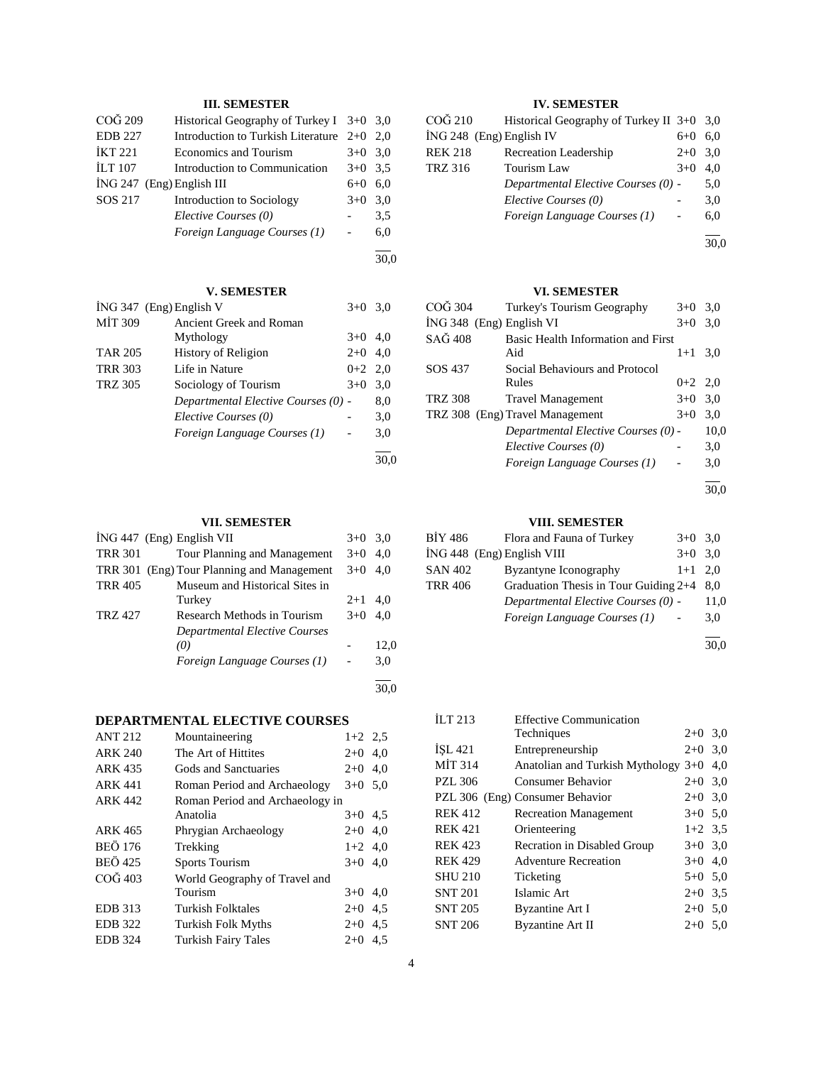### III. SEMESTER

| | | | |
|---|---|---|---|
| COĞ 209 | Historical Geography of Turkey I | 3+0 | 3,0 |
| EDB 227 | Introduction to Turkish Literature | 2+0 | 2,0 |
| İKT 221 | Economics and Tourism | 3+0 | 3,0 |
| İLT 107 | Introduction to Communication | 3+0 | 3,5 |
| İNG 247 (Eng) | English III | 6+0 | 6,0 |
| SOS 217 | Introduction to Sociology | 3+0 | 3,0 |
| | *Elective Courses (0)* | - | 3,5 |
| | *Foreign Language Courses (1)* | - | 6,0 |
| | | | 30,0 |

### IV. SEMESTER

| | | | |
|---|---|---|---|
| COĞ 210 | Historical Geography of Turkey II | 3+0 | 3,0 |
| İNG 248 (Eng) | English IV | 6+0 | 6,0 |
| REK 218 | Recreation Leadership | 2+0 | 3,0 |
| TRZ 316 | Tourism Law | 3+0 | 4,0 |
| | *Departmental Elective Courses (0)* | - | 5,0 |
| | *Elective Courses (0)* | - | 3,0 |
| | *Foreign Language Courses (1)* | - | 6,0 |
| | | | 30,0 |

### V. SEMESTER

| | | | |
|---|---|---|---|
| İNG 347 (Eng) | English V | 3+0 | 3,0 |
| MİT 309 | Ancient Greek and Roman Mythology | 3+0 | 4,0 |
| TAR 205 | History of Religion | 2+0 | 4,0 |
| TRR 303 | Life in Nature | 0+2 | 2,0 |
| TRZ 305 | Sociology of Tourism | 3+0 | 3,0 |
| | *Departmental Elective Courses (0)* | - | 8,0 |
| | *Elective Courses (0)* | - | 3,0 |
| | *Foreign Language Courses (1)* | - | 3,0 |
| | | | 30,0 |

### VI. SEMESTER

| | | | |
|---|---|---|---|
| COĞ 304 | Turkey's Tourism Geography | 3+0 | 3,0 |
| İNG 348 (Eng) | English VI | 3+0 | 3,0 |
| SAĞ 408 | Basic Health Information and First Aid | 1+1 | 3,0 |
| SOS 437 | Social Behaviours and Protocol Rules | 0+2 | 2,0 |
| TRZ 308 | Travel Management | 3+0 | 3,0 |
| TRZ 308 (Eng) | Travel Management | 3+0 | 3,0 |
| | *Departmental Elective Courses (0)* | - | 10,0 |
| | *Elective Courses (0)* | - | 3,0 |
| | *Foreign Language Courses (1)* | - | 3,0 |
| | | | 30,0 |

### VII. SEMESTER

| | | | |
|---|---|---|---|
| İNG 447 (Eng) | English VII | 3+0 | 3,0 |
| TRR 301 | Tour Planning and Management | 3+0 | 4,0 |
| TRR 301 (Eng) | Tour Planning and Management | 3+0 | 4,0 |
| TRR 405 | Museum and Historical Sites in Turkey | 2+1 | 4,0 |
| TRZ 427 | Research Methods in Tourism | 3+0 | 4,0 |
| | *Departmental Elective Courses (0)* | - | 12,0 |
| | *Foreign Language Courses (1)* | - | 3,0 |
| | | | 30,0 |

### VIII. SEMESTER

| | | | |
|---|---|---|---|
| BİY 486 | Flora and Fauna of Turkey | 3+0 | 3,0 |
| İNG 448 (Eng) | English VIII | 3+0 | 3,0 |
| SAN 402 | Byzantyne Iconography | 1+1 | 2,0 |
| TRR 406 | Graduation Thesis in Tour Guiding | 2+4 | 8,0 |
| | *Departmental Elective Courses (0)* | - | 11,0 |
| | *Foreign Language Courses (1)* | - | 3,0 |
| | | | 30,0 |

## DEPARTMENTAL ELECTIVE COURSES

| | | | |
|---|---|---|---|
| ANT 212 | Mountaineering | 1+2 | 2,5 |
| ARK 240 | The Art of Hittites | 2+0 | 4,0 |
| ARK 435 | Gods and Sanctuaries | 2+0 | 4,0 |
| ARK 441 | Roman Period and Archaeology | 3+0 | 5,0 |
| ARK 442 | Roman Period and Archaeology in Anatolia | 3+0 | 4,5 |
| ARK 465 | Phrygian Archaeology | 2+0 | 4,0 |
| BEÖ 176 | Trekking | 1+2 | 4,0 |
| BEÖ 425 | Sports Tourism | 3+0 | 4,0 |
| COĞ 403 | World Geography of Travel and Tourism | 3+0 | 4,0 |
| EDB 313 | Turkish Folktales | 2+0 | 4,5 |
| EDB 322 | Turkish Folk Myths | 2+0 | 4,5 |
| EDB 324 | Turkish Fairy Tales | 2+0 | 4,5 |
| İLT 213 | Effective Communication Techniques | 2+0 | 3,0 |
| İŞL 421 | Entrepreneurship | 2+0 | 3,0 |
| MİT 314 | Anatolian and Turkish Mythology | 3+0 | 4,0 |
| PZL 306 | Consumer Behavior | 2+0 | 3,0 |
| PZL 306 (Eng) | Consumer Behavior | 2+0 | 3,0 |
| REK 412 | Recreation Management | 3+0 | 5,0 |
| REK 421 | Orienteering | 1+2 | 3,5 |
| REK 423 | Recration in Disabled Group | 3+0 | 3,0 |
| REK 429 | Adventure Recreation | 3+0 | 4,0 |
| SHU 210 | Ticketing | 5+0 | 5,0 |
| SNT 201 | Islamic Art | 2+0 | 3,5 |
| SNT 205 | Byzantine Art I | 2+0 | 5,0 |
| SNT 206 | Byzantine Art II | 2+0 | 5,0 |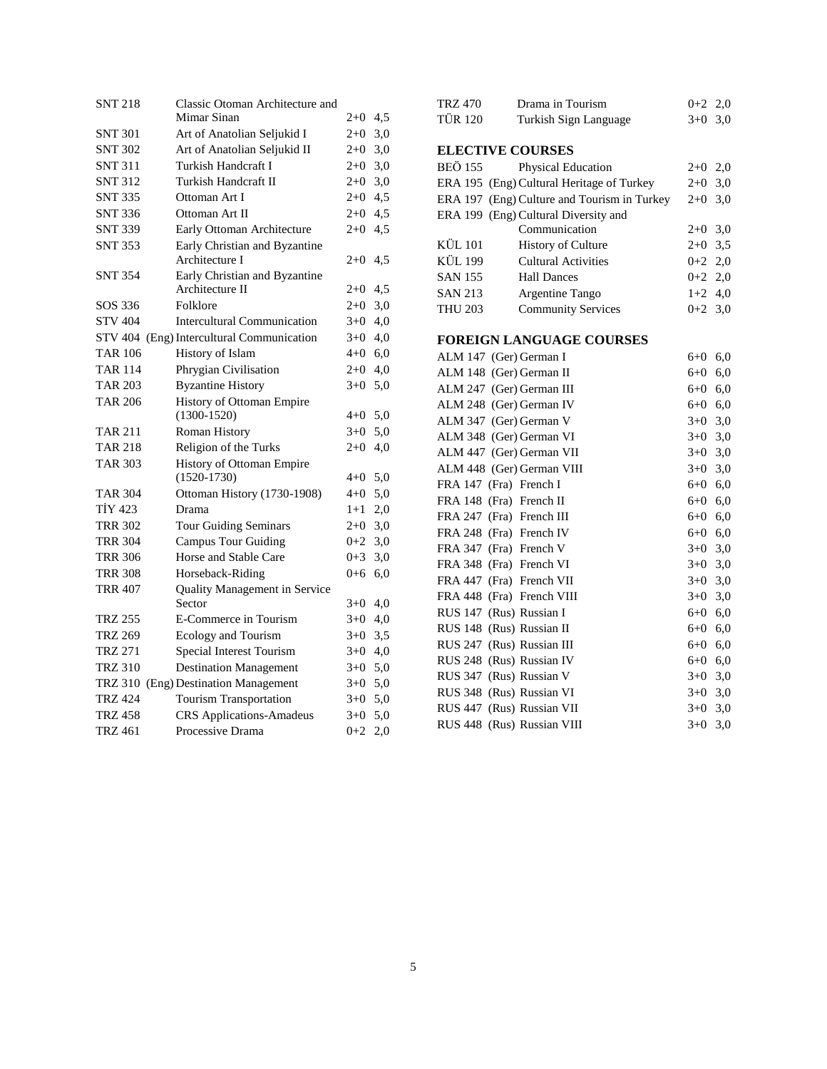| | | | |
|---|---|---|---|
| SNT 218 | Classic Otoman Architecture and Mimar Sinan | 2+0 | 4,5 |
| SNT 301 | Art of Anatolian Seljukid I | 2+0 | 3,0 |
| SNT 302 | Art of Anatolian Seljukid II | 2+0 | 3,0 |
| SNT 311 | Turkish Handcraft I | 2+0 | 3,0 |
| SNT 312 | Turkish Handcraft II | 2+0 | 3,0 |
| SNT 335 | Ottoman Art I | 2+0 | 4,5 |
| SNT 336 | Ottoman Art II | 2+0 | 4,5 |
| SNT 339 | Early Ottoman Architecture | 2+0 | 4,5 |
| SNT 353 | Early Christian and Byzantine Architecture I | 2+0 | 4,5 |
| SNT 354 | Early Christian and Byzantine Architecture II | 2+0 | 4,5 |
| SOS 336 | Folklore | 2+0 | 3,0 |
| STV 404 | Intercultural Communication | 3+0 | 4,0 |
| STV 404 | (Eng) Intercultural Communication | 3+0 | 4,0 |
| TAR 106 | History of Islam | 4+0 | 6,0 |
| TAR 114 | Phrygian Civilisation | 2+0 | 4,0 |
| TAR 203 | Byzantine History | 3+0 | 5,0 |
| TAR 206 | History of Ottoman Empire (1300-1520) | 4+0 | 5,0 |
| TAR 211 | Roman History | 3+0 | 5,0 |
| TAR 218 | Religion of the Turks | 2+0 | 4,0 |
| TAR 303 | History of Ottoman Empire (1520-1730) | 4+0 | 5,0 |
| TAR 304 | Ottoman History (1730-1908) | 4+0 | 5,0 |
| TİY 423 | Drama | 1+1 | 2,0 |
| TRR 302 | Tour Guiding Seminars | 2+0 | 3,0 |
| TRR 304 | Campus Tour Guiding | 0+2 | 3,0 |
| TRR 306 | Horse and Stable Care | 0+3 | 3,0 |
| TRR 308 | Horseback-Riding | 0+6 | 6,0 |
| TRR 407 | Quality Management in Service Sector | 3+0 | 4,0 |
| TRZ 255 | E-Commerce in Tourism | 3+0 | 4,0 |
| TRZ 269 | Ecology and Tourism | 3+0 | 3,5 |
| TRZ 271 | Special Interest Tourism | 3+0 | 4,0 |
| TRZ 310 | Destination Management | 3+0 | 5,0 |
| TRZ 310 | (Eng) Destination Management | 3+0 | 5,0 |
| TRZ 424 | Tourism Transportation | 3+0 | 5,0 |
| TRZ 458 | CRS Applications-Amadeus | 3+0 | 5,0 |
| TRZ 461 | Processive Drama | 0+2 | 2,0 |
| TRZ 470 | Drama in Tourism | 0+2 | 2,0 |
| TÜR 120 | Turkish Sign Language | 3+0 | 3,0 |

### ELECTIVE COURSES

| | | | |
|---|---|---|---|
| BEÖ 155 | Physical Education | 2+0 | 2,0 |
| ERA 195 | (Eng) Cultural Heritage of Turkey | 2+0 | 3,0 |
| ERA 197 | (Eng) Culture and Tourism in Turkey | 2+0 | 3,0 |
| ERA 199 | (Eng) Cultural Diversity and Communication | 2+0 | 3,0 |
| KÜL 101 | History of Culture | 2+0 | 3,5 |
| KÜL 199 | Cultural Activities | 0+2 | 2,0 |
| SAN 155 | Hall Dances | 0+2 | 2,0 |
| SAN 213 | Argentine Tango | 1+2 | 4,0 |
| THU 203 | Community Services | 0+2 | 3,0 |

### FOREIGN LANGUAGE COURSES

| | | | |
|---|---|---|---|
| ALM 147 | (Ger) German I | 6+0 | 6,0 |
| ALM 148 | (Ger) German II | 6+0 | 6,0 |
| ALM 247 | (Ger) German III | 6+0 | 6,0 |
| ALM 248 | (Ger) German IV | 6+0 | 6,0 |
| ALM 347 | (Ger) German V | 3+0 | 3,0 |
| ALM 348 | (Ger) German VI | 3+0 | 3,0 |
| ALM 447 | (Ger) German VII | 3+0 | 3,0 |
| ALM 448 | (Ger) German VIII | 3+0 | 3,0 |
| FRA 147 | (Fra) French I | 6+0 | 6,0 |
| FRA 148 | (Fra) French II | 6+0 | 6,0 |
| FRA 247 | (Fra) French III | 6+0 | 6,0 |
| FRA 248 | (Fra) French IV | 6+0 | 6,0 |
| FRA 347 | (Fra) French V | 3+0 | 3,0 |
| FRA 348 | (Fra) French VI | 3+0 | 3,0 |
| FRA 447 | (Fra) French VII | 3+0 | 3,0 |
| FRA 448 | (Fra) French VIII | 3+0 | 3,0 |
| RUS 147 | (Rus) Russian I | 6+0 | 6,0 |
| RUS 148 | (Rus) Russian II | 6+0 | 6,0 |
| RUS 247 | (Rus) Russian III | 6+0 | 6,0 |
| RUS 248 | (Rus) Russian IV | 6+0 | 6,0 |
| RUS 347 | (Rus) Russian V | 3+0 | 3,0 |
| RUS 348 | (Rus) Russian VI | 3+0 | 3,0 |
| RUS 447 | (Rus) Russian VII | 3+0 | 3,0 |
| RUS 448 | (Rus) Russian VIII | 3+0 | 3,0 |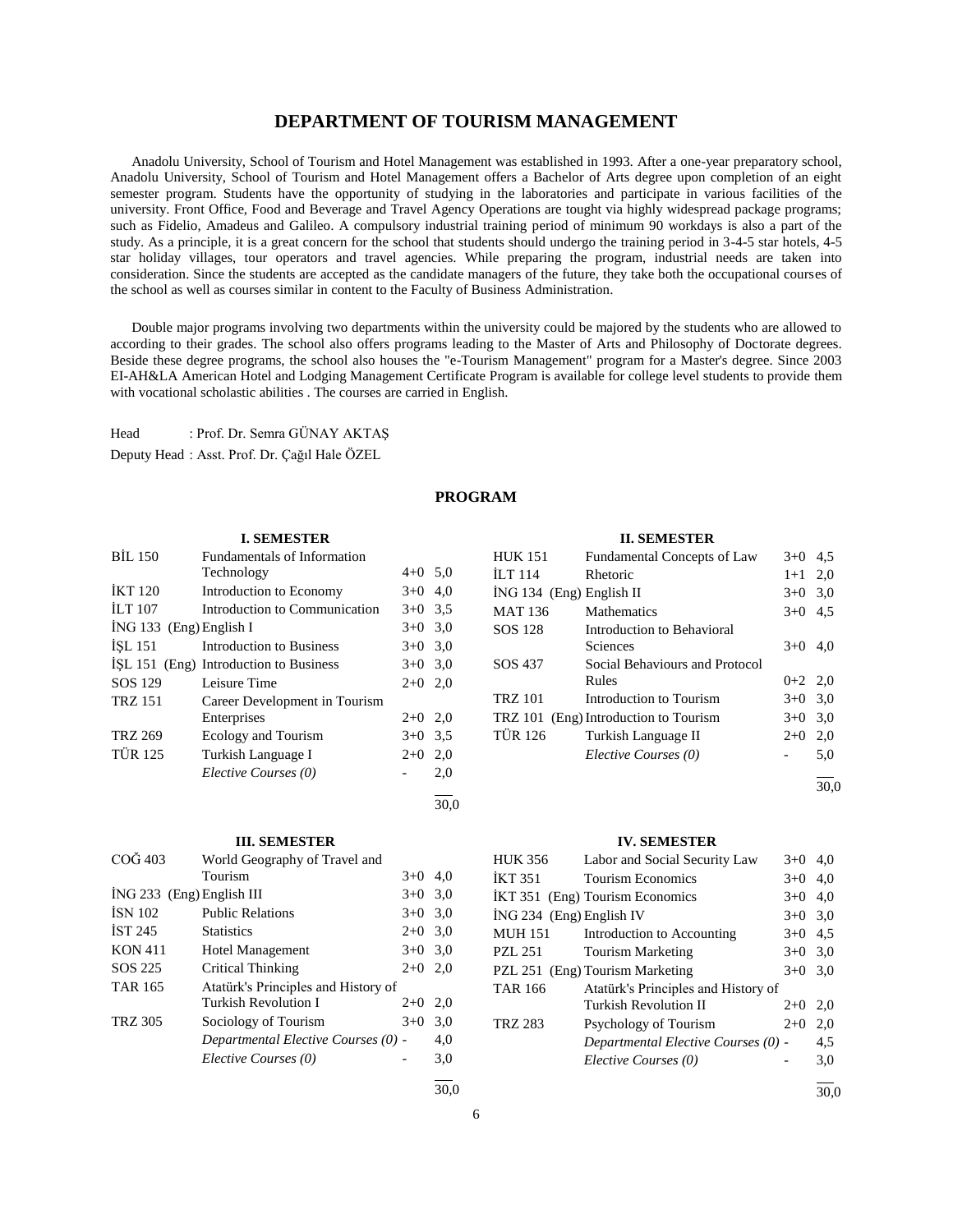# DEPARTMENT OF TOURISM MANAGEMENT

Anadolu University, School of Tourism and Hotel Management was established in 1993. After a one-year preparatory school, Anadolu University, School of Tourism and Hotel Management offers a Bachelor of Arts degree upon completion of an eight semester program. Students have the opportunity of studying in the laboratories and participate in various facilities of the university. Front Office, Food and Beverage and Travel Agency Operations are tought via highly widespread package programs; such as Fidelio, Amadeus and Galileo. A compulsory industrial training period of minimum 90 workdays is also a part of the study. As a principle, it is a great concern for the school that students should undergo the training period in 3-4-5 star hotels, 4-5 star holiday villages, tour operators and travel agencies. While preparing the program, industrial needs are taken into consideration. Since the students are accepted as the candidate managers of the future, they take both the occupational courses of the school as well as courses similar in content to the Faculty of Business Administration.

Double major programs involving two departments within the university could be majored by the students who are allowed to according to their grades. The school also offers programs leading to the Master of Arts and Philosophy of Doctorate degrees. Beside these degree programs, the school also houses the "e-Tourism Management" program for a Master's degree. Since 2003 EI-AH&LA American Hotel and Lodging Management Certificate Program is available for college level students to provide them with vocational scholastic abilities . The courses are carried in English.

Head : Prof. Dr. Semra GÜNAY AKTAŞ

Deputy Head : Asst. Prof. Dr. Çağıl Hale ÖZEL

## PROGRAM

### I. SEMESTER

| | | | |
|---|---|---|---|
| BİL 150 | Fundamentals of Information Technology | 4+0 | 5,0 |
| İKT 120 | Introduction to Economy | 3+0 | 4,0 |
| İLT 107 | Introduction to Communication | 3+0 | 3,5 |
| İNG 133 (Eng) | English I | 3+0 | 3,0 |
| İŞL 151 | Introduction to Business | 3+0 | 3,0 |
| İŞL 151 (Eng) | Introduction to Business | 3+0 | 3,0 |
| SOS 129 | Leisure Time | 2+0 | 2,0 |
| TRZ 151 | Career Development in Tourism Enterprises | 2+0 | 2,0 |
| TRZ 269 | Ecology and Tourism | 3+0 | 3,5 |
| TÜR 125 | Turkish Language I | 2+0 | 2,0 |
| | *Elective Courses (0)* | - | 2,0 |
| | | | 30,0 |

### II. SEMESTER

| | | | |
|---|---|---|---|
| HUK 151 | Fundamental Concepts of Law | 3+0 | 4,5 |
| İLT 114 | Rhetoric | 1+1 | 2,0 |
| İNG 134 (Eng) | English II | 3+0 | 3,0 |
| MAT 136 | Mathematics | 3+0 | 4,5 |
| SOS 128 | Introduction to Behavioral Sciences | 3+0 | 4,0 |
| SOS 437 | Social Behaviours and Protocol Rules | 0+2 | 2,0 |
| TRZ 101 | Introduction to Tourism | 3+0 | 3,0 |
| TRZ 101 (Eng) | Introduction to Tourism | 3+0 | 3,0 |
| TÜR 126 | Turkish Language II | 2+0 | 2,0 |
| | *Elective Courses (0)* | - | 5,0 |
| | | | 30,0 |

### III. SEMESTER

| | | | |
|---|---|---|---|
| COĞ 403 | World Geography of Travel and Tourism | 3+0 | 4,0 |
| İNG 233 (Eng) | English III | 3+0 | 3,0 |
| İSN 102 | Public Relations | 3+0 | 3,0 |
| İST 245 | Statistics | 2+0 | 3,0 |
| KON 411 | Hotel Management | 3+0 | 3,0 |
| SOS 225 | Critical Thinking | 2+0 | 2,0 |
| TAR 165 | Atatürk's Principles and History of Turkish Revolution I | 2+0 | 2,0 |
| TRZ 305 | Sociology of Tourism | 3+0 | 3,0 |
| | *Departmental Elective Courses (0)* | - | 4,0 |
| | *Elective Courses (0)* | - | 3,0 |
| | | | 30,0 |

### IV. SEMESTER

| | | | |
|---|---|---|---|
| HUK 356 | Labor and Social Security Law | 3+0 | 4,0 |
| İKT 351 | Tourism Economics | 3+0 | 4,0 |
| İKT 351 (Eng) | Tourism Economics | 3+0 | 4,0 |
| İNG 234 (Eng) | English IV | 3+0 | 3,0 |
| MUH 151 | Introduction to Accounting | 3+0 | 4,5 |
| PZL 251 | Tourism Marketing | 3+0 | 3,0 |
| PZL 251 (Eng) | Tourism Marketing | 3+0 | 3,0 |
| TAR 166 | Atatürk's Principles and History of Turkish Revolution II | 2+0 | 2,0 |
| TRZ 283 | Psychology of Tourism | 2+0 | 2,0 |
| | *Departmental Elective Courses (0)* | - | 4,5 |
| | *Elective Courses (0)* | - | 3,0 |
| | | | 30,0 |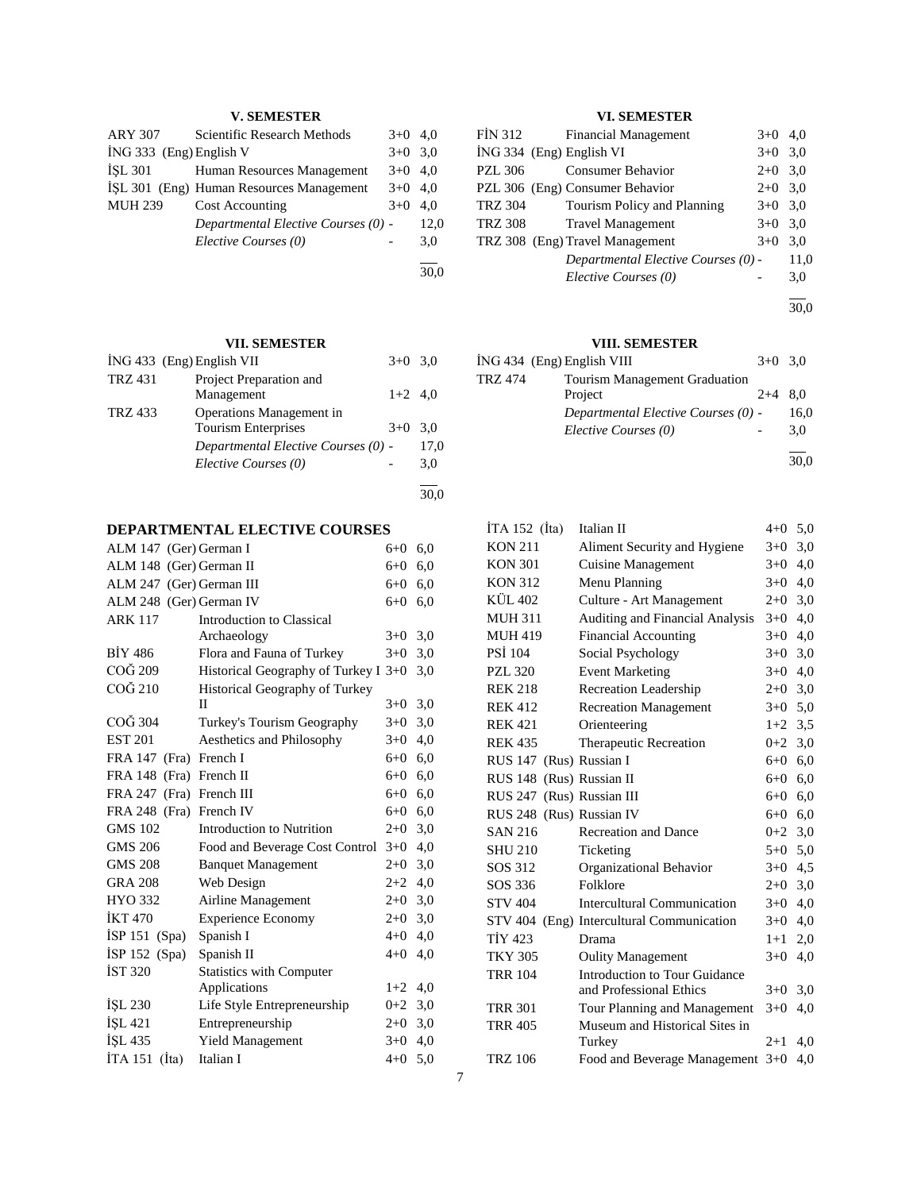### V. SEMESTER

| Code | Course | Hours | ECTS |
|---|---|---|---|
| ARY 307 | Scientific Research Methods | 3+0 | 4,0 |
| İNG 333 (Eng) | English V | 3+0 | 3,0 |
| İŞL 301 | Human Resources Management | 3+0 | 4,0 |
| İŞL 301 (Eng) | Human Resources Management | 3+0 | 4,0 |
| MUH 239 | Cost Accounting | 3+0 | 4,0 |
| | *Departmental Elective Courses (0)* | - | 12,0 |
| | *Elective Courses (0)* | - | 3,0 |
| | | | 30,0 |

### VI. SEMESTER

| Code | Course | Hours | ECTS |
|---|---|---|---|
| FİN 312 | Financial Management | 3+0 | 4,0 |
| İNG 334 (Eng) | English VI | 3+0 | 3,0 |
| PZL 306 | Consumer Behavior | 2+0 | 3,0 |
| PZL 306 (Eng) | Consumer Behavior | 2+0 | 3,0 |
| TRZ 304 | Tourism Policy and Planning | 3+0 | 3,0 |
| TRZ 308 | Travel Management | 3+0 | 3,0 |
| TRZ 308 (Eng) | Travel Management | 3+0 | 3,0 |
| | *Departmental Elective Courses (0)* | - | 11,0 |
| | *Elective Courses (0)* | - | 3,0 |
| | | | 30,0 |

### VII. SEMESTER

| Code | Course | Hours | ECTS |
|---|---|---|---|
| İNG 433 (Eng) | English VII | 3+0 | 3,0 |
| TRZ 431 | Project Preparation and Management | 1+2 | 4,0 |
| TRZ 433 | Operations Management in Tourism Enterprises | 3+0 | 3,0 |
| | *Departmental Elective Courses (0)* | - | 17,0 |
| | *Elective Courses (0)* | - | 3,0 |
| | | | 30,0 |

### VIII. SEMESTER

| Code | Course | Hours | ECTS |
|---|---|---|---|
| İNG 434 (Eng) | English VIII | 3+0 | 3,0 |
| TRZ 474 | Tourism Management Graduation Project | 2+4 | 8,0 |
| | *Departmental Elective Courses (0)* | - | 16,0 |
| | *Elective Courses (0)* | - | 3,0 |
| | | | 30,0 |

## DEPARTMENTAL ELECTIVE COURSES

| Code | Course | Hours | ECTS |
|---|---|---|---|
| ALM 147 (Ger) | German I | 6+0 | 6,0 |
| ALM 148 (Ger) | German II | 6+0 | 6,0 |
| ALM 247 (Ger) | German III | 6+0 | 6,0 |
| ALM 248 (Ger) | German IV | 6+0 | 6,0 |
| ARK 117 | Introduction to Classical Archaeology | 3+0 | 3,0 |
| BİY 486 | Flora and Fauna of Turkey | 3+0 | 3,0 |
| COĞ 209 | Historical Geography of Turkey I | 3+0 | 3,0 |
| COĞ 210 | Historical Geography of Turkey II | 3+0 | 3,0 |
| COĞ 304 | Turkey's Tourism Geography | 3+0 | 3,0 |
| EST 201 | Aesthetics and Philosophy | 3+0 | 4,0 |
| FRA 147 (Fra) | French I | 6+0 | 6,0 |
| FRA 148 (Fra) | French II | 6+0 | 6,0 |
| FRA 247 (Fra) | French III | 6+0 | 6,0 |
| FRA 248 (Fra) | French IV | 6+0 | 6,0 |
| GMS 102 | Introduction to Nutrition | 2+0 | 3,0 |
| GMS 206 | Food and Beverage Cost Control | 3+0 | 4,0 |
| GMS 208 | Banquet Management | 2+0 | 3,0 |
| GRA 208 | Web Design | 2+2 | 4,0 |
| HYO 332 | Airline Management | 2+0 | 3,0 |
| İKT 470 | Experience Economy | 2+0 | 3,0 |
| İSP 151 (Spa) | Spanish I | 4+0 | 4,0 |
| İSP 152 (Spa) | Spanish II | 4+0 | 4,0 |
| İST 320 | Statistics with Computer Applications | 1+2 | 4,0 |
| İŞL 230 | Life Style Entrepreneurship | 0+2 | 3,0 |
| İŞL 421 | Entrepreneurship | 2+0 | 3,0 |
| İŞL 435 | Yield Management | 3+0 | 4,0 |
| İTA 151 (İta) | Italian I | 4+0 | 5,0 |
| İTA 152 (İta) | Italian II | 4+0 | 5,0 |
| KON 211 | Aliment Security and Hygiene | 3+0 | 3,0 |
| KON 301 | Cuisine Management | 3+0 | 4,0 |
| KON 312 | Menu Planning | 3+0 | 4,0 |
| KÜL 402 | Culture - Art Management | 2+0 | 3,0 |
| MUH 311 | Auditing and Financial Analysis | 3+0 | 4,0 |
| MUH 419 | Financial Accounting | 3+0 | 4,0 |
| PSİ 104 | Social Psychology | 3+0 | 3,0 |
| PZL 320 | Event Marketing | 3+0 | 4,0 |
| REK 218 | Recreation Leadership | 2+0 | 3,0 |
| REK 412 | Recreation Management | 3+0 | 5,0 |
| REK 421 | Orienteering | 1+2 | 3,5 |
| REK 435 | Therapeutic Recreation | 0+2 | 3,0 |
| RUS 147 (Rus) | Russian I | 6+0 | 6,0 |
| RUS 148 (Rus) | Russian II | 6+0 | 6,0 |
| RUS 247 (Rus) | Russian III | 6+0 | 6,0 |
| RUS 248 (Rus) | Russian IV | 6+0 | 6,0 |
| SAN 216 | Recreation and Dance | 0+2 | 3,0 |
| SHU 210 | Ticketing | 5+0 | 5,0 |
| SOS 312 | Organizational Behavior | 3+0 | 4,5 |
| SOS 336 | Folklore | 2+0 | 3,0 |
| STV 404 | Intercultural Communication | 3+0 | 4,0 |
| STV 404 (Eng) | Intercultural Communication | 3+0 | 4,0 |
| TİY 423 | Drama | 1+1 | 2,0 |
| TKY 305 | Oulity Management | 3+0 | 4,0 |
| TRR 104 | Introduction to Tour Guidance and Professional Ethics | 3+0 | 3,0 |
| TRR 301 | Tour Planning and Management | 3+0 | 4,0 |
| TRR 405 | Museum and Historical Sites in Turkey | 2+1 | 4,0 |
| TRZ 106 | Food and Beverage Management | 3+0 | 4,0 |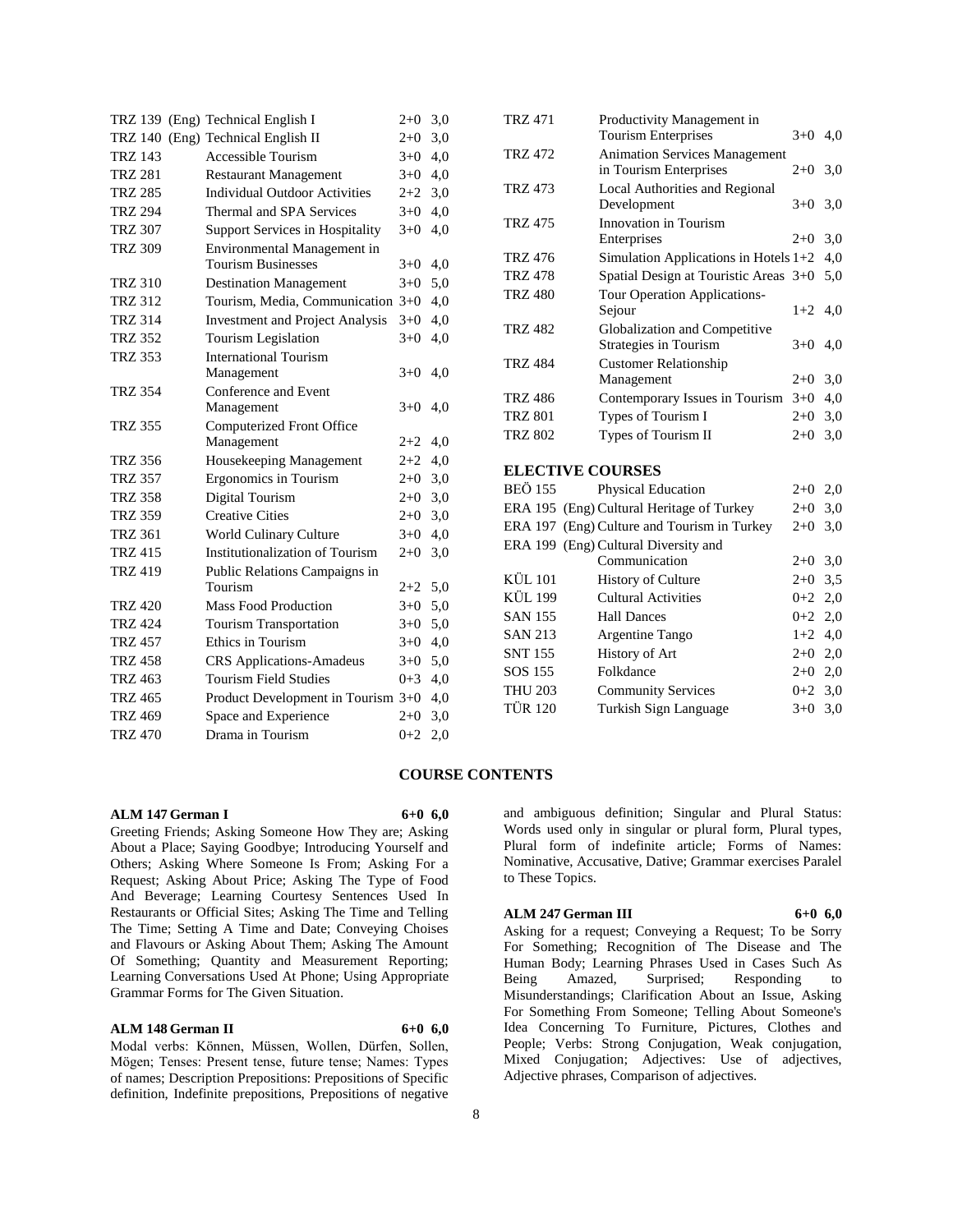| | | | |
|---|---|---|---|
| TRZ 139 | (Eng) Technical English I | 2+0 | 3,0 |
| TRZ 140 | (Eng) Technical English II | 2+0 | 3,0 |
| TRZ 143 | Accessible Tourism | 3+0 | 4,0 |
| TRZ 281 | Restaurant Management | 3+0 | 4,0 |
| TRZ 285 | Individual Outdoor Activities | 2+2 | 3,0 |
| TRZ 294 | Thermal and SPA Services | 3+0 | 4,0 |
| TRZ 307 | Support Services in Hospitality | 3+0 | 4,0 |
| TRZ 309 | Environmental Management in Tourism Businesses | 3+0 | 4,0 |
| TRZ 310 | Destination Management | 3+0 | 5,0 |
| TRZ 312 | Tourism, Media, Communication | 3+0 | 4,0 |
| TRZ 314 | Investment and Project Analysis | 3+0 | 4,0 |
| TRZ 352 | Tourism Legislation | 3+0 | 4,0 |
| TRZ 353 | International Tourism Management | 3+0 | 4,0 |
| TRZ 354 | Conference and Event Management | 3+0 | 4,0 |
| TRZ 355 | Computerized Front Office Management | 2+2 | 4,0 |
| TRZ 356 | Housekeeping Management | 2+2 | 4,0 |
| TRZ 357 | Ergonomics in Tourism | 2+0 | 3,0 |
| TRZ 358 | Digital Tourism | 2+0 | 3,0 |
| TRZ 359 | Creative Cities | 2+0 | 3,0 |
| TRZ 361 | World Culinary Culture | 3+0 | 4,0 |
| TRZ 415 | Institutionalization of Tourism | 2+0 | 3,0 |
| TRZ 419 | Public Relations Campaigns in Tourism | 2+2 | 5,0 |
| TRZ 420 | Mass Food Production | 3+0 | 5,0 |
| TRZ 424 | Tourism Transportation | 3+0 | 5,0 |
| TRZ 457 | Ethics in Tourism | 3+0 | 4,0 |
| TRZ 458 | CRS Applications-Amadeus | 3+0 | 5,0 |
| TRZ 463 | Tourism Field Studies | 0+3 | 4,0 |
| TRZ 465 | Product Development in Tourism | 3+0 | 4,0 |
| TRZ 469 | Space and Experience | 2+0 | 3,0 |
| TRZ 470 | Drama in Tourism | 0+2 | 2,0 |
| TRZ 471 | Productivity Management in Tourism Enterprises | 3+0 | 4,0 |
| TRZ 472 | Animation Services Management in Tourism Enterprises | 2+0 | 3,0 |
| TRZ 473 | Local Authorities and Regional Development | 3+0 | 3,0 |
| TRZ 475 | Innovation in Tourism Enterprises | 2+0 | 3,0 |
| TRZ 476 | Simulation Applications in Hotels | 1+2 | 4,0 |
| TRZ 478 | Spatial Design at Touristic Areas | 3+0 | 5,0 |
| TRZ 480 | Tour Operation Applications-Sejour | 1+2 | 4,0 |
| TRZ 482 | Globalization and Competitive Strategies in Tourism | 3+0 | 4,0 |
| TRZ 484 | Customer Relationship Management | 2+0 | 3,0 |
| TRZ 486 | Contemporary Issues in Tourism | 3+0 | 4,0 |
| TRZ 801 | Types of Tourism I | 2+0 | 3,0 |
| TRZ 802 | Types of Tourism II | 2+0 | 3,0 |

## ELECTIVE COURSES

| | | | |
|---|---|---|---|
| BEÖ 155 | Physical Education | 2+0 | 2,0 |
| ERA 195 | (Eng) Cultural Heritage of Turkey | 2+0 | 3,0 |
| ERA 197 | (Eng) Culture and Tourism in Turkey | 2+0 | 3,0 |
| ERA 199 | (Eng) Cultural Diversity and Communication | 2+0 | 3,0 |
| KÜL 101 | History of Culture | 2+0 | 3,5 |
| KÜL 199 | Cultural Activities | 0+2 | 2,0 |
| SAN 155 | Hall Dances | 0+2 | 2,0 |
| SAN 213 | Argentine Tango | 1+2 | 4,0 |
| SNT 155 | History of Art | 2+0 | 2,0 |
| SOS 155 | Folkdance | 2+0 | 2,0 |
| THU 203 | Community Services | 0+2 | 3,0 |
| TÜR 120 | Turkish Sign Language | 3+0 | 3,0 |

## COURSE CONTENTS

**ALM 147 German I 6+0 6,0**

Greeting Friends; Asking Someone How They are; Asking About a Place; Saying Goodbye; Introducing Yourself and Others; Asking Where Someone Is From; Asking For a Request; Asking About Price; Asking The Type of Food And Beverage; Learning Courtesy Sentences Used In Restaurants or Official Sites; Asking The Time and Telling The Time; Setting A Time and Date; Conveying Choises and Flavours or Asking About Them; Asking The Amount Of Something; Quantity and Measurement Reporting; Learning Conversations Used At Phone; Using Appropriate Grammar Forms for The Given Situation.

**ALM 148 German II 6+0 6,0**

Modal verbs: Können, Müssen, Wollen, Dürfen, Sollen, Mögen; Tenses: Present tense, future tense; Names: Types of names; Description Prepositions: Prepositions of Specific definition, Indefinite prepositions, Prepositions of negative and ambiguous definition; Singular and Plural Status: Words used only in singular or plural form, Plural types, Plural form of indefinite article; Forms of Names: Nominative, Accusative, Dative; Grammar exercises Paralel to These Topics.

**ALM 247 German III 6+0 6,0**

Asking for a request; Conveying a Request; To be Sorry For Something; Recognition of The Disease and The Human Body; Learning Phrases Used in Cases Such As Being Amazed, Surprised; Responding to Misunderstandings; Clarification About an Issue, Asking For Something From Someone; Telling About Someone's Idea Concerning To Furniture, Pictures, Clothes and People; Verbs: Strong Conjugation, Weak conjugation, Mixed Conjugation; Adjectives: Use of adjectives, Adjective phrases, Comparison of adjectives.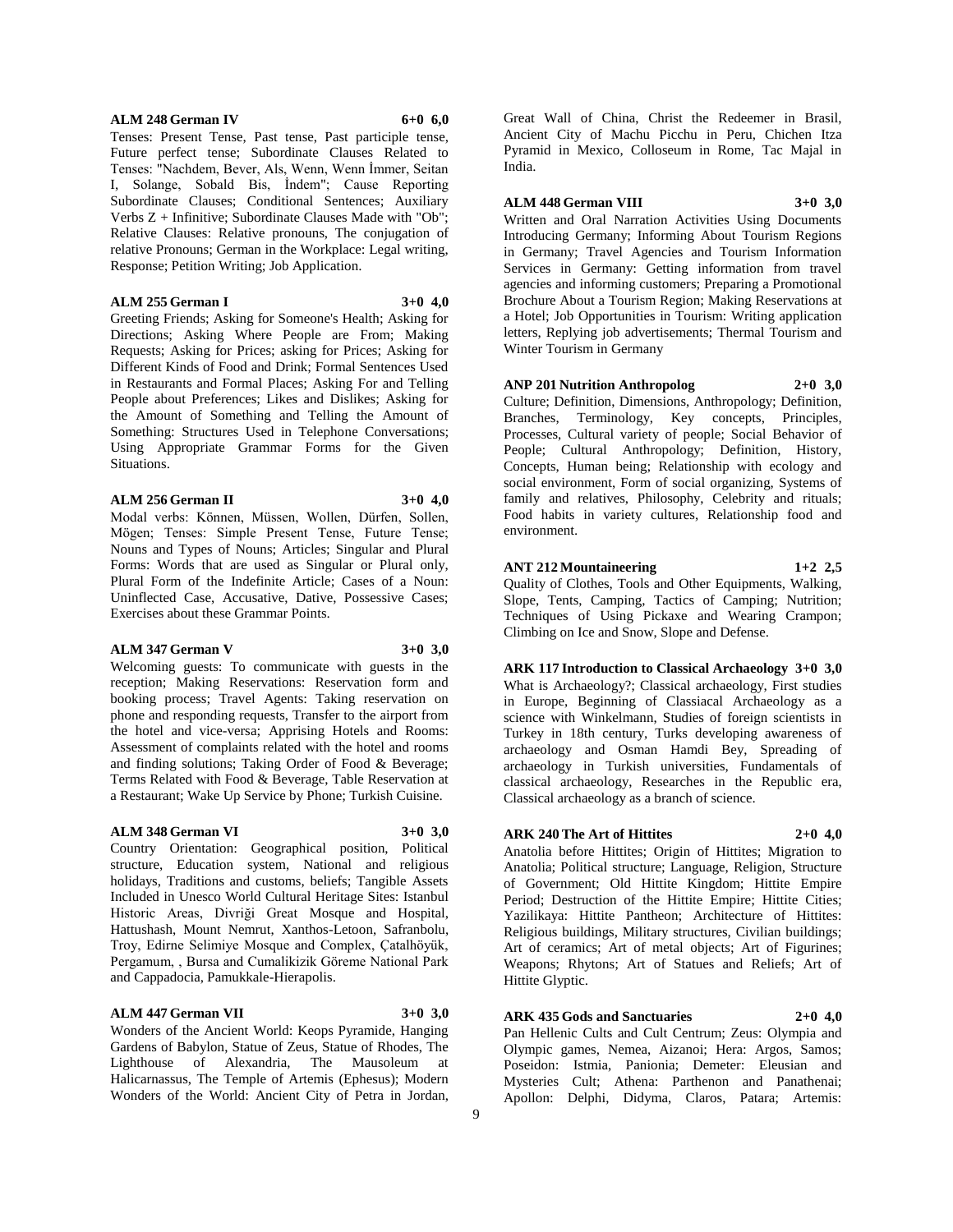**ALM 248 German IV 6+0 6,0**

Tenses: Present Tense, Past tense, Past participle tense, Future perfect tense; Subordinate Clauses Related to Tenses: "Nachdem, Bever, Als, Wenn, Wenn İmmer, Seitan I, Solange, Sobald Bis, İndem"; Cause Reporting Subordinate Clauses; Conditional Sentences; Auxiliary Verbs Z + Infinitive; Subordinate Clauses Made with "Ob"; Relative Clauses: Relative pronouns, The conjugation of relative Pronouns; German in the Workplace: Legal writing, Response; Petition Writing; Job Application.

**ALM 255 German I 3+0 4,0**

Greeting Friends; Asking for Someone's Health; Asking for Directions; Asking Where People are From; Making Requests; Asking for Prices; asking for Prices; Asking for Different Kinds of Food and Drink; Formal Sentences Used in Restaurants and Formal Places; Asking For and Telling People about Preferences; Likes and Dislikes; Asking for the Amount of Something and Telling the Amount of Something: Structures Used in Telephone Conversations; Using Appropriate Grammar Forms for the Given Situations.

**ALM 256 German II 3+0 4,0**

Modal verbs: Können, Müssen, Wollen, Dürfen, Sollen, Mögen; Tenses: Simple Present Tense, Future Tense; Nouns and Types of Nouns; Articles; Singular and Plural Forms: Words that are used as Singular or Plural only, Plural Form of the Indefinite Article; Cases of a Noun: Uninflected Case, Accusative, Dative, Possessive Cases; Exercises about these Grammar Points.

**ALM 347 German V 3+0 3,0**

Welcoming guests: To communicate with guests in the reception; Making Reservations: Reservation form and booking process; Travel Agents: Taking reservation on phone and responding requests, Transfer to the airport from the hotel and vice-versa; Apprising Hotels and Rooms: Assessment of complaints related with the hotel and rooms and finding solutions; Taking Order of Food & Beverage; Terms Related with Food & Beverage, Table Reservation at a Restaurant; Wake Up Service by Phone; Turkish Cuisine.

**ALM 348 German VI 3+0 3,0**

Country Orientation: Geographical position, Political structure, Education system, National and religious holidays, Traditions and customs, beliefs; Tangible Assets Included in Unesco World Cultural Heritage Sites: Istanbul Historic Areas, Divriği Great Mosque and Hospital, Hattushash, Mount Nemrut, Xanthos-Letoon, Safranbolu, Troy, Edirne Selimiye Mosque and Complex, Çatalhöyük, Pergamum, , Bursa and Cumalikizik Göreme National Park and Cappadocia, Pamukkale-Hierapolis.

**ALM 447 German VII 3+0 3,0**

Wonders of the Ancient World: Keops Pyramide, Hanging Gardens of Babylon, Statue of Zeus, Statue of Rhodes, The Lighthouse of Alexandria, The Mausoleum at Halicarnassus, The Temple of Artemis (Ephesus); Modern Wonders of the World: Ancient City of Petra in Jordan, Great Wall of China, Christ the Redeemer in Brasil, Ancient City of Machu Picchu in Peru, Chichen Itza Pyramid in Mexico, Colloseum in Rome, Tac Majal in India.

**ALM 448 German VIII 3+0 3,0**

Written and Oral Narration Activities Using Documents Introducing Germany; Informing About Tourism Regions in Germany; Travel Agencies and Tourism Information Services in Germany: Getting information from travel agencies and informing customers; Preparing a Promotional Brochure About a Tourism Region; Making Reservations at a Hotel; Job Opportunities in Tourism: Writing application letters, Replying job advertisements; Thermal Tourism and Winter Tourism in Germany

**ANP 201 Nutrition Anthropolog 2+0 3,0**

Culture; Definition, Dimensions, Anthropology; Definition, Branches, Terminology, Key concepts, Principles, Processes, Cultural variety of people; Social Behavior of People; Cultural Anthropology; Definition, History, Concepts, Human being; Relationship with ecology and social environment, Form of social organizing, Systems of family and relatives, Philosophy, Celebrity and rituals; Food habits in variety cultures, Relationship food and environment.

**ANT 212 Mountaineering 1+2 2,5**

Quality of Clothes, Tools and Other Equipments, Walking, Slope, Tents, Camping, Tactics of Camping; Nutrition; Techniques of Using Pickaxe and Wearing Crampon; Climbing on Ice and Snow, Slope and Defense.

**ARK 117 Introduction to Classical Archaeology 3+0 3,0**

What is Archaeology?; Classical archaeology, First studies in Europe, Beginning of Classiacal Archaeology as a science with Winkelmann, Studies of foreign scientists in Turkey in 18th century, Turks developing awareness of archaeology and Osman Hamdi Bey, Spreading of archaeology in Turkish universities, Fundamentals of classical archaeology, Researches in the Republic era, Classical archaeology as a branch of science.

**ARK 240 The Art of Hittites 2+0 4,0**

Anatolia before Hittites; Origin of Hittites; Migration to Anatolia; Political structure; Language, Religion, Structure of Government; Old Hittite Kingdom; Hittite Empire Period; Destruction of the Hittite Empire; Hittite Cities; Yazilikaya: Hittite Pantheon; Architecture of Hittites: Religious buildings, Military structures, Civilian buildings; Art of ceramics; Art of metal objects; Art of Figurines; Weapons; Rhytons; Art of Statues and Reliefs; Art of Hittite Glyptic.

**ARK 435 Gods and Sanctuaries 2+0 4,0**

Pan Hellenic Cults and Cult Centrum; Zeus: Olympia and Olympic games, Nemea, Aizanoi; Hera: Argos, Samos; Poseidon: Istmia, Panionia; Demeter: Eleusian and Mysteries Cult; Athena: Parthenon and Panathenai; Apollon: Delphi, Didyma, Claros, Patara; Artemis: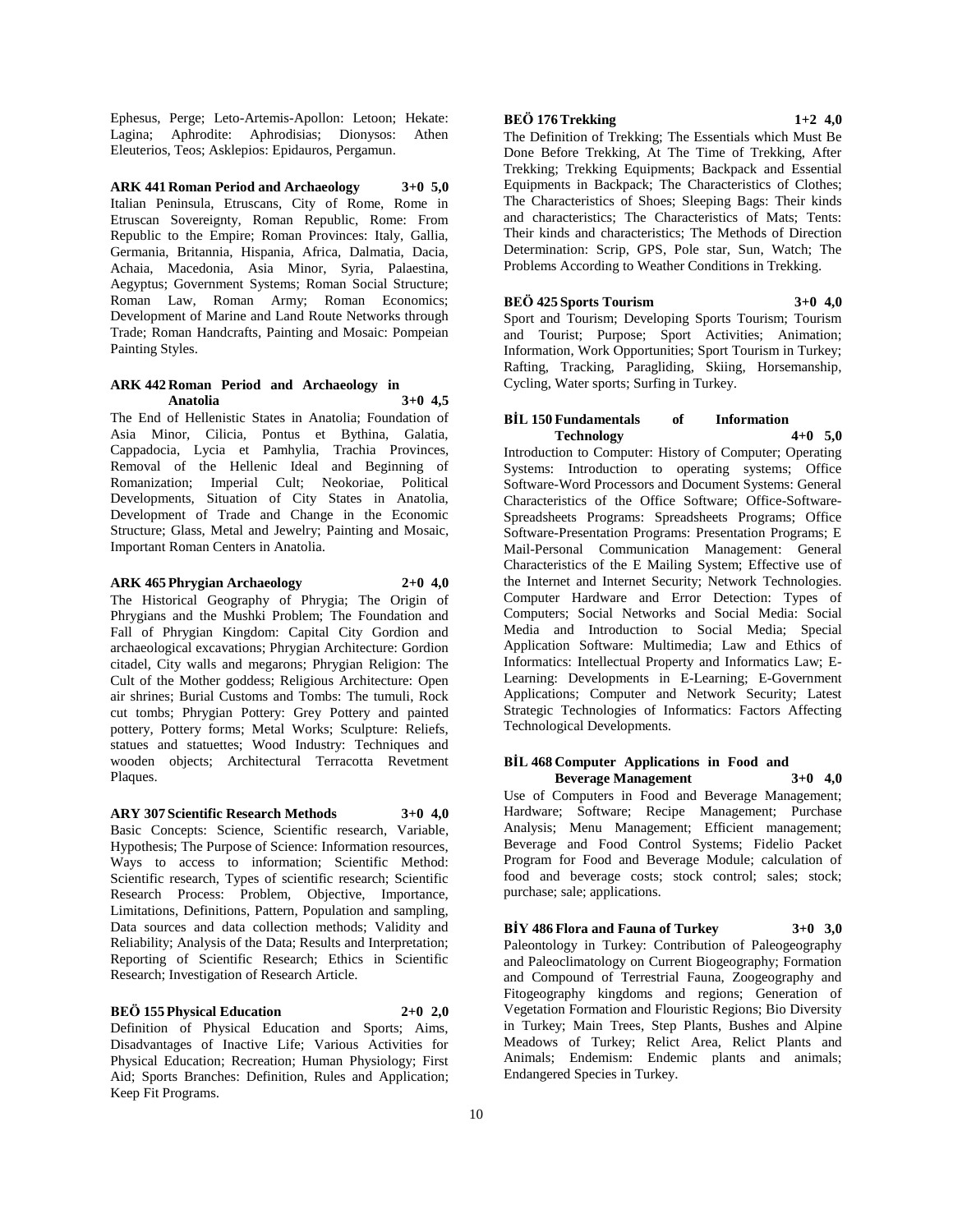Ephesus, Perge; Leto-Artemis-Apollon: Letoon; Hekate: Lagina; Aphrodite: Aphrodisias; Dionysos: Athen Eleuterios, Teos; Asklepios: Epidauros, Pergamun.

**ARK 441 Roman Period and Archaeology 3+0 5,0**

Italian Peninsula, Etruscans, City of Rome, Rome in Etruscan Sovereignty, Roman Republic, Rome: From Republic to the Empire; Roman Provinces: Italy, Gallia, Germania, Britannia, Hispania, Africa, Dalmatia, Dacia, Achaia, Macedonia, Asia Minor, Syria, Palaestina, Aegyptus; Government Systems; Roman Social Structure; Roman Law, Roman Army; Roman Economics; Development of Marine and Land Route Networks through Trade; Roman Handcrafts, Painting and Mosaic: Pompeian Painting Styles.

**ARK 442 Roman Period and Archaeology in Anatolia 3+0 4,5**

The End of Hellenistic States in Anatolia; Foundation of Asia Minor, Cilicia, Pontus et Bythina, Galatia, Cappadocia, Lycia et Pamhylia, Trachia Provinces, Removal of the Hellenic Ideal and Beginning of Romanization; Imperial Cult; Neokoriae, Political Developments, Situation of City States in Anatolia, Development of Trade and Change in the Economic Structure; Glass, Metal and Jewelry; Painting and Mosaic, Important Roman Centers in Anatolia.

**ARK 465 Phrygian Archaeology 2+0 4,0**

The Historical Geography of Phrygia; The Origin of Phrygians and the Mushki Problem; The Foundation and Fall of Phrygian Kingdom: Capital City Gordion and archaeological excavations; Phrygian Architecture: Gordion citadel, City walls and megarons; Phrygian Religion: The Cult of the Mother goddess; Religious Architecture: Open air shrines; Burial Customs and Tombs: The tumuli, Rock cut tombs; Phrygian Pottery: Grey Pottery and painted pottery, Pottery forms; Metal Works; Sculpture: Reliefs, statues and statuettes; Wood Industry: Techniques and wooden objects; Architectural Terracotta Revetment Plaques.

**ARY 307 Scientific Research Methods 3+0 4,0**

Basic Concepts: Science, Scientific research, Variable, Hypothesis; The Purpose of Science: Information resources, Ways to access to information; Scientific Method: Scientific research, Types of scientific research; Scientific Research Process: Problem, Objective, Importance, Limitations, Definitions, Pattern, Population and sampling, Data sources and data collection methods; Validity and Reliability; Analysis of the Data; Results and Interpretation; Reporting of Scientific Research; Ethics in Scientific Research; Investigation of Research Article.

**BEÖ 155 Physical Education 2+0 2,0**

Definition of Physical Education and Sports; Aims, Disadvantages of Inactive Life; Various Activities for Physical Education; Recreation; Human Physiology; First Aid; Sports Branches: Definition, Rules and Application; Keep Fit Programs.

**BEÖ 176 Trekking 1+2 4,0**

The Definition of Trekking; The Essentials which Must Be Done Before Trekking, At The Time of Trekking, After Trekking; Trekking Equipments; Backpack and Essential Equipments in Backpack; The Characteristics of Clothes; The Characteristics of Shoes; Sleeping Bags: Their kinds and characteristics; The Characteristics of Mats; Tents: Their kinds and characteristics; The Methods of Direction Determination: Scrip, GPS, Pole star, Sun, Watch; The Problems According to Weather Conditions in Trekking.

**BEÖ 425 Sports Tourism 3+0 4,0**

Sport and Tourism; Developing Sports Tourism; Tourism and Tourist; Purpose; Sport Activities; Animation; Information, Work Opportunities; Sport Tourism in Turkey; Rafting, Tracking, Paragliding, Skiing, Horsemanship, Cycling, Water sports; Surfing in Turkey.

**BİL 150 Fundamentals of Information Technology 4+0 5,0**

Introduction to Computer: History of Computer; Operating Systems: Introduction to operating systems; Office Software-Word Processors and Document Systems: General Characteristics of the Office Software; Office-Software-Spreadsheets Programs: Spreadsheets Programs; Office Software-Presentation Programs: Presentation Programs; E Mail-Personal Communication Management: General Characteristics of the E Mailing System; Effective use of the Internet and Internet Security; Network Technologies. Computer Hardware and Error Detection: Types of Computers; Social Networks and Social Media: Social Media and Introduction to Social Media; Special Application Software: Multimedia; Law and Ethics of Informatics: Intellectual Property and Informatics Law; E-Learning: Developments in E-Learning; E-Government Applications; Computer and Network Security; Latest Strategic Technologies of Informatics: Factors Affecting Technological Developments.

**BİL 468 Computer Applications in Food and Beverage Management 3+0 4,0**

Use of Computers in Food and Beverage Management; Hardware; Software; Recipe Management; Purchase Analysis; Menu Management; Efficient management; Beverage and Food Control Systems; Fidelio Packet Program for Food and Beverage Module; calculation of food and beverage costs; stock control; sales; stock; purchase; sale; applications.

**BİY 486 Flora and Fauna of Turkey 3+0 3,0**

Paleontology in Turkey: Contribution of Paleogeography and Paleoclimatology on Current Biogeography; Formation and Compound of Terrestrial Fauna, Zoogeography and Fitogeography kingdoms and regions; Generation of Vegetation Formation and Flouristic Regions; Bio Diversity in Turkey; Main Trees, Step Plants, Bushes and Alpine Meadows of Turkey; Relict Area, Relict Plants and Animals; Endemism: Endemic plants and animals; Endangered Species in Turkey.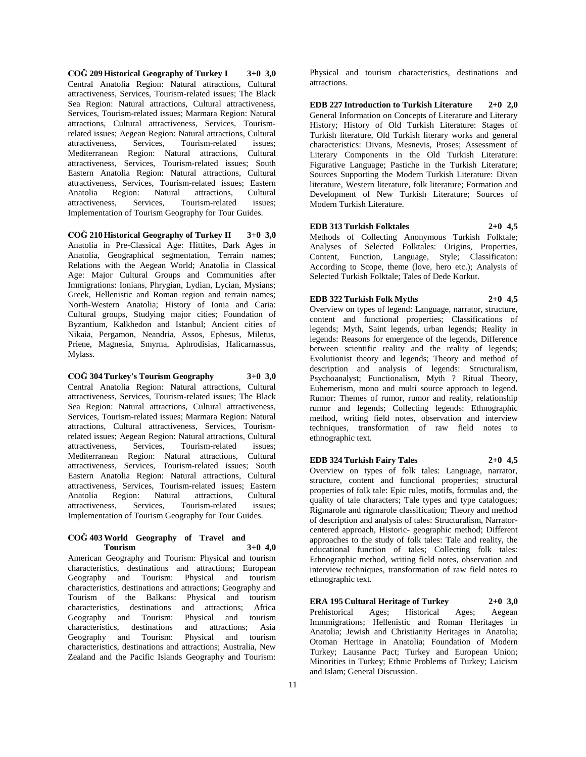**COĞ 209 Historical Geography of Turkey I 3+0 3,0**
Central Anatolia Region: Natural attractions, Cultural attractiveness, Services, Tourism-related issues; The Black Sea Region: Natural attractions, Cultural attractiveness, Services, Tourism-related issues; Marmara Region: Natural attractions, Cultural attractiveness, Services, Tourism-related issues; Aegean Region: Natural attractions, Cultural attractiveness, Services, Tourism-related issues; Mediterranean Region: Natural attractions, Cultural attractiveness, Services, Tourism-related issues; South Eastern Anatolia Region: Natural attractions, Cultural attractiveness, Services, Tourism-related issues; Eastern Anatolia Region: Natural attractions, Cultural attractiveness, Services, Tourism-related issues; Implementation of Tourism Geography for Tour Guides.

**COĞ 210 Historical Geography of Turkey II 3+0 3,0**
Anatolia in Pre-Classical Age: Hittites, Dark Ages in Anatolia, Geographical segmentation, Terrain names; Relations with the Aegean World; Anatolia in Classical Age: Major Cultural Groups and Communities after Immigrations: Ionians, Phrygian, Lydian, Lycian, Mysians; Greek, Hellenistic and Roman region and terrain names; North-Western Anatolia; History of Ionia and Caria: Cultural groups, Studying major cities; Foundation of Byzantium, Kalkhedon and Istanbul; Ancient cities of Nikaia, Pergamon, Neandria, Assos, Ephesus, Miletus, Priene, Magnesia, Smyrna, Aphrodisias, Halicarnassus, Mylass.

**COĞ 304 Turkey's Tourism Geography 3+0 3,0**
Central Anatolia Region: Natural attractions, Cultural attractiveness, Services, Tourism-related issues; The Black Sea Region: Natural attractions, Cultural attractiveness, Services, Tourism-related issues; Marmara Region: Natural attractions, Cultural attractiveness, Services, Tourism-related issues; Aegean Region: Natural attractions, Cultural attractiveness, Services, Tourism-related issues; Mediterranean Region: Natural attractions, Cultural attractiveness, Services, Tourism-related issues; South Eastern Anatolia Region: Natural attractions, Cultural attractiveness, Services, Tourism-related issues; Eastern Anatolia Region: Natural attractions, Cultural attractiveness, Services, Tourism-related issues; Implementation of Tourism Geography for Tour Guides.

**COĞ 403 World Geography of Travel and Tourism 3+0 4,0**
American Geography and Tourism: Physical and tourism characteristics, destinations and attractions; European Geography and Tourism: Physical and tourism characteristics, destinations and attractions; Geography and Tourism of the Balkans: Physical and tourism characteristics, destinations and attractions; Africa Geography and Tourism: Physical and tourism characteristics, destinations and attractions; Asia Geography and Tourism: Physical and tourism characteristics, destinations and attractions; Australia, New Zealand and the Pacific Islands Geography and Tourism: Physical and tourism characteristics, destinations and attractions.

**EDB 227 Introduction to Turkish Literature 2+0 2,0**
General Information on Concepts of Literature and Literary History; History of Old Turkish Literature: Stages of Turkish literature, Old Turkish literary works and general characteristics: Divans, Mesnevis, Proses; Assessment of Literary Components in the Old Turkish Literature: Figurative Language; Pastiche in the Turkish Literature; Sources Supporting the Modern Turkish Literature: Divan literature, Western literature, folk literature; Formation and Development of New Turkish Literature; Sources of Modern Turkish Literature.

**EDB 313 Turkish Folktales 2+0 4,5**
Methods of Collecting Anonymous Turkish Folktale; Analyses of Selected Folktales: Origins, Properties, Content, Function, Language, Style; Classificaton: According to Scope, theme (love, hero etc.); Analysis of Selected Turkish Folktale; Tales of Dede Korkut.

**EDB 322 Turkish Folk Myths 2+0 4,5**
Overview on types of legend: Language, narrator, structure, content and functional properties; Classifications of legends; Myth, Saint legends, urban legends; Reality in legends: Reasons for emergence of the legends, Difference between scientific reality and the reality of legends; Evolutionist theory and legends; Theory and method of description and analysis of legends: Structuralism, Psychoanalyst; Functionalism, Myth ? Ritual Theory, Euhemerism, mono and multi source approach to legend. Rumor: Themes of rumor, rumor and reality, relationship rumor and legends; Collecting legends: Ethnographic method, writing field notes, observation and interview techniques, transformation of raw field notes to ethnographic text.

**EDB 324 Turkish Fairy Tales 2+0 4,5**
Overview on types of folk tales: Language, narrator, structure, content and functional properties; structural properties of folk tale: Epic rules, motifs, formulas and, the quality of tale characters; Tale types and type catalogues; Rigmarole and rigmarole classification; Theory and method of description and analysis of tales: Structuralism, Narrator-centered approach, Historic- geographic method; Different approaches to the study of folk tales: Tale and reality, the educational function of tales; Collecting folk tales: Ethnographic method, writing field notes, observation and interview techniques, transformation of raw field notes to ethnographic text.

**ERA 195 Cultural Heritage of Turkey 2+0 3,0**
Prehistorical Ages; Historical Ages; Aegean Immmigrations; Hellenistic and Roman Heritages in Anatolia; Jewish and Christianity Heritages in Anatolia; Otoman Heritage in Anatolia; Foundation of Modern Turkey; Lausanne Pact; Turkey and European Union; Minorities in Turkey; Ethnic Problems of Turkey; Laicism and Islam; General Discussion.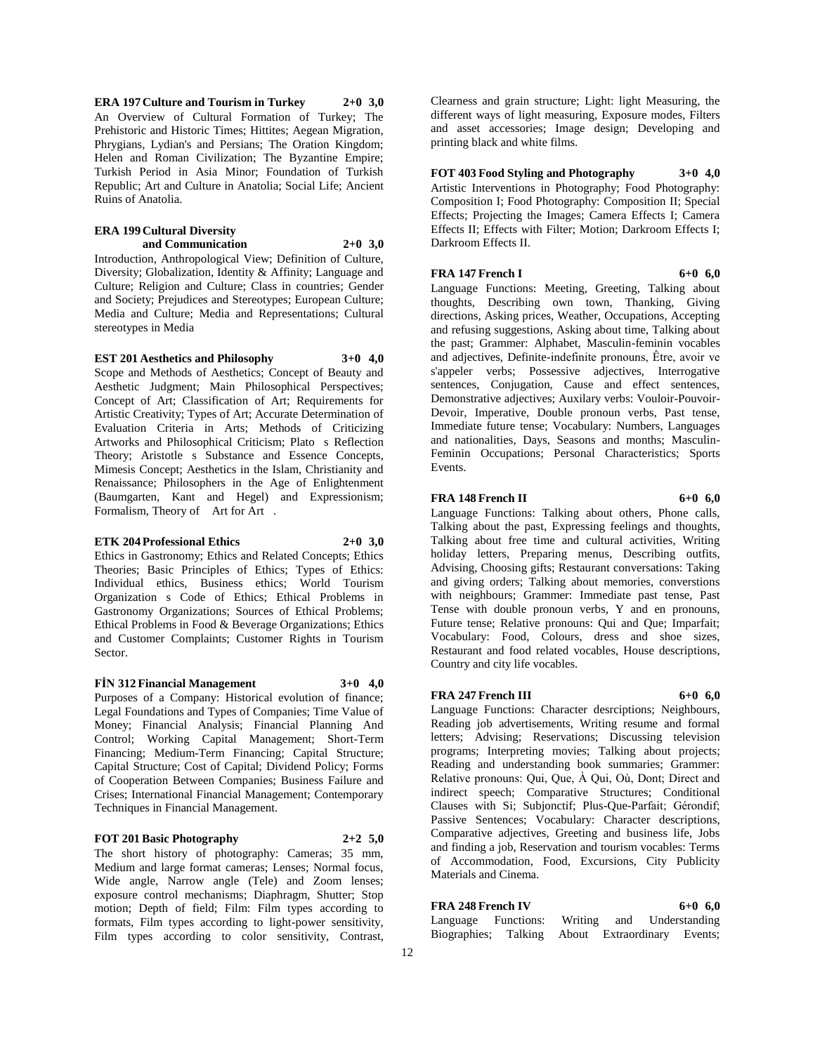**ERA 197 Culture and Tourism in Turkey 2+0 3,0**

An Overview of Cultural Formation of Turkey; The Prehistoric and Historic Times; Hittites; Aegean Migration, Phrygians, Lydian's and Persians; The Oration Kingdom; Helen and Roman Civilization; The Byzantine Empire; Turkish Period in Asia Minor; Foundation of Turkish Republic; Art and Culture in Anatolia; Social Life; Ancient Ruins of Anatolia.

**ERA 199 Cultural Diversity and Communication 2+0 3,0**

Introduction, Anthropological View; Definition of Culture, Diversity; Globalization, Identity & Affinity; Language and Culture; Religion and Culture; Class in countries; Gender and Society; Prejudices and Stereotypes; European Culture; Media and Culture; Media and Representations; Cultural stereotypes in Media

**EST 201 Aesthetics and Philosophy 3+0 4,0**

Scope and Methods of Aesthetics; Concept of Beauty and Aesthetic Judgment; Main Philosophical Perspectives; Concept of Art; Classification of Art; Requirements for Artistic Creativity; Types of Art; Accurate Determination of Evaluation Criteria in Arts; Methods of Criticizing Artworks and Philosophical Criticism; Plato s Reflection Theory; Aristotle s Substance and Essence Concepts, Mimesis Concept; Aesthetics in the Islam, Christianity and Renaissance; Philosophers in the Age of Enlightenment (Baumgarten, Kant and Hegel) and Expressionism; Formalism, Theory of Art for Art .

**ETK 204 Professional Ethics 2+0 3,0**

Ethics in Gastronomy; Ethics and Related Concepts; Ethics Theories; Basic Principles of Ethics; Types of Ethics: Individual ethics, Business ethics; World Tourism Organization s Code of Ethics; Ethical Problems in Gastronomy Organizations; Sources of Ethical Problems; Ethical Problems in Food & Beverage Organizations; Ethics and Customer Complaints; Customer Rights in Tourism Sector.

**FİN 312 Financial Management 3+0 4,0**

Purposes of a Company: Historical evolution of finance; Legal Foundations and Types of Companies; Time Value of Money; Financial Analysis; Financial Planning And Control; Working Capital Management; Short-Term Financing; Medium-Term Financing; Capital Structure; Capital Structure; Cost of Capital; Dividend Policy; Forms of Cooperation Between Companies; Business Failure and Crises; International Financial Management; Contemporary Techniques in Financial Management.

**FOT 201 Basic Photography 2+2 5,0**

The short history of photography: Cameras; 35 mm, Medium and large format cameras; Lenses; Normal focus, Wide angle, Narrow angle (Tele) and Zoom lenses; exposure control mechanisms; Diaphragm, Shutter; Stop motion; Depth of field; Film: Film types according to formats, Film types according to light-power sensitivity, Film types according to color sensitivity, Contrast, Clearness and grain structure; Light: light Measuring, the different ways of light measuring, Exposure modes, Filters and asset accessories; Image design; Developing and printing black and white films.

**FOT 403 Food Styling and Photography 3+0 4,0**

Artistic Interventions in Photography; Food Photography: Composition I; Food Photography: Composition II; Special Effects; Projecting the Images; Camera Effects I; Camera Effects II; Effects with Filter; Motion; Darkroom Effects I; Darkroom Effects II.

**FRA 147 French I 6+0 6,0**

Language Functions: Meeting, Greeting, Talking about thoughts, Describing own town, Thanking, Giving directions, Asking prices, Weather, Occupations, Accepting and refusing suggestions, Asking about time, Talking about the past; Grammer: Alphabet, Masculin-feminin vocables and adjectives, Definite-indefinite pronouns, Être, avoir ve s'appeler verbs; Possessive adjectives, Interrogative sentences, Conjugation, Cause and effect sentences, Demonstrative adjectives; Auxilary verbs: Vouloir-Pouvoir-Devoir, Imperative, Double pronoun verbs, Past tense, Immediate future tense; Vocabulary: Numbers, Languages and nationalities, Days, Seasons and months; Masculin-Feminin Occupations; Personal Characteristics; Sports Events.

**FRA 148 French II 6+0 6,0**

Language Functions: Talking about others, Phone calls, Talking about the past, Expressing feelings and thoughts, Talking about free time and cultural activities, Writing holiday letters, Preparing menus, Describing outfits, Advising, Choosing gifts; Restaurant conversations: Taking and giving orders; Talking about memories, converstions with neighbours; Grammer: Immediate past tense, Past Tense with double pronoun verbs, Y and en pronouns, Future tense; Relative pronouns: Qui and Que; Imparfait; Vocabulary: Food, Colours, dress and shoe sizes, Restaurant and food related vocables, House descriptions, Country and city life vocables.

**FRA 247 French III 6+0 6,0**

Language Functions: Character desrciptions; Neighbours, Reading job advertisements, Writing resume and formal letters; Advising; Reservations; Discussing television programs; Interpreting movies; Talking about projects; Reading and understanding book summaries; Grammer: Relative pronouns: Qui, Que, À Qui, Où, Dont; Direct and indirect speech; Comparative Structures; Conditional Clauses with Si; Subjonctif; Plus-Que-Parfait; Gérondif; Passive Sentences; Vocabulary: Character descriptions, Comparative adjectives, Greeting and business life, Jobs and finding a job, Reservation and tourism vocables: Terms of Accommodation, Food, Excursions, City Publicity Materials and Cinema.

**FRA 248 French IV 6+0 6,0**

Language Functions: Writing and Understanding Biographies; Talking About Extraordinary Events;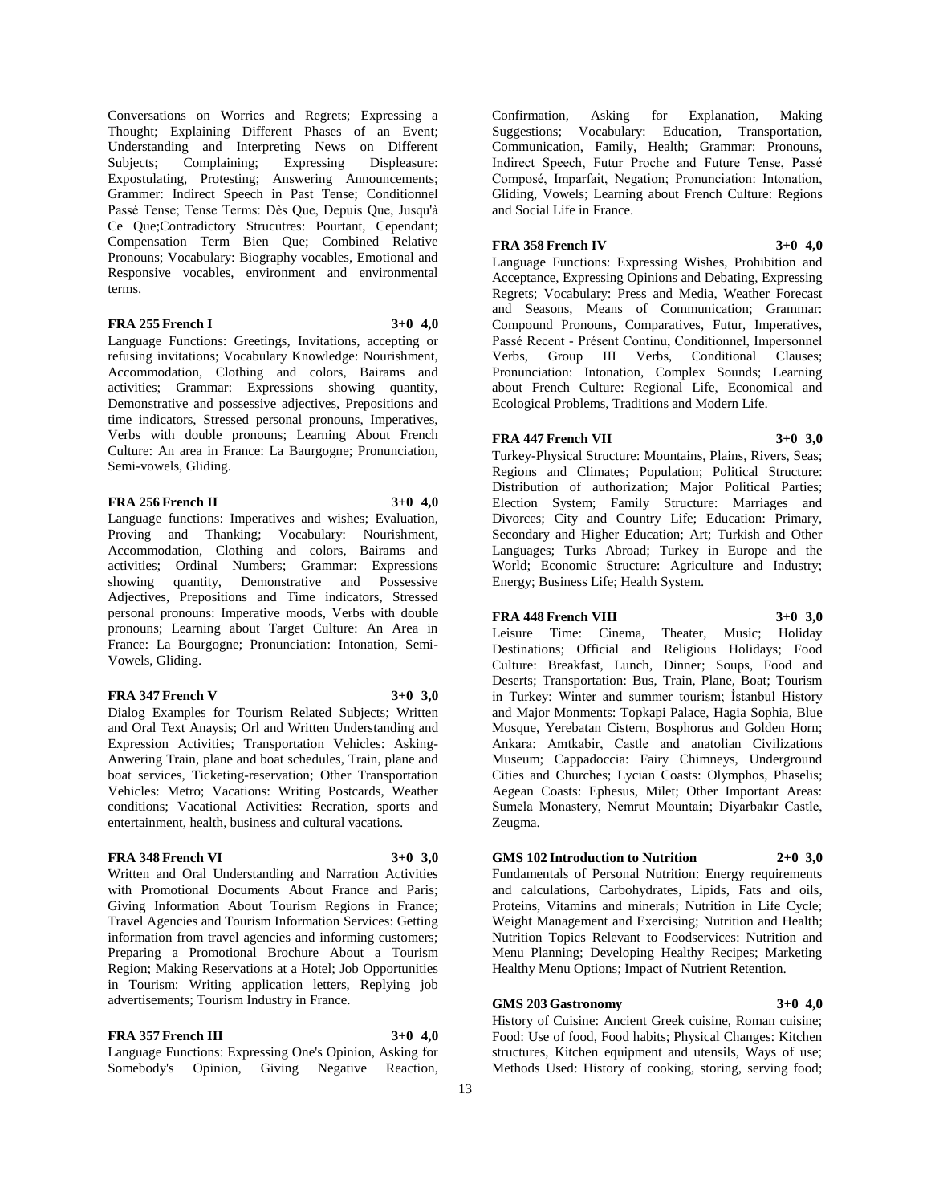Conversations on Worries and Regrets; Expressing a Thought; Explaining Different Phases of an Event; Understanding and Interpreting News on Different Subjects; Complaining; Expressing Displeasure: Expostulating, Protesting; Answering Announcements; Grammer: Indirect Speech in Past Tense; Conditionnel Passé Tense; Tense Terms: Dès Que, Depuis Que, Jusqu'à Ce Que;Contradictory Strucutres: Pourtant, Cependant; Compensation Term Bien Que; Combined Relative Pronouns; Vocabulary: Biography vocables, Emotional and Responsive vocables, environment and environmental terms.

**FRA 255 French I 3+0 4,0**

Language Functions: Greetings, Invitations, accepting or refusing invitations; Vocabulary Knowledge: Nourishment, Accommodation, Clothing and colors, Bairams and activities; Grammar: Expressions showing quantity, Demonstrative and possessive adjectives, Prepositions and time indicators, Stressed personal pronouns, Imperatives, Verbs with double pronouns; Learning About French Culture: An area in France: La Baurgogne; Pronunciation, Semi-vowels, Gliding.

**FRA 256 French II 3+0 4,0**

Language functions: Imperatives and wishes; Evaluation, Proving and Thanking; Vocabulary: Nourishment, Accommodation, Clothing and colors, Bairams and activities; Ordinal Numbers; Grammar: Expressions showing quantity, Demonstrative and Possessive Adjectives, Prepositions and Time indicators, Stressed personal pronouns: Imperative moods, Verbs with double pronouns; Learning about Target Culture: An Area in France: La Bourgogne; Pronunciation: Intonation, Semi-Vowels, Gliding.

**FRA 347 French V 3+0 3,0**

Dialog Examples for Tourism Related Subjects; Written and Oral Text Anaysis; Orl and Written Understanding and Expression Activities; Transportation Vehicles: Asking-Anwering Train, plane and boat schedules, Train, plane and boat services, Ticketing-reservation; Other Transportation Vehicles: Metro; Vacations: Writing Postcards, Weather conditions; Vacational Activities: Recration, sports and entertainment, health, business and cultural vacations.

**FRA 348 French VI 3+0 3,0**

Written and Oral Understanding and Narration Activities with Promotional Documents About France and Paris; Giving Information About Tourism Regions in France; Travel Agencies and Tourism Information Services: Getting information from travel agencies and informing customers; Preparing a Promotional Brochure About a Tourism Region; Making Reservations at a Hotel; Job Opportunities in Tourism: Writing application letters, Replying job advertisements; Tourism Industry in France.

**FRA 357 French III 3+0 4,0**

Language Functions: Expressing One's Opinion, Asking for Somebody's Opinion, Giving Negative Reaction, Confirmation, Asking for Explanation, Making Suggestions; Vocabulary: Education, Transportation, Communication, Family, Health; Grammar: Pronouns, Indirect Speech, Futur Proche and Future Tense, Passé Composé, Imparfait, Negation; Pronunciation: Intonation, Gliding, Vowels; Learning about French Culture: Regions and Social Life in France.

**FRA 358 French IV 3+0 4,0**

Language Functions: Expressing Wishes, Prohibition and Acceptance, Expressing Opinions and Debating, Expressing Regrets; Vocabulary: Press and Media, Weather Forecast and Seasons, Means of Communication; Grammar: Compound Pronouns, Comparatives, Futur, Imperatives, Passé Recent - Présent Continu, Conditionnel, Impersonnel Verbs, Group III Verbs, Conditional Clauses; Pronunciation: Intonation, Complex Sounds; Learning about French Culture: Regional Life, Economical and Ecological Problems, Traditions and Modern Life.

**FRA 447 French VII 3+0 3,0**

Turkey-Physical Structure: Mountains, Plains, Rivers, Seas; Regions and Climates; Population; Political Structure: Distribution of authorization; Major Political Parties; Election System; Family Structure: Marriages and Divorces; City and Country Life; Education: Primary, Secondary and Higher Education; Art; Turkish and Other Languages; Turks Abroad; Turkey in Europe and the World; Economic Structure: Agriculture and Industry; Energy; Business Life; Health System.

**FRA 448 French VIII 3+0 3,0**

Leisure Time: Cinema, Theater, Music; Holiday Destinations; Official and Religious Holidays; Food Culture: Breakfast, Lunch, Dinner; Soups, Food and Deserts; Transportation: Bus, Train, Plane, Boat; Tourism in Turkey: Winter and summer tourism; İstanbul History and Major Monments: Topkapi Palace, Hagia Sophia, Blue Mosque, Yerebatan Cistern, Bosphorus and Golden Horn; Ankara: Anıtkabir, Castle and anatolian Civilizations Museum; Cappadoccia: Fairy Chimneys, Underground Cities and Churches; Lycian Coasts: Olymphos, Phaselis; Aegean Coasts: Ephesus, Milet; Other Important Areas: Sumela Monastery, Nemrut Mountain; Diyarbakır Castle, Zeugma.

**GMS 102 Introduction to Nutrition 2+0 3,0**

Fundamentals of Personal Nutrition: Energy requirements and calculations, Carbohydrates, Lipids, Fats and oils, Proteins, Vitamins and minerals; Nutrition in Life Cycle; Weight Management and Exercising; Nutrition and Health; Nutrition Topics Relevant to Foodservices: Nutrition and Menu Planning; Developing Healthy Recipes; Marketing Healthy Menu Options; Impact of Nutrient Retention.

**GMS 203 Gastronomy 3+0 4,0**

History of Cuisine: Ancient Greek cuisine, Roman cuisine; Food: Use of food, Food habits; Physical Changes: Kitchen structures, Kitchen equipment and utensils, Ways of use; Methods Used: History of cooking, storing, serving food;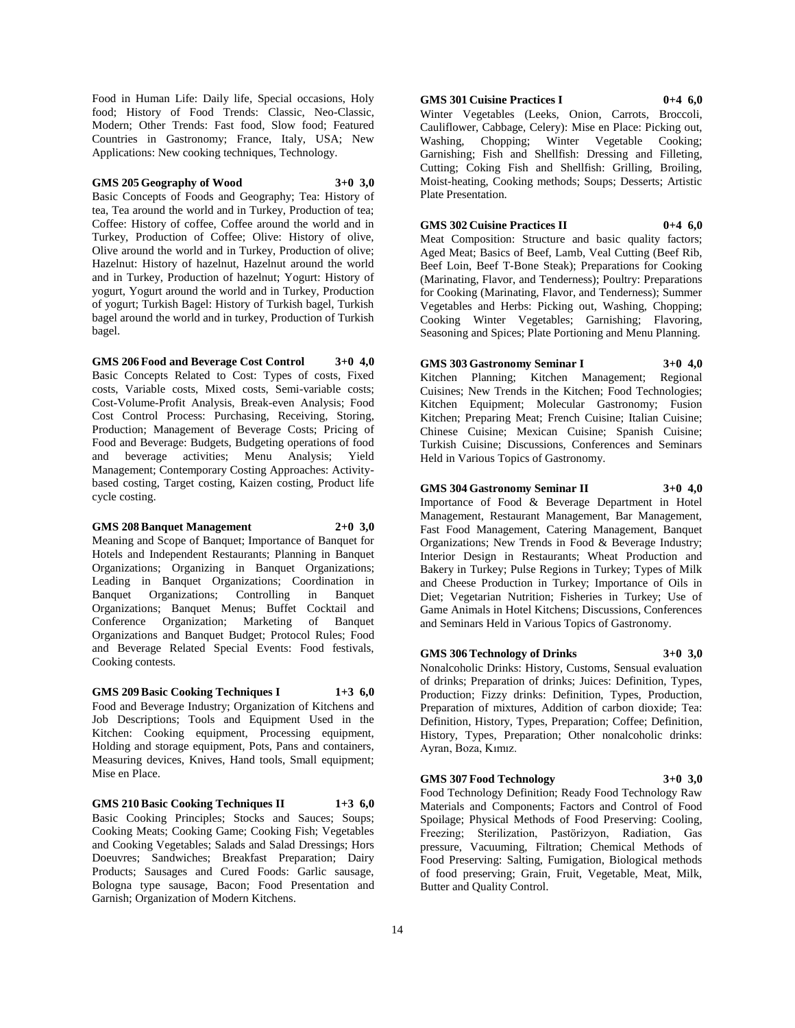Food in Human Life: Daily life, Special occasions, Holy food; History of Food Trends: Classic, Neo-Classic, Modern; Other Trends: Fast food, Slow food; Featured Countries in Gastronomy; France, Italy, USA; New Applications: New cooking techniques, Technology.

**GMS 205 Geography of Wood 3+0 3,0**

Basic Concepts of Foods and Geography; Tea: History of tea, Tea around the world and in Turkey, Production of tea; Coffee: History of coffee, Coffee around the world and in Turkey, Production of Coffee; Olive: History of olive, Olive around the world and in Turkey, Production of olive; Hazelnut: History of hazelnut, Hazelnut around the world and in Turkey, Production of hazelnut; Yogurt: History of yogurt, Yogurt around the world and in Turkey, Production of yogurt; Turkish Bagel: History of Turkish bagel, Turkish bagel around the world and in turkey, Production of Turkish bagel.

**GMS 206 Food and Beverage Cost Control 3+0 4,0**

Basic Concepts Related to Cost: Types of costs, Fixed costs, Variable costs, Mixed costs, Semi-variable costs; Cost-Volume-Profit Analysis, Break-even Analysis; Food Cost Control Process: Purchasing, Receiving, Storing, Production; Management of Beverage Costs; Pricing of Food and Beverage: Budgets, Budgeting operations of food and beverage activities; Menu Analysis; Yield Management; Contemporary Costing Approaches: Activity-based costing, Target costing, Kaizen costing, Product life cycle costing.

**GMS 208 Banquet Management 2+0 3,0**

Meaning and Scope of Banquet; Importance of Banquet for Hotels and Independent Restaurants; Planning in Banquet Organizations; Organizing in Banquet Organizations; Leading in Banquet Organizations; Coordination in Banquet Organizations; Controlling in Banquet Organizations; Banquet Menus; Buffet Cocktail and Conference Organization; Marketing of Banquet Organizations and Banquet Budget; Protocol Rules; Food and Beverage Related Special Events: Food festivals, Cooking contests.

**GMS 209 Basic Cooking Techniques I 1+3 6,0**

Food and Beverage Industry; Organization of Kitchens and Job Descriptions; Tools and Equipment Used in the Kitchen: Cooking equipment, Processing equipment, Holding and storage equipment, Pots, Pans and containers, Measuring devices, Knives, Hand tools, Small equipment; Mise en Place.

**GMS 210 Basic Cooking Techniques II 1+3 6,0**

Basic Cooking Principles; Stocks and Sauces; Soups; Cooking Meats; Cooking Game; Cooking Fish; Vegetables and Cooking Vegetables; Salads and Salad Dressings; Hors Doeuvres; Sandwiches; Breakfast Preparation; Dairy Products; Sausages and Cured Foods: Garlic sausage, Bologna type sausage, Bacon; Food Presentation and Garnish; Organization of Modern Kitchens.

**GMS 301 Cuisine Practices I 0+4 6,0**

Winter Vegetables (Leeks, Onion, Carrots, Broccoli, Cauliflower, Cabbage, Celery): Mise en Place: Picking out, Washing, Chopping; Winter Vegetable Cooking; Garnishing; Fish and Shellfish: Dressing and Filleting, Cutting; Coking Fish and Shellfish: Grilling, Broiling, Moist-heating, Cooking methods; Soups; Desserts; Artistic Plate Presentation.

**GMS 302 Cuisine Practices II 0+4 6,0**

Meat Composition: Structure and basic quality factors; Aged Meat; Basics of Beef, Lamb, Veal Cutting (Beef Rib, Beef Loin, Beef T-Bone Steak); Preparations for Cooking (Marinating, Flavor, and Tenderness); Poultry: Preparations for Cooking (Marinating, Flavor, and Tenderness); Summer Vegetables and Herbs: Picking out, Washing, Chopping; Cooking Winter Vegetables; Garnishing; Flavoring, Seasoning and Spices; Plate Portioning and Menu Planning.

**GMS 303 Gastronomy Seminar I 3+0 4,0**

Kitchen Planning; Kitchen Management; Regional Cuisines; New Trends in the Kitchen; Food Technologies; Kitchen Equipment; Molecular Gastronomy; Fusion Kitchen; Preparing Meat; French Cuisine; Italian Cuisine; Chinese Cuisine; Mexican Cuisine; Spanish Cuisine; Turkish Cuisine; Discussions, Conferences and Seminars Held in Various Topics of Gastronomy.

**GMS 304 Gastronomy Seminar II 3+0 4,0**

Importance of Food & Beverage Department in Hotel Management, Restaurant Management, Bar Management, Fast Food Management, Catering Management, Banquet Organizations; New Trends in Food & Beverage Industry; Interior Design in Restaurants; Wheat Production and Bakery in Turkey; Pulse Regions in Turkey; Types of Milk and Cheese Production in Turkey; Importance of Oils in Diet; Vegetarian Nutrition; Fisheries in Turkey; Use of Game Animals in Hotel Kitchens; Discussions, Conferences and Seminars Held in Various Topics of Gastronomy.

**GMS 306 Technology of Drinks 3+0 3,0**

Nonalcoholic Drinks: History, Customs, Sensual evaluation of drinks; Preparation of drinks; Juices: Definition, Types, Production; Fizzy drinks: Definition, Types, Production, Preparation of mixtures, Addition of carbon dioxide; Tea: Definition, History, Types, Preparation; Coffee; Definition, History, Types, Preparation; Other nonalcoholic drinks: Ayran, Boza, Kımız.

**GMS 307 Food Technology 3+0 3,0**

Food Technology Definition; Ready Food Technology Raw Materials and Components; Factors and Control of Food Spoilage; Physical Methods of Food Preserving: Cooling, Freezing; Sterilization, Pastörizyon, Radiation, Gas pressure, Vacuuming, Filtration; Chemical Methods of Food Preserving: Salting, Fumigation, Biological methods of food preserving; Grain, Fruit, Vegetable, Meat, Milk, Butter and Quality Control.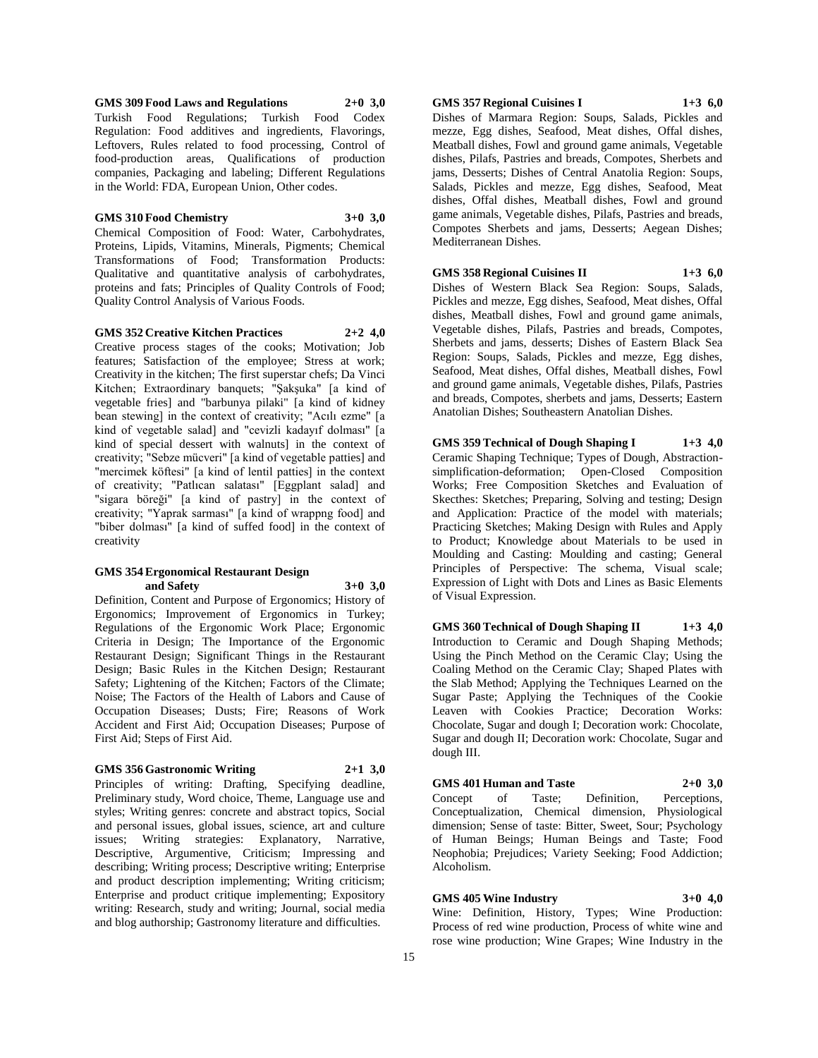**GMS 309 Food Laws and Regulations 2+0 3,0**

Turkish Food Regulations; Turkish Food Codex Regulation: Food additives and ingredients, Flavorings, Leftovers, Rules related to food processing, Control of food-production areas, Qualifications of production companies, Packaging and labeling; Different Regulations in the World: FDA, European Union, Other codes.

**GMS 310 Food Chemistry 3+0 3,0**

Chemical Composition of Food: Water, Carbohydrates, Proteins, Lipids, Vitamins, Minerals, Pigments; Chemical Transformations of Food; Transformation Products: Qualitative and quantitative analysis of carbohydrates, proteins and fats; Principles of Quality Controls of Food; Quality Control Analysis of Various Foods.

**GMS 352 Creative Kitchen Practices 2+2 4,0**

Creative process stages of the cooks; Motivation; Job features; Satisfaction of the employee; Stress at work; Creativity in the kitchen; The first superstar chefs; Da Vinci Kitchen; Extraordinary banquets; "Şakşuka" [a kind of vegetable fries] and "barbunya pilaki" [a kind of kidney bean stewing] in the context of creativity; "Acılı ezme" [a kind of vegetable salad] and "cevizli kadayıf dolması" [a kind of special dessert with walnuts] in the context of creativity; "Sebze mücveri" [a kind of vegetable patties] and "mercimek köftesi" [a kind of lentil patties] in the context of creativity; "Patlıcan salatası" [Eggplant salad] and "sigara böreği" [a kind of pastry] in the context of creativity; "Yaprak sarması" [a kind of wrappng food] and "biber dolması" [a kind of suffed food] in the context of creativity

**GMS 354 Ergonomical Restaurant Design and Safety 3+0 3,0**

Definition, Content and Purpose of Ergonomics; History of Ergonomics; Improvement of Ergonomics in Turkey; Regulations of the Ergonomic Work Place; Ergonomic Criteria in Design; The Importance of the Ergonomic Restaurant Design; Significant Things in the Restaurant Design; Basic Rules in the Kitchen Design; Restaurant Safety; Lightening of the Kitchen; Factors of the Climate; Noise; The Factors of the Health of Labors and Cause of Occupation Diseases; Dusts; Fire; Reasons of Work Accident and First Aid; Occupation Diseases; Purpose of First Aid; Steps of First Aid.

**GMS 356 Gastronomic Writing 2+1 3,0**

Principles of writing: Drafting, Specifying deadline, Preliminary study, Word choice, Theme, Language use and styles; Writing genres: concrete and abstract topics, Social and personal issues, global issues, science, art and culture issues; Writing strategies: Explanatory, Narrative, Descriptive, Argumentive, Criticism; Impressing and describing; Writing process; Descriptive writing; Enterprise and product description implementing; Writing criticism; Enterprise and product critique implementing; Expository writing: Research, study and writing; Journal, social media and blog authorship; Gastronomy literature and difficulties.

**GMS 357 Regional Cuisines I 1+3 6,0**

Dishes of Marmara Region: Soups, Salads, Pickles and mezze, Egg dishes, Seafood, Meat dishes, Offal dishes, Meatball dishes, Fowl and ground game animals, Vegetable dishes, Pilafs, Pastries and breads, Compotes, Sherbets and jams, Desserts; Dishes of Central Anatolia Region: Soups, Salads, Pickles and mezze, Egg dishes, Seafood, Meat dishes, Offal dishes, Meatball dishes, Fowl and ground game animals, Vegetable dishes, Pilafs, Pastries and breads, Compotes Sherbets and jams, Desserts; Aegean Dishes; Mediterranean Dishes.

**GMS 358 Regional Cuisines II 1+3 6,0**

Dishes of Western Black Sea Region: Soups, Salads, Pickles and mezze, Egg dishes, Seafood, Meat dishes, Offal dishes, Meatball dishes, Fowl and ground game animals, Vegetable dishes, Pilafs, Pastries and breads, Compotes, Sherbets and jams, desserts; Dishes of Eastern Black Sea Region: Soups, Salads, Pickles and mezze, Egg dishes, Seafood, Meat dishes, Offal dishes, Meatball dishes, Fowl and ground game animals, Vegetable dishes, Pilafs, Pastries and breads, Compotes, sherbets and jams, Desserts; Eastern Anatolian Dishes; Southeastern Anatolian Dishes.

**GMS 359 Technical of Dough Shaping I 1+3 4,0**

Ceramic Shaping Technique; Types of Dough, Abstraction-simplification-deformation; Open-Closed Composition Works; Free Composition Sketches and Evaluation of Skecthes: Sketches; Preparing, Solving and testing; Design and Application: Practice of the model with materials; Practicing Sketches; Making Design with Rules and Apply to Product; Knowledge about Materials to be used in Moulding and Casting: Moulding and casting; General Principles of Perspective: The schema, Visual scale; Expression of Light with Dots and Lines as Basic Elements of Visual Expression.

**GMS 360 Technical of Dough Shaping II 1+3 4,0**

Introduction to Ceramic and Dough Shaping Methods; Using the Pinch Method on the Ceramic Clay; Using the Coaling Method on the Ceramic Clay; Shaped Plates with the Slab Method; Applying the Techniques Learned on the Sugar Paste; Applying the Techniques of the Cookie Leaven with Cookies Practice; Decoration Works: Chocolate, Sugar and dough I; Decoration work: Chocolate, Sugar and dough II; Decoration work: Chocolate, Sugar and dough III.

**GMS 401 Human and Taste 2+0 3,0**

Concept of Taste; Definition, Perceptions, Conceptualization, Chemical dimension, Physiological dimension; Sense of taste: Bitter, Sweet, Sour; Psychology of Human Beings; Human Beings and Taste; Food Neophobia; Prejudices; Variety Seeking; Food Addiction; Alcoholism.

**GMS 405 Wine Industry 3+0 4,0**

Wine: Definition, History, Types; Wine Production: Process of red wine production, Process of white wine and rose wine production; Wine Grapes; Wine Industry in the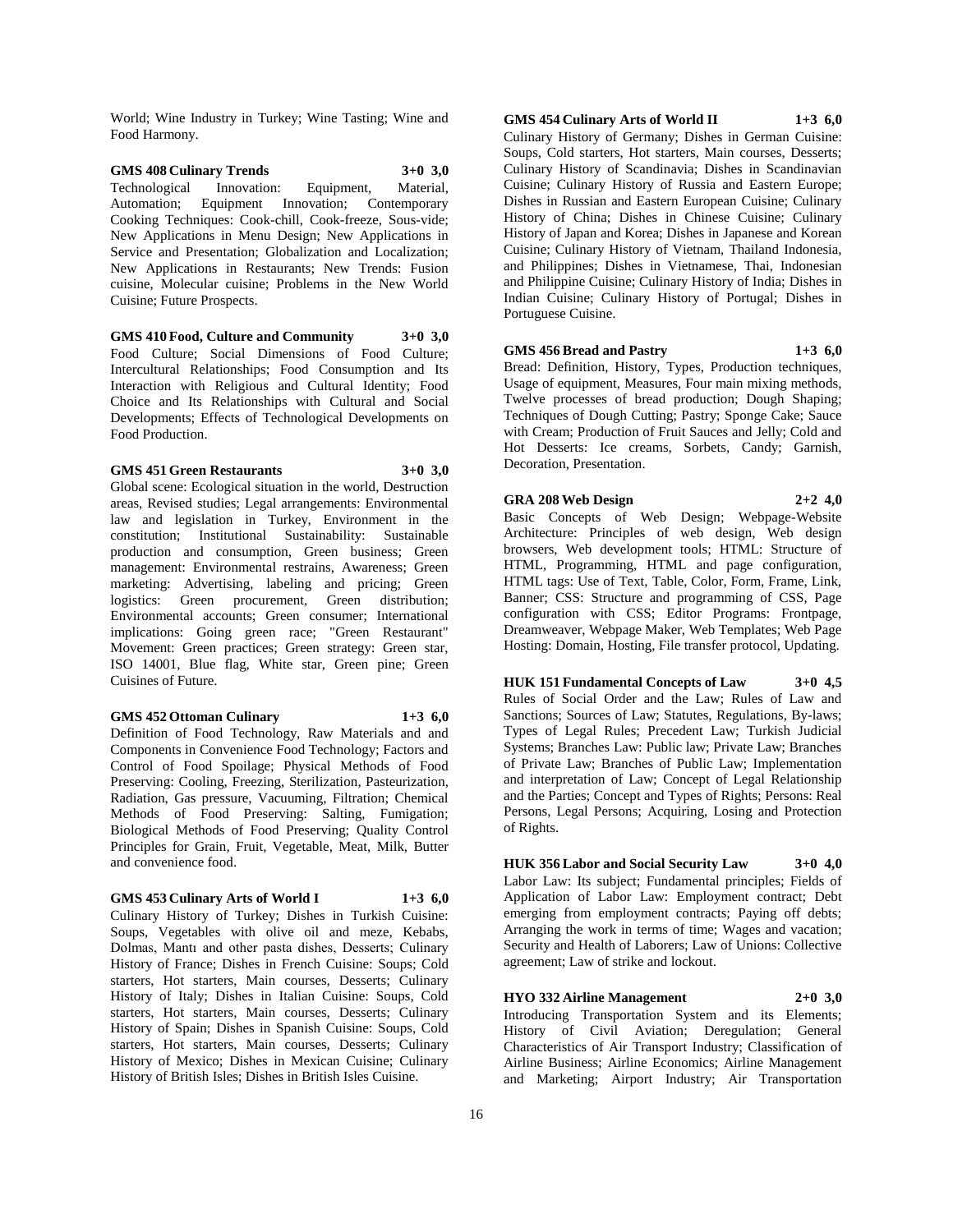World; Wine Industry in Turkey; Wine Tasting; Wine and Food Harmony.

**GMS 408 Culinary Trends 3+0 3,0**
Technological Innovation: Equipment, Material, Automation; Equipment Innovation; Contemporary Cooking Techniques: Cook-chill, Cook-freeze, Sous-vide; New Applications in Menu Design; New Applications in Service and Presentation; Globalization and Localization; New Applications in Restaurants; New Trends: Fusion cuisine, Molecular cuisine; Problems in the New World Cuisine; Future Prospects.

**GMS 410 Food, Culture and Community 3+0 3,0**
Food Culture; Social Dimensions of Food Culture; Intercultural Relationships; Food Consumption and Its Interaction with Religious and Cultural Identity; Food Choice and Its Relationships with Cultural and Social Developments; Effects of Technological Developments on Food Production.

**GMS 451 Green Restaurants 3+0 3,0**
Global scene: Ecological situation in the world, Destruction areas, Revised studies; Legal arrangements: Environmental law and legislation in Turkey, Environment in the constitution; Institutional Sustainability: Sustainable production and consumption, Green business; Green management: Environmental restrains, Awareness; Green marketing: Advertising, labeling and pricing; Green logistics: Green procurement, Green distribution; Environmental accounts; Green consumer; International implications: Going green race; "Green Restaurant" Movement: Green practices; Green strategy: Green star, ISO 14001, Blue flag, White star, Green pine; Green Cuisines of Future.

**GMS 452 Ottoman Culinary 1+3 6,0**
Definition of Food Technology, Raw Materials and and Components in Convenience Food Technology; Factors and Control of Food Spoilage; Physical Methods of Food Preserving: Cooling, Freezing, Sterilization, Pasteurization, Radiation, Gas pressure, Vacuuming, Filtration; Chemical Methods of Food Preserving: Salting, Fumigation; Biological Methods of Food Preserving; Quality Control Principles for Grain, Fruit, Vegetable, Meat, Milk, Butter and convenience food.

**GMS 453 Culinary Arts of World I 1+3 6,0**
Culinary History of Turkey; Dishes in Turkish Cuisine: Soups, Vegetables with olive oil and meze, Kebabs, Dolmas, Mantı and other pasta dishes, Desserts; Culinary History of France; Dishes in French Cuisine: Soups; Cold starters, Hot starters, Main courses, Desserts; Culinary History of Italy; Dishes in Italian Cuisine: Soups, Cold starters, Hot starters, Main courses, Desserts; Culinary History of Spain; Dishes in Spanish Cuisine: Soups, Cold starters, Hot starters, Main courses, Desserts; Culinary History of Mexico; Dishes in Mexican Cuisine; Culinary History of British Isles; Dishes in British Isles Cuisine.

**GMS 454 Culinary Arts of World II 1+3 6,0**
Culinary History of Germany; Dishes in German Cuisine: Soups, Cold starters, Hot starters, Main courses, Desserts; Culinary History of Scandinavia; Dishes in Scandinavian Cuisine; Culinary History of Russia and Eastern Europe; Dishes in Russian and Eastern European Cuisine; Culinary History of China; Dishes in Chinese Cuisine; Culinary History of Japan and Korea; Dishes in Japanese and Korean Cuisine; Culinary History of Vietnam, Thailand Indonesia, and Philippines; Dishes in Vietnamese, Thai, Indonesian and Philippine Cuisine; Culinary History of India; Dishes in Indian Cuisine; Culinary History of Portugal; Dishes in Portuguese Cuisine.

**GMS 456 Bread and Pastry 1+3 6,0**
Bread: Definition, History, Types, Production techniques, Usage of equipment, Measures, Four main mixing methods, Twelve processes of bread production; Dough Shaping; Techniques of Dough Cutting; Pastry; Sponge Cake; Sauce with Cream; Production of Fruit Sauces and Jelly; Cold and Hot Desserts: Ice creams, Sorbets, Candy; Garnish, Decoration, Presentation.

**GRA 208 Web Design 2+2 4,0**
Basic Concepts of Web Design; Webpage-Website Architecture: Principles of web design, Web design browsers, Web development tools; HTML: Structure of HTML, Programming, HTML and page configuration, HTML tags: Use of Text, Table, Color, Form, Frame, Link, Banner; CSS: Structure and programming of CSS, Page configuration with CSS; Editor Programs: Frontpage, Dreamweaver, Webpage Maker, Web Templates; Web Page Hosting: Domain, Hosting, File transfer protocol, Updating.

**HUK 151 Fundamental Concepts of Law 3+0 4,5**
Rules of Social Order and the Law; Rules of Law and Sanctions; Sources of Law; Statutes, Regulations, By-laws; Types of Legal Rules; Precedent Law; Turkish Judicial Systems; Branches Law: Public law; Private Law; Branches of Private Law; Branches of Public Law; Implementation and interpretation of Law; Concept of Legal Relationship and the Parties; Concept and Types of Rights; Persons: Real Persons, Legal Persons; Acquiring, Losing and Protection of Rights.

**HUK 356 Labor and Social Security Law 3+0 4,0**
Labor Law: Its subject; Fundamental principles; Fields of Application of Labor Law: Employment contract; Debt emerging from employment contracts; Paying off debts; Arranging the work in terms of time; Wages and vacation; Security and Health of Laborers; Law of Unions: Collective agreement; Law of strike and lockout.

**HYO 332 Airline Management 2+0 3,0**
Introducing Transportation System and its Elements; History of Civil Aviation; Deregulation; General Characteristics of Air Transport Industry; Classification of Airline Business; Airline Economics; Airline Management and Marketing; Airport Industry; Air Transportation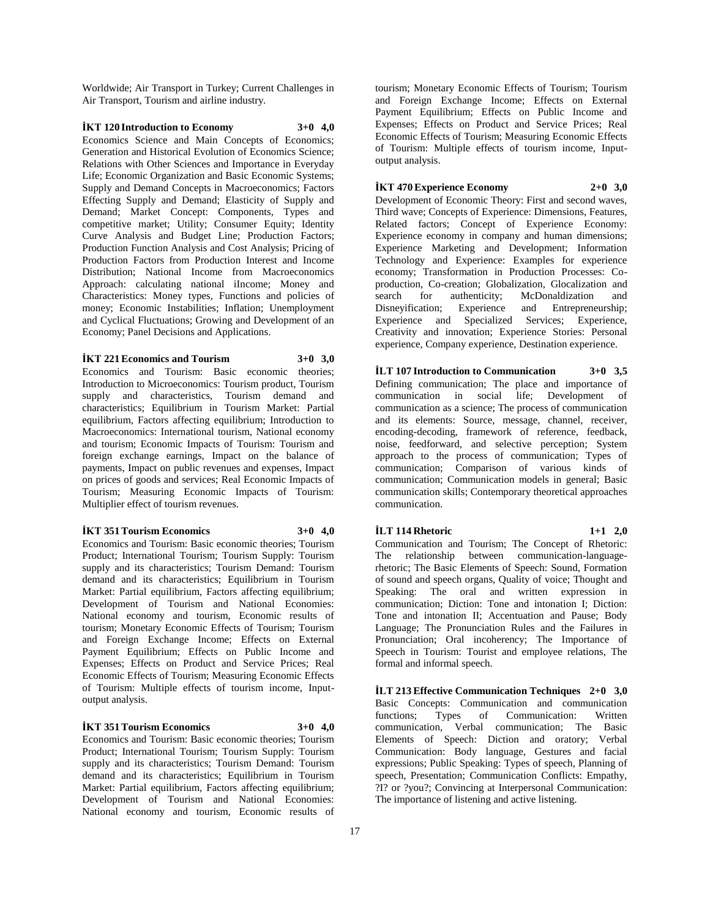Worldwide; Air Transport in Turkey; Current Challenges in Air Transport, Tourism and airline industry.

**İKT 120 Introduction to Economy 3+0 4,0**

Economics Science and Main Concepts of Economics; Generation and Historical Evolution of Economics Science; Relations with Other Sciences and Importance in Everyday Life; Economic Organization and Basic Economic Systems; Supply and Demand Concepts in Macroeconomics; Factors Effecting Supply and Demand; Elasticity of Supply and Demand; Market Concept: Components, Types and competitive market; Utility; Consumer Equity; Identity Curve Analysis and Budget Line; Production Factors; Production Function Analysis and Cost Analysis; Pricing of Production Factors from Production Interest and Income Distribution; National Income from Macroeconomics Approach: calculating national iIncome; Money and Characteristics: Money types, Functions and policies of money; Economic Instabilities; Inflation; Unemployment and Cyclical Fluctuations; Growing and Development of an Economy; Panel Decisions and Applications.

**İKT 221 Economics and Tourism 3+0 3,0**

Economics and Tourism: Basic economic theories; Introduction to Microeconomics: Tourism product, Tourism supply and characteristics, Tourism demand and characteristics; Equilibrium in Tourism Market: Partial equilibrium, Factors affecting equilibrium; Introduction to Macroeconomics: International tourism, National economy and tourism; Economic Impacts of Tourism: Tourism and foreign exchange earnings, Impact on the balance of payments, Impact on public revenues and expenses, Impact on prices of goods and services; Real Economic Impacts of Tourism; Measuring Economic Impacts of Tourism: Multiplier effect of tourism revenues.

**İKT 351 Tourism Economics 3+0 4,0**

Economics and Tourism: Basic economic theories; Tourism Product; International Tourism; Tourism Supply: Tourism supply and its characteristics; Tourism Demand: Tourism demand and its characteristics; Equilibrium in Tourism Market: Partial equilibrium, Factors affecting equilibrium; Development of Tourism and National Economies: National economy and tourism, Economic results of tourism; Monetary Economic Effects of Tourism; Tourism and Foreign Exchange Income; Effects on External Payment Equilibrium; Effects on Public Income and Expenses; Effects on Product and Service Prices; Real Economic Effects of Tourism; Measuring Economic Effects of Tourism: Multiple effects of tourism income, Input-output analysis.

**İKT 351 Tourism Economics 3+0 4,0**

Economics and Tourism: Basic economic theories; Tourism Product; International Tourism; Tourism Supply: Tourism supply and its characteristics; Tourism Demand: Tourism demand and its characteristics; Equilibrium in Tourism Market: Partial equilibrium, Factors affecting equilibrium; Development of Tourism and National Economies: National economy and tourism, Economic results of tourism; Monetary Economic Effects of Tourism; Tourism and Foreign Exchange Income; Effects on External Payment Equilibrium; Effects on Public Income and Expenses; Effects on Product and Service Prices; Real Economic Effects of Tourism; Measuring Economic Effects of Tourism: Multiple effects of tourism income, Input-output analysis.

**İKT 470 Experience Economy 2+0 3,0**

Development of Economic Theory: First and second waves, Third wave; Concepts of Experience: Dimensions, Features, Related factors; Concept of Experience Economy: Experience economy in company and human dimensions; Experience Marketing and Development; Information Technology and Experience: Examples for experience economy; Transformation in Production Processes: Co-production, Co-creation; Globalization, Glocalization and search for authenticity; McDonaldization and Disneyification; Experience and Entrepreneurship; Experience and Specialized Services; Experience, Creativity and innovation; Experience Stories: Personal experience, Company experience, Destination experience.

**İLT 107 Introduction to Communication 3+0 3,5**

Defining communication; The place and importance of communication in social life; Development of communication as a science; The process of communication and its elements: Source, message, channel, receiver, encoding-decoding, framework of reference, feedback, noise, feedforward, and selective perception; System approach to the process of communication; Types of communication; Comparison of various kinds of communication; Communication models in general; Basic communication skills; Contemporary theoretical approaches communication.

**İLT 114 Rhetoric 1+1 2,0**

Communication and Tourism; The Concept of Rhetoric: The relationship between communication-language-rhetoric; The Basic Elements of Speech: Sound, Formation of sound and speech organs, Quality of voice; Thought and Speaking: The oral and written expression in communication; Diction: Tone and intonation I; Diction: Tone and intonation II; Accentuation and Pause; Body Language; The Pronunciation Rules and the Failures in Pronunciation; Oral incoherency; The Importance of Speech in Tourism: Tourist and employee relations, The formal and informal speech.

**İLT 213 Effective Communication Techniques 2+0 3,0**

Basic Concepts: Communication and communication functions; Types of Communication: Written communication, Verbal communication; The Basic Elements of Speech: Diction and oratory; Verbal Communication: Body language, Gestures and facial expressions; Public Speaking: Types of speech, Planning of speech, Presentation; Communication Conflicts: Empathy, ?I? or ?you?; Convincing at Interpersonal Communication: The importance of listening and active listening.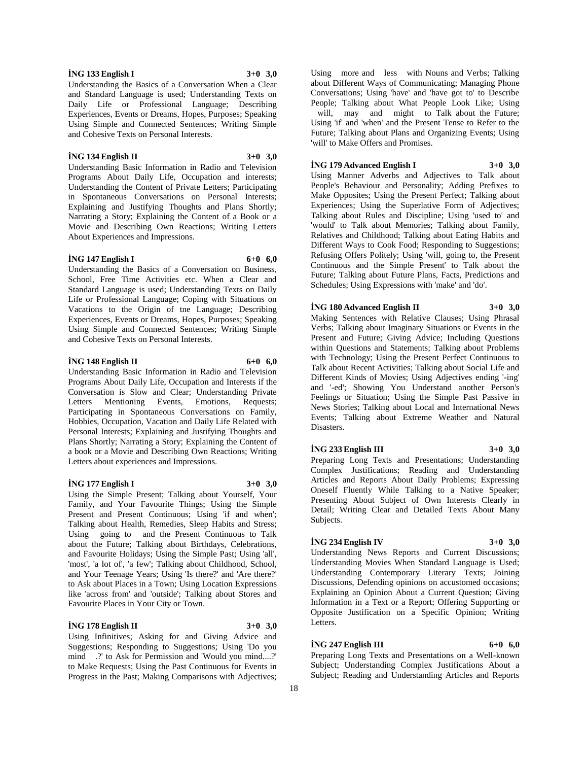**İNG 133 English I** **3+0 3,0**

Understanding the Basics of a Conversation When a Clear and Standard Language is used; Understanding Texts on Daily Life or Professional Language; Describing Experiences, Events or Dreams, Hopes, Purposes; Speaking Using Simple and Connected Sentences; Writing Simple and Cohesive Texts on Personal Interests.

**İNG 134 English II** **3+0 3,0**

Understanding Basic Information in Radio and Television Programs About Daily Life, Occupation and interests; Understanding the Content of Private Letters; Participating in Spontaneous Conversations on Personal Interests; Explaining and Justifying Thoughts and Plans Shortly; Narrating a Story; Explaining the Content of a Book or a Movie and Describing Own Reactions; Writing Letters About Experiences and Impressions.

**İNG 147 English I** **6+0 6,0**

Understanding the Basics of a Conversation on Business, School, Free Time Activities etc. When a Clear and Standard Language is used; Understanding Texts on Daily Life or Professional Language; Coping with Situations on Vacations to the Origin of tne Language; Describing Experiences, Events or Dreams, Hopes, Purposes; Speaking Using Simple and Connected Sentences; Writing Simple and Cohesive Texts on Personal Interests.

**İNG 148 English II** **6+0 6,0**

Understanding Basic Information in Radio and Television Programs About Daily Life, Occupation and Interests if the Conversation is Slow and Clear; Understanding Private Letters Mentioning Events, Emotions, Requests; Participating in Spontaneous Conversations on Family, Hobbies, Occupation, Vacation and Daily Life Related with Personal Interests; Explaining and Justifying Thoughts and Plans Shortly; Narrating a Story; Explaining the Content of a book or a Movie and Describing Own Reactions; Writing Letters about experiences and Impressions.

**İNG 177 English I** **3+0 3,0**

Using the Simple Present; Talking about Yourself, Your Family, and Your Favourite Things; Using the Simple Present and Present Continuous; Using 'if and when'; Talking about Health, Remedies, Sleep Habits and Stress; Using going to and the Present Continuous to Talk about the Future; Talking about Birthdays, Celebrations, and Favourite Holidays; Using the Simple Past; Using 'all', 'most', 'a lot of', 'a few'; Talking about Childhood, School, and Your Teenage Years; Using 'Is there?' and 'Are there?' to Ask about Places in a Town; Using Location Expressions like 'across from' and 'outside'; Talking about Stores and Favourite Places in Your City or Town.

**İNG 178 English II** **3+0 3,0**

Using Infinitives; Asking for and Giving Advice and Suggestions; Responding to Suggestions; Using 'Do you mind .?' to Ask for Permission and 'Would you mind....?' to Make Requests; Using the Past Continuous for Events in Progress in the Past; Making Comparisons with Adjectives; Using more and less with Nouns and Verbs; Talking about Different Ways of Communicating; Managing Phone Conversations; Using 'have' and 'have got to' to Describe People; Talking about What People Look Like; Using will, may and might to Talk about the Future; Using 'if' and 'when' and the Present Tense to Refer to the Future; Talking about Plans and Organizing Events; Using 'will' to Make Offers and Promises.

**İNG 179 Advanced English I** **3+0 3,0**

Using Manner Adverbs and Adjectives to Talk about People's Behaviour and Personality; Adding Prefixes to Make Opposites; Using the Present Perfect; Talking about Experiences; Using the Superlative Form of Adjectives; Talking about Rules and Discipline; Using 'used to' and 'would' to Talk about Memories; Talking about Family, Relatives and Childhood; Talking about Eating Habits and Different Ways to Cook Food; Responding to Suggestions; Refusing Offers Politely; Using 'will, going to, the Present Continuous and the Simple Present' to Talk about the Future; Talking about Future Plans, Facts, Predictions and Schedules; Using Expressions with 'make' and 'do'.

**İNG 180 Advanced English II** **3+0 3,0**

Making Sentences with Relative Clauses; Using Phrasal Verbs; Talking about Imaginary Situations or Events in the Present and Future; Giving Advice; Including Questions within Questions and Statements; Talking about Problems with Technology; Using the Present Perfect Continuous to Talk about Recent Activities; Talking about Social Life and Different Kinds of Movies; Using Adjectives ending '-ing' and '-ed'; Showing You Understand another Person's Feelings or Situation; Using the Simple Past Passive in News Stories; Talking about Local and International News Events; Talking about Extreme Weather and Natural Disasters.

**İNG 233 English III** **3+0 3,0**

Preparing Long Texts and Presentations; Understanding Complex Justifications; Reading and Understanding Articles and Reports About Daily Problems; Expressing Oneself Fluently While Talking to a Native Speaker; Presenting About Subject of Own Interests Clearly in Detail; Writing Clear and Detailed Texts About Many Subjects.

**İNG 234 English IV** **3+0 3,0**

Understanding News Reports and Current Discussions; Understanding Movies When Standard Language is Used; Understanding Contemporary Literary Texts; Joining Discussions, Defending opinions on accustomed occasions; Explaining an Opinion About a Current Question; Giving Information in a Text or a Report; Offering Supporting or Opposite Justification on a Specific Opinion; Writing Letters.

**İNG 247 English III** **6+0 6,0**

Preparing Long Texts and Presentations on a Well-known Subject; Understanding Complex Justifications About a Subject; Reading and Understanding Articles and Reports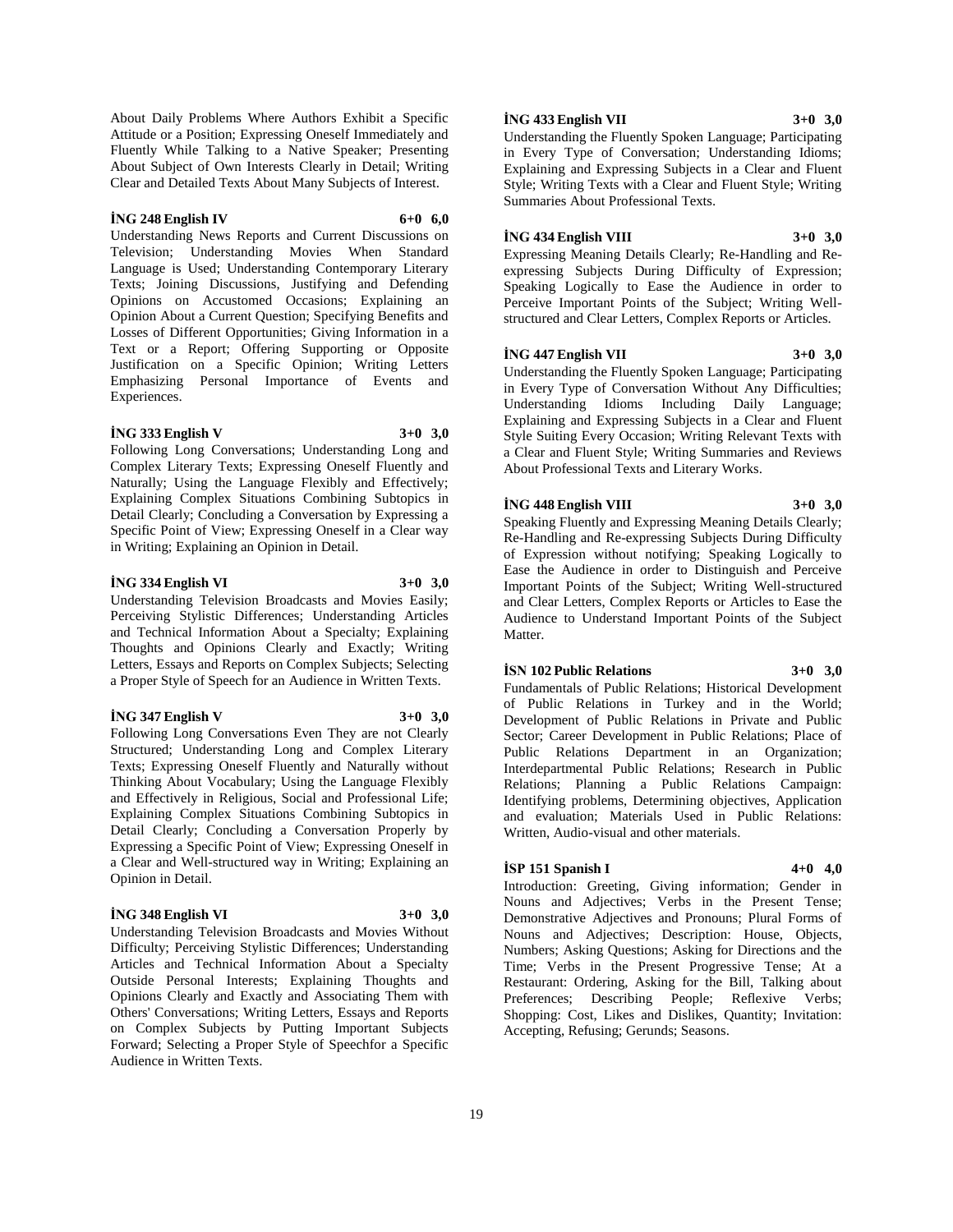About Daily Problems Where Authors Exhibit a Specific Attitude or a Position; Expressing Oneself Immediately and Fluently While Talking to a Native Speaker; Presenting About Subject of Own Interests Clearly in Detail; Writing Clear and Detailed Texts About Many Subjects of Interest.

**İNG 248 English IV 6+0 6,0**

Understanding News Reports and Current Discussions on Television; Understanding Movies When Standard Language is Used; Understanding Contemporary Literary Texts; Joining Discussions, Justifying and Defending Opinions on Accustomed Occasions; Explaining an Opinion About a Current Question; Specifying Benefits and Losses of Different Opportunities; Giving Information in a Text or a Report; Offering Supporting or Opposite Justification on a Specific Opinion; Writing Letters Emphasizing Personal Importance of Events and Experiences.

**İNG 333 English V 3+0 3,0**

Following Long Conversations; Understanding Long and Complex Literary Texts; Expressing Oneself Fluently and Naturally; Using the Language Flexibly and Effectively; Explaining Complex Situations Combining Subtopics in Detail Clearly; Concluding a Conversation by Expressing a Specific Point of View; Expressing Oneself in a Clear way in Writing; Explaining an Opinion in Detail.

**İNG 334 English VI 3+0 3,0**

Understanding Television Broadcasts and Movies Easily; Perceiving Stylistic Differences; Understanding Articles and Technical Information About a Specialty; Explaining Thoughts and Opinions Clearly and Exactly; Writing Letters, Essays and Reports on Complex Subjects; Selecting a Proper Style of Speech for an Audience in Written Texts.

**İNG 347 English V 3+0 3,0**

Following Long Conversations Even They are not Clearly Structured; Understanding Long and Complex Literary Texts; Expressing Oneself Fluently and Naturally without Thinking About Vocabulary; Using the Language Flexibly and Effectively in Religious, Social and Professional Life; Explaining Complex Situations Combining Subtopics in Detail Clearly; Concluding a Conversation Properly by Expressing a Specific Point of View; Expressing Oneself in a Clear and Well-structured way in Writing; Explaining an Opinion in Detail.

**İNG 348 English VI 3+0 3,0**

Understanding Television Broadcasts and Movies Without Difficulty; Perceiving Stylistic Differences; Understanding Articles and Technical Information About a Specialty Outside Personal Interests; Explaining Thoughts and Opinions Clearly and Exactly and Associating Them with Others' Conversations; Writing Letters, Essays and Reports on Complex Subjects by Putting Important Subjects Forward; Selecting a Proper Style of Speechfor a Specific Audience in Written Texts.

**İNG 433 English VII 3+0 3,0**

Understanding the Fluently Spoken Language; Participating in Every Type of Conversation; Understanding Idioms; Explaining and Expressing Subjects in a Clear and Fluent Style; Writing Texts with a Clear and Fluent Style; Writing Summaries About Professional Texts.

**İNG 434 English VIII 3+0 3,0**

Expressing Meaning Details Clearly; Re-Handling and Re-expressing Subjects During Difficulty of Expression; Speaking Logically to Ease the Audience in order to Perceive Important Points of the Subject; Writing Well-structured and Clear Letters, Complex Reports or Articles.

**İNG 447 English VII 3+0 3,0**

Understanding the Fluently Spoken Language; Participating in Every Type of Conversation Without Any Difficulties; Understanding Idioms Including Daily Language; Explaining and Expressing Subjects in a Clear and Fluent Style Suiting Every Occasion; Writing Relevant Texts with a Clear and Fluent Style; Writing Summaries and Reviews About Professional Texts and Literary Works.

**İNG 448 English VIII 3+0 3,0**

Speaking Fluently and Expressing Meaning Details Clearly; Re-Handling and Re-expressing Subjects During Difficulty of Expression without notifying; Speaking Logically to Ease the Audience in order to Distinguish and Perceive Important Points of the Subject; Writing Well-structured and Clear Letters, Complex Reports or Articles to Ease the Audience to Understand Important Points of the Subject Matter.

**İSN 102 Public Relations 3+0 3,0**

Fundamentals of Public Relations; Historical Development of Public Relations in Turkey and in the World; Development of Public Relations in Private and Public Sector; Career Development in Public Relations; Place of Public Relations Department in an Organization; Interdepartmental Public Relations; Research in Public Relations; Planning a Public Relations Campaign: Identifying problems, Determining objectives, Application and evaluation; Materials Used in Public Relations: Written, Audio-visual and other materials.

**İSP 151 Spanish I 4+0 4,0**

Introduction: Greeting, Giving information; Gender in Nouns and Adjectives; Verbs in the Present Tense; Demonstrative Adjectives and Pronouns; Plural Forms of Nouns and Adjectives; Description: House, Objects, Numbers; Asking Questions; Asking for Directions and the Time; Verbs in the Present Progressive Tense; At a Restaurant: Ordering, Asking for the Bill, Talking about Preferences; Describing People; Reflexive Verbs; Shopping: Cost, Likes and Dislikes, Quantity; Invitation: Accepting, Refusing; Gerunds; Seasons.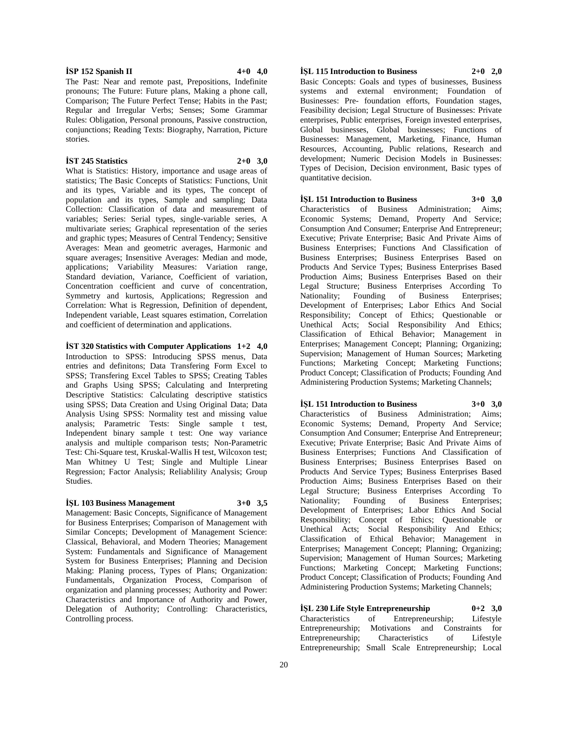**İSP 152 Spanish II 4+0 4,0**

The Past: Near and remote past, Prepositions, Indefinite pronouns; The Future: Future plans, Making a phone call, Comparison; The Future Perfect Tense; Habits in the Past; Regular and Irregular Verbs; Senses; Some Grammar Rules: Obligation, Personal pronouns, Passive construction, conjunctions; Reading Texts: Biography, Narration, Picture stories.

**İST 245 Statistics 2+0 3,0**

What is Statistics: History, importance and usage areas of statistics; The Basic Concepts of Statistics: Functions, Unit and its types, Variable and its types, The concept of population and its types, Sample and sampling; Data Collection: Classification of data and measurement of variables; Series: Serial types, single-variable series, A multivariate series; Graphical representation of the series and graphic types; Measures of Central Tendency; Sensitive Averages: Mean and geometric averages, Harmonic and square averages; Insensitive Averages: Median and mode, applications; Variability Measures: Variation range, Standard deviation, Variance, Coefficient of variation, Concentration coefficient and curve of concentration, Symmetry and kurtosis, Applications; Regression and Correlation: What is Regression, Definition of dependent, Independent variable, Least squares estimation, Correlation and coefficient of determination and applications.

**İST 320 Statistics with Computer Applications 1+2 4,0**

Introduction to SPSS: Introducing SPSS menus, Data entries and definitons; Data Transfering Form Excel to SPSS; Transfering Excel Tables to SPSS; Creating Tables and Graphs Using SPSS; Calculating and Interpreting Descriptive Statistics: Calculating descriptive statistics using SPSS; Data Creation and Using Original Data; Data Analysis Using SPSS: Normality test and missing value analysis; Parametric Tests: Single sample t test, Independent binary sample t test: One way variance analysis and multiple comparison tests; Non-Parametric Test: Chi-Square test, Kruskal-Wallis H test, Wilcoxon test; Man Whitney U Test; Single and Multiple Linear Regression; Factor Analysis; Reliablility Analysis; Group Studies.

**İŞL 103 Business Management 3+0 3,5**

Management: Basic Concepts, Significance of Management for Business Enterprises; Comparison of Management with Similar Concepts; Development of Management Science: Classical, Behavioral, and Modern Theories; Management System: Fundamentals and Significance of Management System for Business Enterprises; Planning and Decision Making: Planing process, Types of Plans; Organization: Fundamentals, Organization Process, Comparison of organization and planning processes; Authority and Power: Characteristics and Importance of Authority and Power, Delegation of Authority; Controlling: Characteristics, Controlling process.

**İŞL 115 Introduction to Business 2+0 2,0**

Basic Concepts: Goals and types of businesses, Business systems and external environment; Foundation of Businesses: Pre- foundation efforts, Foundation stages, Feasibility decision; Legal Structure of Businesses: Private enterprises, Public enterprises, Foreign invested enterprises, Global businesses, Global businesses; Functions of Businesses: Management, Marketing, Finance, Human Resources, Accounting, Public relations, Research and development; Numeric Decision Models in Businesses: Types of Decision, Decision environment, Basic types of quantitative decision.

**İŞL 151 Introduction to Business 3+0 3,0**

Characteristics of Business Administration; Aims; Economic Systems; Demand, Property And Service; Consumption And Consumer; Enterprise And Entrepreneur; Executive; Private Enterprise; Basic And Private Aims of Business Enterprises; Functions And Classification of Business Enterprises; Business Enterprises Based on Products And Service Types; Business Enterprises Based Production Aims; Business Enterprises Based on their Legal Structure; Business Enterprises According To Nationality; Founding of Business Enterprises; Development of Enterprises; Labor Ethics And Social Responsibility; Concept of Ethics; Questionable or Unethical Acts; Social Responsibility And Ethics; Classification of Ethical Behavior; Management in Enterprises; Management Concept; Planning; Organizing; Supervision; Management of Human Sources; Marketing Functions; Marketing Concept; Marketing Functions; Product Concept; Classification of Products; Founding And Administering Production Systems; Marketing Channels;

**İŞL 151 Introduction to Business 3+0 3,0**

Characteristics of Business Administration; Aims; Economic Systems; Demand, Property And Service; Consumption And Consumer; Enterprise And Entrepreneur; Executive; Private Enterprise; Basic And Private Aims of Business Enterprises; Functions And Classification of Business Enterprises; Business Enterprises Based on Products And Service Types; Business Enterprises Based Production Aims; Business Enterprises Based on their Legal Structure; Business Enterprises According To Nationality; Founding of Business Enterprises; Development of Enterprises; Labor Ethics And Social Responsibility; Concept of Ethics; Questionable or Unethical Acts; Social Responsibility And Ethics; Classification of Ethical Behavior; Management in Enterprises; Management Concept; Planning; Organizing; Supervision; Management of Human Sources; Marketing Functions; Marketing Concept; Marketing Functions; Product Concept; Classification of Products; Founding And Administering Production Systems; Marketing Channels;

**İŞL 230 Life Style Entrepreneurship 0+2 3,0**

Characteristics of Entrepreneurship; Lifestyle Entrepreneurship; Motivations and Constraints for Entrepreneurship; Characteristics of Lifestyle Entrepreneurship; Small Scale Entrepreneurship; Local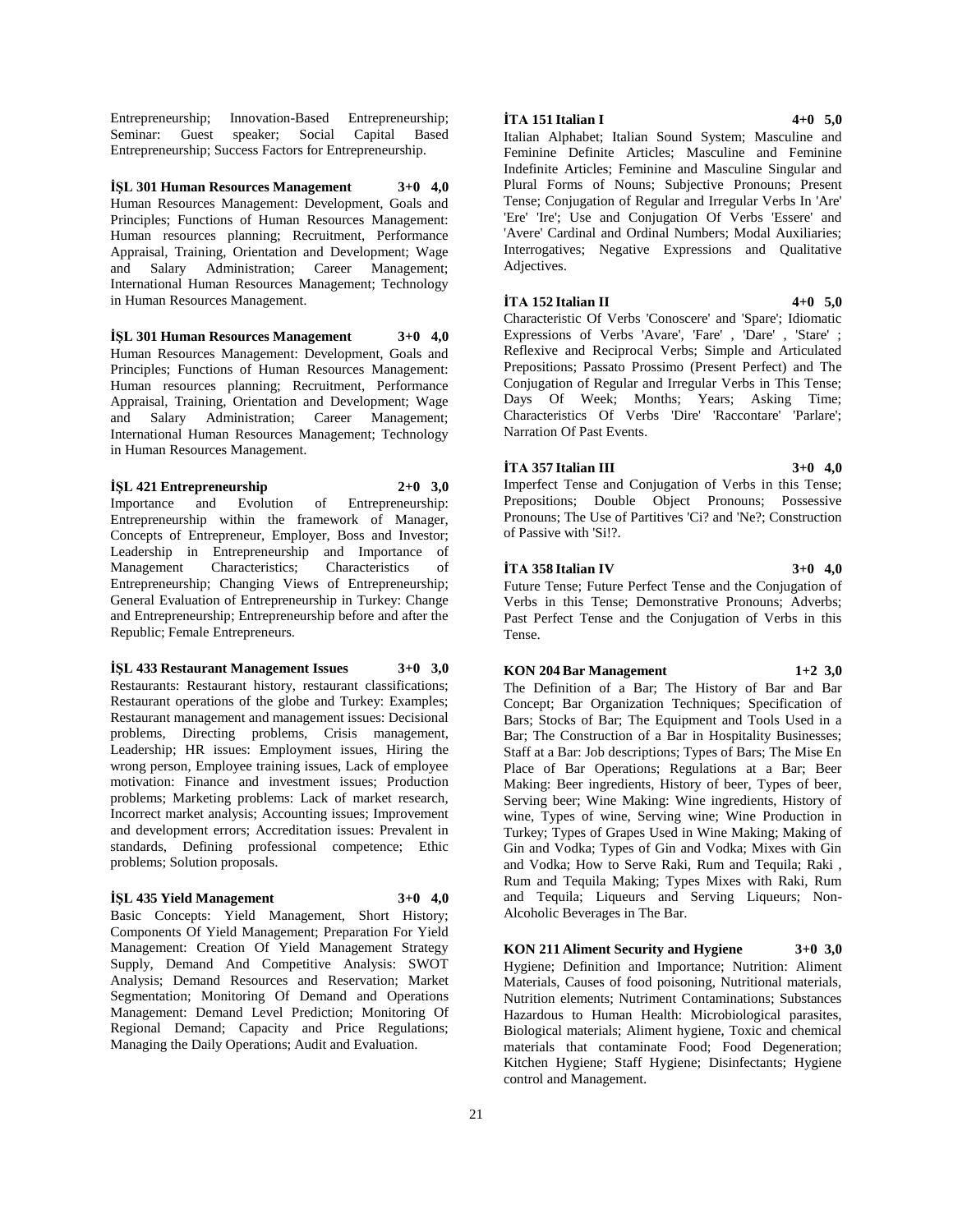Entrepreneurship; Innovation-Based Entrepreneurship; Seminar: Guest speaker; Social Capital Based Entrepreneurship; Success Factors for Entrepreneurship.

**İŞL 301 Human Resources Management 3+0 4,0**
Human Resources Management: Development, Goals and Principles; Functions of Human Resources Management: Human resources planning; Recruitment, Performance Appraisal, Training, Orientation and Development; Wage and Salary Administration; Career Management; International Human Resources Management; Technology in Human Resources Management.

**İŞL 301 Human Resources Management 3+0 4,0**
Human Resources Management: Development, Goals and Principles; Functions of Human Resources Management: Human resources planning; Recruitment, Performance Appraisal, Training, Orientation and Development; Wage and Salary Administration; Career Management; International Human Resources Management; Technology in Human Resources Management.

**İŞL 421 Entrepreneurship 2+0 3,0**
Importance and Evolution of Entrepreneurship: Entrepreneurship within the framework of Manager, Concepts of Entrepreneur, Employer, Boss and Investor; Leadership in Entrepreneurship and Importance of Management Characteristics; Characteristics of Entrepreneurship; Changing Views of Entrepreneurship; General Evaluation of Entrepreneurship in Turkey: Change and Entrepreneurship; Entrepreneurship before and after the Republic; Female Entrepreneurs.

**İŞL 433 Restaurant Management Issues 3+0 3,0**
Restaurants: Restaurant history, restaurant classifications; Restaurant operations of the globe and Turkey: Examples; Restaurant management and management issues: Decisional problems, Directing problems, Crisis management, Leadership; HR issues: Employment issues, Hiring the wrong person, Employee training issues, Lack of employee motivation: Finance and investment issues; Production problems; Marketing problems: Lack of market research, Incorrect market analysis; Accounting issues; Improvement and development errors; Accreditation issues: Prevalent in standards, Defining professional competence; Ethic problems; Solution proposals.

**İŞL 435 Yield Management 3+0 4,0**
Basic Concepts: Yield Management, Short History; Components Of Yield Management; Preparation For Yield Management: Creation Of Yield Management Strategy Supply, Demand And Competitive Analysis: SWOT Analysis; Demand Resources and Reservation; Market Segmentation; Monitoring Of Demand and Operations Management: Demand Level Prediction; Monitoring Of Regional Demand; Capacity and Price Regulations; Managing the Daily Operations; Audit and Evaluation.

**İTA 151 Italian I 4+0 5,0**
Italian Alphabet; Italian Sound System; Masculine and Feminine Definite Articles; Masculine and Feminine Indefinite Articles; Feminine and Masculine Singular and Plural Forms of Nouns; Subjective Pronouns; Present Tense; Conjugation of Regular and Irregular Verbs In 'Are' 'Ere' 'Ire'; Use and Conjugation Of Verbs 'Essere' and 'Avere' Cardinal and Ordinal Numbers; Modal Auxiliaries; Interrogatives; Negative Expressions and Qualitative Adjectives.

**İTA 152 Italian II 4+0 5,0**
Characteristic Of Verbs 'Conoscere' and 'Spare'; Idiomatic Expressions of Verbs 'Avare', 'Fare' , 'Dare' , 'Stare' ; Reflexive and Reciprocal Verbs; Simple and Articulated Prepositions; Passato Prossimo (Present Perfect) and The Conjugation of Regular and Irregular Verbs in This Tense; Days Of Week; Months; Years; Asking Time; Characteristics Of Verbs 'Dire' 'Raccontare' 'Parlare'; Narration Of Past Events.

**İTA 357 Italian III 3+0 4,0**
Imperfect Tense and Conjugation of Verbs in this Tense; Prepositions; Double Object Pronouns; Possessive Pronouns; The Use of Partitives 'Ci? and 'Ne?; Construction of Passive with 'Si!?.

**İTA 358 Italian IV 3+0 4,0**
Future Tense; Future Perfect Tense and the Conjugation of Verbs in this Tense; Demonstrative Pronouns; Adverbs; Past Perfect Tense and the Conjugation of Verbs in this Tense.

**KON 204 Bar Management 1+2 3,0**
The Definition of a Bar; The History of Bar and Bar Concept; Bar Organization Techniques; Specification of Bars; Stocks of Bar; The Equipment and Tools Used in a Bar; The Construction of a Bar in Hospitality Businesses; Staff at a Bar: Job descriptions; Types of Bars; The Mise En Place of Bar Operations; Regulations at a Bar; Beer Making: Beer ingredients, History of beer, Types of beer, Serving beer; Wine Making: Wine ingredients, History of wine, Types of wine, Serving wine; Wine Production in Turkey; Types of Grapes Used in Wine Making; Making of Gin and Vodka; Types of Gin and Vodka; Mixes with Gin and Vodka; How to Serve Raki, Rum and Tequila; Raki , Rum and Tequila Making; Types Mixes with Raki, Rum and Tequila; Liqueurs and Serving Liqueurs; Non-Alcoholic Beverages in The Bar.

**KON 211 Aliment Security and Hygiene 3+0 3,0**
Hygiene; Definition and Importance; Nutrition: Aliment Materials, Causes of food poisoning, Nutritional materials, Nutrition elements; Nutriment Contaminations; Substances Hazardous to Human Health: Microbiological parasites, Biological materials; Aliment hygiene, Toxic and chemical materials that contaminate Food; Food Degeneration; Kitchen Hygiene; Staff Hygiene; Disinfectants; Hygiene control and Management.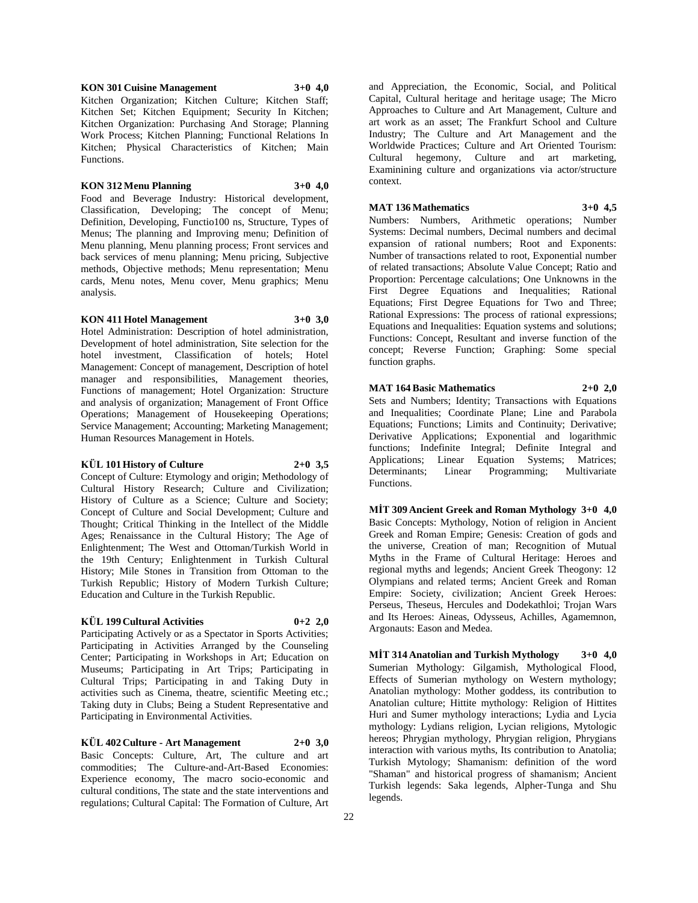**KON 301 Cuisine Management 3+0 4,0**

Kitchen Organization; Kitchen Culture; Kitchen Staff; Kitchen Set; Kitchen Equipment; Security In Kitchen; Kitchen Organization: Purchasing And Storage; Planning Work Process; Kitchen Planning; Functional Relations In Kitchen; Physical Characteristics of Kitchen; Main Functions.

**KON 312 Menu Planning 3+0 4,0**

Food and Beverage Industry: Historical development, Classification, Developing; The concept of Menu; Definition, Developing, Functio100 ns, Structure, Types of Menus; The planning and Improving menu; Definition of Menu planning, Menu planning process; Front services and back services of menu planning; Menu pricing, Subjective methods, Objective methods; Menu representation; Menu cards, Menu notes, Menu cover, Menu graphics; Menu analysis.

**KON 411 Hotel Management 3+0 3,0**

Hotel Administration: Description of hotel administration, Development of hotel administration, Site selection for the hotel investment, Classification of hotels; Hotel Management: Concept of management, Description of hotel manager and responsibilities, Management theories, Functions of management; Hotel Organization: Structure and analysis of organization; Management of Front Office Operations; Management of Housekeeping Operations; Service Management; Accounting; Marketing Management; Human Resources Management in Hotels.

**KÜL 101 History of Culture 2+0 3,5**

Concept of Culture: Etymology and origin; Methodology of Cultural History Research; Culture and Civilization; History of Culture as a Science; Culture and Society; Concept of Culture and Social Development; Culture and Thought; Critical Thinking in the Intellect of the Middle Ages; Renaissance in the Cultural History; The Age of Enlightenment; The West and Ottoman/Turkish World in the 19th Century; Enlightenment in Turkish Cultural History; Mile Stones in Transition from Ottoman to the Turkish Republic; History of Modern Turkish Culture; Education and Culture in the Turkish Republic.

**KÜL 199 Cultural Activities 0+2 2,0**

Participating Actively or as a Spectator in Sports Activities; Participating in Activities Arranged by the Counseling Center; Participating in Workshops in Art; Education on Museums; Participating in Art Trips; Participating in Cultural Trips; Participating in and Taking Duty in activities such as Cinema, theatre, scientific Meeting etc.; Taking duty in Clubs; Being a Student Representative and Participating in Environmental Activities.

**KÜL 402 Culture - Art Management 2+0 3,0**

Basic Concepts: Culture, Art, The culture and art commodities; The Culture-and-Art-Based Economies: Experience economy, The macro socio-economic and cultural conditions, The state and the state interventions and regulations; Cultural Capital: The Formation of Culture, Art and Appreciation, the Economic, Social, and Political Capital, Cultural heritage and heritage usage; The Micro Approaches to Culture and Art Management, Culture and art work as an asset; The Frankfurt School and Culture Industry; The Culture and Art Management and the Worldwide Practices; Culture and Art Oriented Tourism: Cultural hegemony, Culture and art marketing, Examinining culture and organizations via actor/structure context.

**MAT 136 Mathematics 3+0 4,5**

Numbers: Numbers, Arithmetic operations; Number Systems: Decimal numbers, Decimal numbers and decimal expansion of rational numbers; Root and Exponents: Number of transactions related to root, Exponential number of related transactions; Absolute Value Concept; Ratio and Proportion: Percentage calculations; One Unknowns in the First Degree Equations and Inequalities; Rational Equations; First Degree Equations for Two and Three; Rational Expressions: The process of rational expressions; Equations and Inequalities: Equation systems and solutions; Functions: Concept, Resultant and inverse function of the concept; Reverse Function; Graphing: Some special function graphs.

**MAT 164 Basic Mathematics 2+0 2,0**

Sets and Numbers; Identity; Transactions with Equations and Inequalities; Coordinate Plane; Line and Parabola Equations; Functions; Limits and Continuity; Derivative; Derivative Applications; Exponential and logarithmic functions; Indefinite Integral; Definite Integral and Applications; Linear Equation Systems; Matrices; Determinants; Linear Programming; Multivariate Functions.

**MİT 309 Ancient Greek and Roman Mythology 3+0 4,0**

Basic Concepts: Mythology, Notion of religion in Ancient Greek and Roman Empire; Genesis: Creation of gods and the universe, Creation of man; Recognition of Mutual Myths in the Frame of Cultural Heritage: Heroes and regional myths and legends; Ancient Greek Theogony: 12 Olympians and related terms; Ancient Greek and Roman Empire: Society, civilization; Ancient Greek Heroes: Perseus, Theseus, Hercules and Dodekathloi; Trojan Wars and Its Heroes: Aineas, Odysseus, Achilles, Agamemnon, Argonauts: Eason and Medea.

**MİT 314 Anatolian and Turkish Mythology 3+0 4,0**

Sumerian Mythology: Gilgamish, Mythological Flood, Effects of Sumerian mythology on Western mythology; Anatolian mythology: Mother goddess, its contribution to Anatolian culture; Hittite mythology: Religion of Hittites Huri and Sumer mythology interactions; Lydia and Lycia mythology: Lydians religion, Lycian religions, Mytologic hereos; Phrygian mythology, Phrygian religion, Phrygians interaction with various myths, Its contribution to Anatolia; Turkish Mytology; Shamanism: definition of the word "Shaman" and historical progress of shamanism; Ancient Turkish legends: Saka legends, Alpher-Tunga and Shu legends.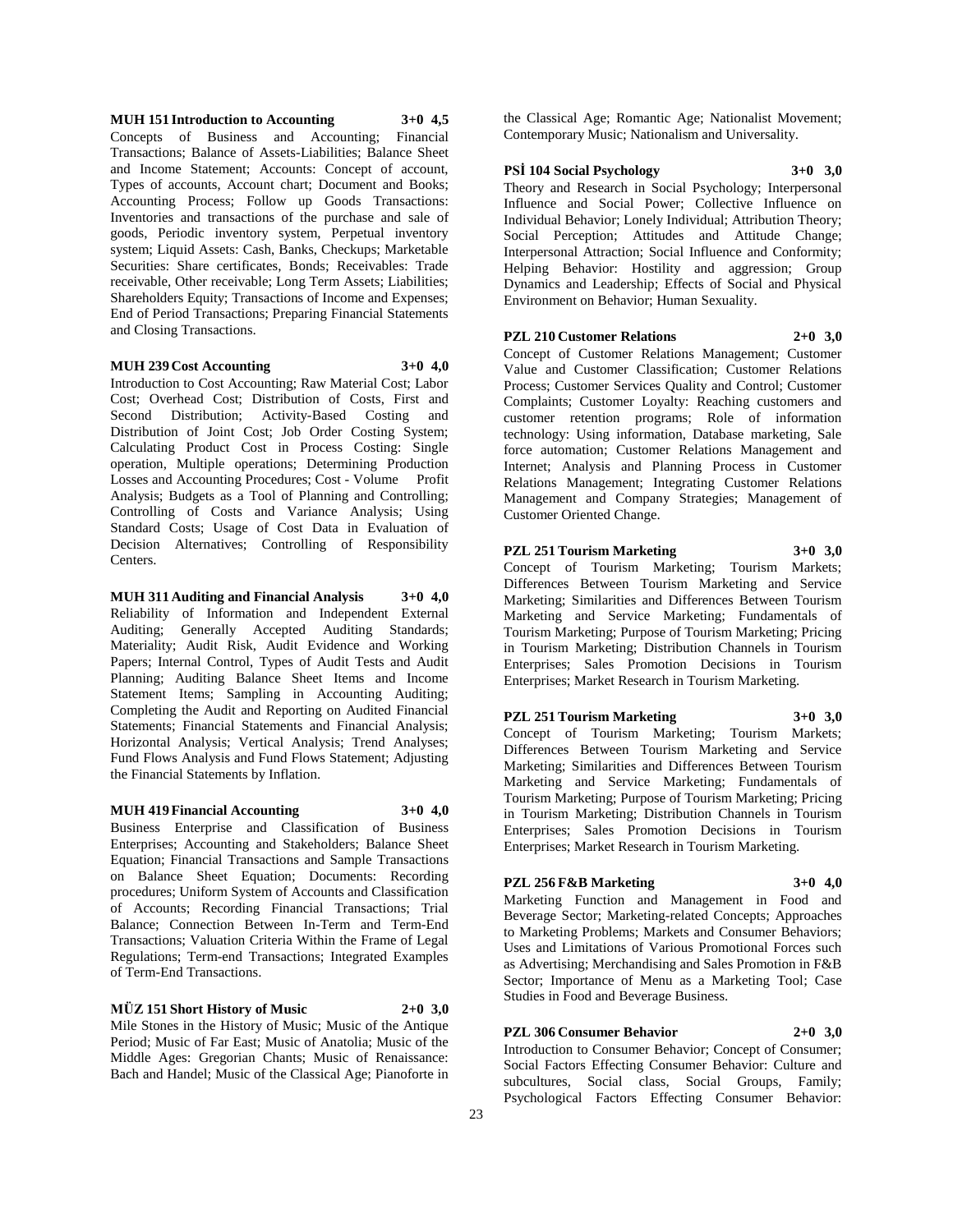**MUH 151 Introduction to Accounting 3+0 4,5**

Concepts of Business and Accounting; Financial Transactions; Balance of Assets-Liabilities; Balance Sheet and Income Statement; Accounts: Concept of account, Types of accounts, Account chart; Document and Books; Accounting Process; Follow up Goods Transactions: Inventories and transactions of the purchase and sale of goods, Periodic inventory system, Perpetual inventory system; Liquid Assets: Cash, Banks, Checkups; Marketable Securities: Share certificates, Bonds; Receivables: Trade receivable, Other receivable; Long Term Assets; Liabilities; Shareholders Equity; Transactions of Income and Expenses; End of Period Transactions; Preparing Financial Statements and Closing Transactions.

**MUH 239 Cost Accounting 3+0 4,0**

Introduction to Cost Accounting; Raw Material Cost; Labor Cost; Overhead Cost; Distribution of Costs, First and Second Distribution; Activity-Based Costing and Distribution of Joint Cost; Job Order Costing System; Calculating Product Cost in Process Costing: Single operation, Multiple operations; Determining Production Losses and Accounting Procedures; Cost - Volume Profit Analysis; Budgets as a Tool of Planning and Controlling; Controlling of Costs and Variance Analysis; Using Standard Costs; Usage of Cost Data in Evaluation of Decision Alternatives; Controlling of Responsibility Centers.

**MUH 311 Auditing and Financial Analysis 3+0 4,0**

Reliability of Information and Independent External Auditing; Generally Accepted Auditing Standards; Materiality; Audit Risk, Audit Evidence and Working Papers; Internal Control, Types of Audit Tests and Audit Planning; Auditing Balance Sheet Items and Income Statement Items; Sampling in Accounting Auditing; Completing the Audit and Reporting on Audited Financial Statements; Financial Statements and Financial Analysis; Horizontal Analysis; Vertical Analysis; Trend Analyses; Fund Flows Analysis and Fund Flows Statement; Adjusting the Financial Statements by Inflation.

**MUH 419 Financial Accounting 3+0 4,0**

Business Enterprise and Classification of Business Enterprises; Accounting and Stakeholders; Balance Sheet Equation; Financial Transactions and Sample Transactions on Balance Sheet Equation; Documents: Recording procedures; Uniform System of Accounts and Classification of Accounts; Recording Financial Transactions; Trial Balance; Connection Between In-Term and Term-End Transactions; Valuation Criteria Within the Frame of Legal Regulations; Term-end Transactions; Integrated Examples of Term-End Transactions.

**MÜZ 151 Short History of Music 2+0 3,0**

Mile Stones in the History of Music; Music of the Antique Period; Music of Far East; Music of Anatolia; Music of the Middle Ages: Gregorian Chants; Music of Renaissance: Bach and Handel; Music of the Classical Age; Pianoforte in the Classical Age; Romantic Age; Nationalist Movement; Contemporary Music; Nationalism and Universality.

**PSİ 104 Social Psychology 3+0 3,0**

Theory and Research in Social Psychology; Interpersonal Influence and Social Power; Collective Influence on Individual Behavior; Lonely Individual; Attribution Theory; Social Perception; Attitudes and Attitude Change; Interpersonal Attraction; Social Influence and Conformity; Helping Behavior: Hostility and aggression; Group Dynamics and Leadership; Effects of Social and Physical Environment on Behavior; Human Sexuality.

**PZL 210 Customer Relations 2+0 3,0**

Concept of Customer Relations Management; Customer Value and Customer Classification; Customer Relations Process; Customer Services Quality and Control; Customer Complaints; Customer Loyalty: Reaching customers and customer retention programs; Role of information technology: Using information, Database marketing, Sale force automation; Customer Relations Management and Internet; Analysis and Planning Process in Customer Relations Management; Integrating Customer Relations Management and Company Strategies; Management of Customer Oriented Change.

**PZL 251 Tourism Marketing 3+0 3,0**

Concept of Tourism Marketing; Tourism Markets; Differences Between Tourism Marketing and Service Marketing; Similarities and Differences Between Tourism Marketing and Service Marketing; Fundamentals of Tourism Marketing; Purpose of Tourism Marketing; Pricing in Tourism Marketing; Distribution Channels in Tourism Enterprises; Sales Promotion Decisions in Tourism Enterprises; Market Research in Tourism Marketing.

**PZL 251 Tourism Marketing 3+0 3,0**

Concept of Tourism Marketing; Tourism Markets; Differences Between Tourism Marketing and Service Marketing; Similarities and Differences Between Tourism Marketing and Service Marketing; Fundamentals of Tourism Marketing; Purpose of Tourism Marketing; Pricing in Tourism Marketing; Distribution Channels in Tourism Enterprises; Sales Promotion Decisions in Tourism Enterprises; Market Research in Tourism Marketing.

**PZL 256 F&B Marketing 3+0 4,0**

Marketing Function and Management in Food and Beverage Sector; Marketing-related Concepts; Approaches to Marketing Problems; Markets and Consumer Behaviors; Uses and Limitations of Various Promotional Forces such as Advertising; Merchandising and Sales Promotion in F&B Sector; Importance of Menu as a Marketing Tool; Case Studies in Food and Beverage Business.

**PZL 306 Consumer Behavior 2+0 3,0**

Introduction to Consumer Behavior; Concept of Consumer; Social Factors Effecting Consumer Behavior: Culture and subcultures, Social class, Social Groups, Family; Psychological Factors Effecting Consumer Behavior: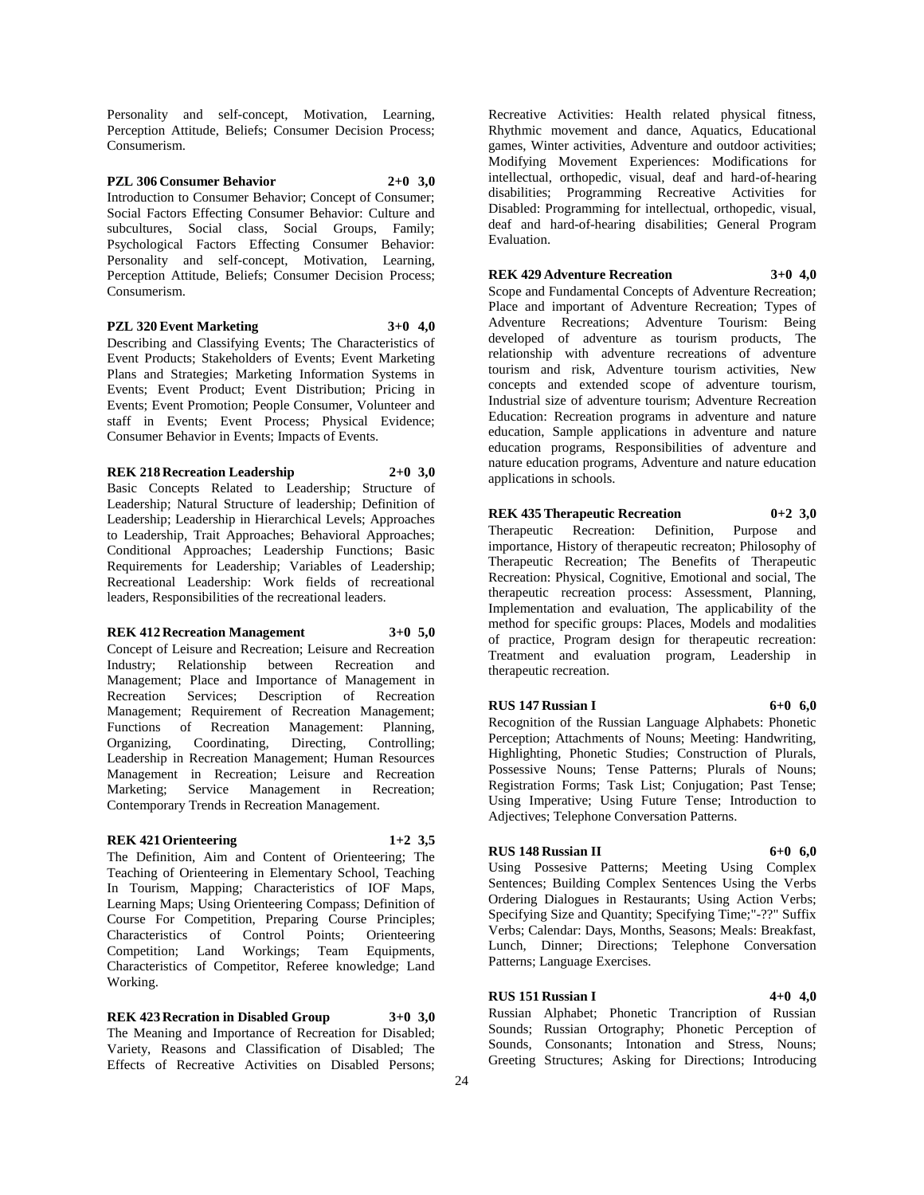Personality and self-concept, Motivation, Learning, Perception Attitude, Beliefs; Consumer Decision Process; Consumerism.

**PZL 306 Consumer Behavior 2+0 3,0**

Introduction to Consumer Behavior; Concept of Consumer; Social Factors Effecting Consumer Behavior: Culture and subcultures, Social class, Social Groups, Family; Psychological Factors Effecting Consumer Behavior: Personality and self-concept, Motivation, Learning, Perception Attitude, Beliefs; Consumer Decision Process; Consumerism.

**PZL 320 Event Marketing 3+0 4,0**

Describing and Classifying Events; The Characteristics of Event Products; Stakeholders of Events; Event Marketing Plans and Strategies; Marketing Information Systems in Events; Event Product; Event Distribution; Pricing in Events; Event Promotion; People Consumer, Volunteer and staff in Events; Event Process; Physical Evidence; Consumer Behavior in Events; Impacts of Events.

**REK 218 Recreation Leadership 2+0 3,0**

Basic Concepts Related to Leadership; Structure of Leadership; Natural Structure of leadership; Definition of Leadership; Leadership in Hierarchical Levels; Approaches to Leadership, Trait Approaches; Behavioral Approaches; Conditional Approaches; Leadership Functions; Basic Requirements for Leadership; Variables of Leadership; Recreational Leadership: Work fields of recreational leaders, Responsibilities of the recreational leaders.

**REK 412 Recreation Management 3+0 5,0**

Concept of Leisure and Recreation; Leisure and Recreation Industry; Relationship between Recreation and Management; Place and Importance of Management in Recreation Services; Description of Recreation Management; Requirement of Recreation Management; Functions of Recreation Management: Planning, Organizing, Coordinating, Directing, Controlling; Leadership in Recreation Management; Human Resources Management in Recreation; Leisure and Recreation Marketing; Service Management in Recreation; Contemporary Trends in Recreation Management.

**REK 421 Orienteering 1+2 3,5**

The Definition, Aim and Content of Orienteering; The Teaching of Orienteering in Elementary School, Teaching In Tourism, Mapping; Characteristics of IOF Maps, Learning Maps; Using Orienteering Compass; Definition of Course For Competition, Preparing Course Principles; Characteristics of Control Points; Orienteering Competition; Land Workings; Team Equipments, Characteristics of Competitor, Referee knowledge; Land Working.

**REK 423 Recration in Disabled Group 3+0 3,0**

The Meaning and Importance of Recreation for Disabled; Variety, Reasons and Classification of Disabled; The Effects of Recreative Activities on Disabled Persons; Recreative Activities: Health related physical fitness, Rhythmic movement and dance, Aquatics, Educational games, Winter activities, Adventure and outdoor activities; Modifying Movement Experiences: Modifications for intellectual, orthopedic, visual, deaf and hard-of-hearing disabilities; Programming Recreative Activities for Disabled: Programming for intellectual, orthopedic, visual, deaf and hard-of-hearing disabilities; General Program Evaluation.

**REK 429 Adventure Recreation 3+0 4,0**

Scope and Fundamental Concepts of Adventure Recreation; Place and important of Adventure Recreation; Types of Adventure Recreations; Adventure Tourism: Being developed of adventure as tourism products, The relationship with adventure recreations of adventure tourism and risk, Adventure tourism activities, New concepts and extended scope of adventure tourism, Industrial size of adventure tourism; Adventure Recreation Education: Recreation programs in adventure and nature education, Sample applications in adventure and nature education programs, Responsibilities of adventure and nature education programs, Adventure and nature education applications in schools.

**REK 435 Therapeutic Recreation 0+2 3,0**

Therapeutic Recreation: Definition, Purpose and importance, History of therapeutic recreaton; Philosophy of Therapeutic Recreation; The Benefits of Therapeutic Recreation: Physical, Cognitive, Emotional and social, The therapeutic recreation process: Assessment, Planning, Implementation and evaluation, The applicability of the method for specific groups: Places, Models and modalities of practice, Program design for therapeutic recreation: Treatment and evaluation program, Leadership in therapeutic recreation.

**RUS 147 Russian I 6+0 6,0**

Recognition of the Russian Language Alphabets: Phonetic Perception; Attachments of Nouns; Meeting: Handwriting, Highlighting, Phonetic Studies; Construction of Plurals, Possessive Nouns; Tense Patterns; Plurals of Nouns; Registration Forms; Task List; Conjugation; Past Tense; Using Imperative; Using Future Tense; Introduction to Adjectives; Telephone Conversation Patterns.

**RUS 148 Russian II 6+0 6,0**

Using Possesive Patterns; Meeting Using Complex Sentences; Building Complex Sentences Using the Verbs Ordering Dialogues in Restaurants; Using Action Verbs; Specifying Size and Quantity; Specifying Time;"-??" Suffix Verbs; Calendar: Days, Months, Seasons; Meals: Breakfast, Lunch, Dinner; Directions; Telephone Conversation Patterns; Language Exercises.

**RUS 151 Russian I 4+0 4,0**

Russian Alphabet; Phonetic Trancription of Russian Sounds; Russian Ortography; Phonetic Perception of Sounds, Consonants; Intonation and Stress, Nouns; Greeting Structures; Asking for Directions; Introducing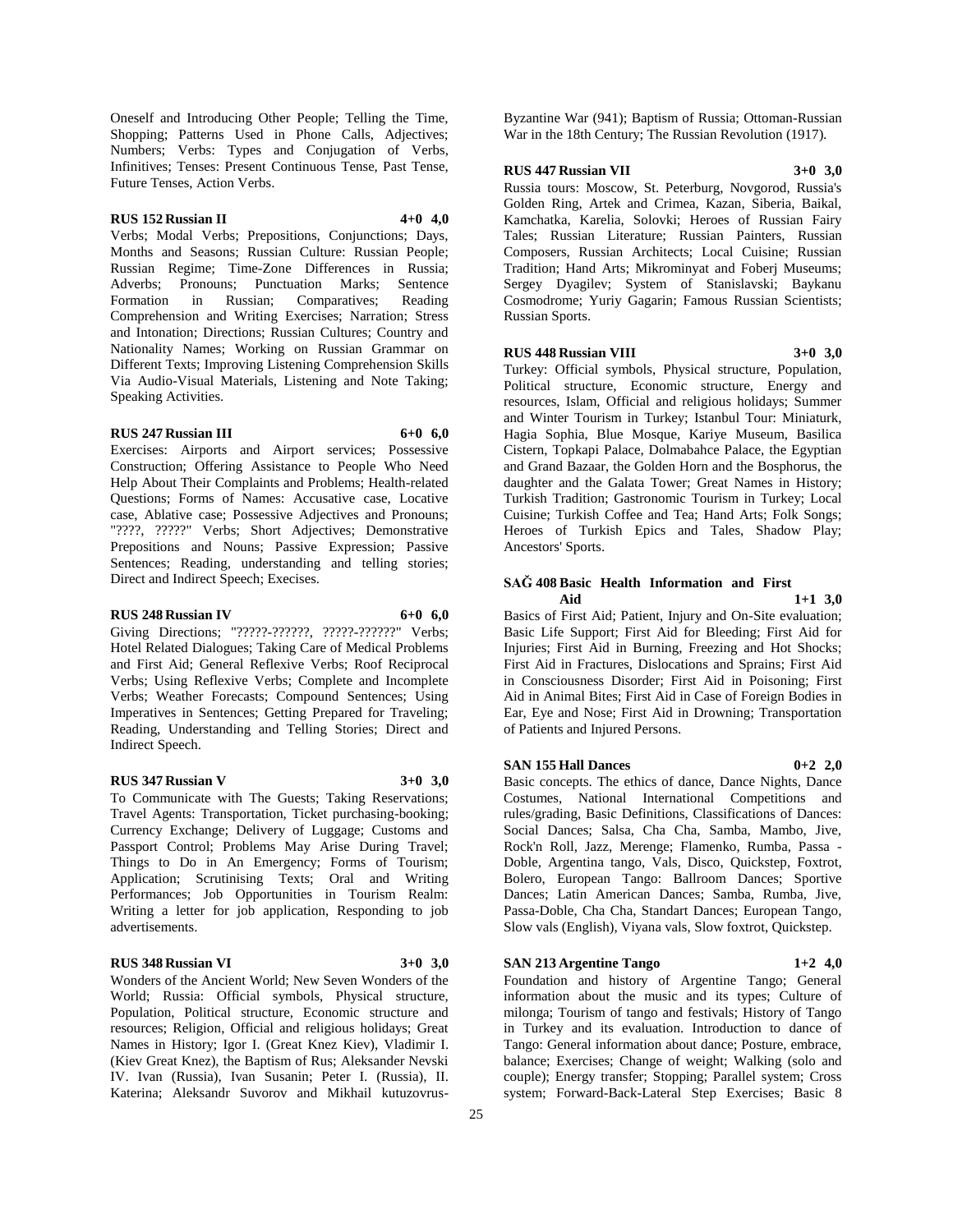Oneself and Introducing Other People; Telling the Time, Shopping; Patterns Used in Phone Calls, Adjectives; Numbers; Verbs: Types and Conjugation of Verbs, Infinitives; Tenses: Present Continuous Tense, Past Tense, Future Tenses, Action Verbs.

**RUS 152 Russian II 4+0 4,0**

Verbs; Modal Verbs; Prepositions, Conjunctions; Days, Months and Seasons; Russian Culture: Russian People; Russian Regime; Time-Zone Differences in Russia; Adverbs; Pronouns; Punctuation Marks; Sentence Formation in Russian; Comparatives; Reading Comprehension and Writing Exercises; Narration; Stress and Intonation; Directions; Russian Cultures; Country and Nationality Names; Working on Russian Grammar on Different Texts; Improving Listening Comprehension Skills Via Audio-Visual Materials, Listening and Note Taking; Speaking Activities.

**RUS 247 Russian III 6+0 6,0**

Exercises: Airports and Airport services; Possessive Construction; Offering Assistance to People Who Need Help About Their Complaints and Problems; Health-related Questions; Forms of Names: Accusative case, Locative case, Ablative case; Possessive Adjectives and Pronouns; "????, ?????" Verbs; Short Adjectives; Demonstrative Prepositions and Nouns; Passive Expression; Passive Sentences; Reading, understanding and telling stories; Direct and Indirect Speech; Execises.

**RUS 248 Russian IV 6+0 6,0**

Giving Directions; "?????-??????, ?????-??????" Verbs; Hotel Related Dialogues; Taking Care of Medical Problems and First Aid; General Reflexive Verbs; Roof Reciprocal Verbs; Using Reflexive Verbs; Complete and Incomplete Verbs; Weather Forecasts; Compound Sentences; Using Imperatives in Sentences; Getting Prepared for Traveling; Reading, Understanding and Telling Stories; Direct and Indirect Speech.

**RUS 347 Russian V 3+0 3,0**

To Communicate with The Guests; Taking Reservations; Travel Agents: Transportation, Ticket purchasing-booking; Currency Exchange; Delivery of Luggage; Customs and Passport Control; Problems May Arise During Travel; Things to Do in An Emergency; Forms of Tourism; Application; Scrutinising Texts; Oral and Writing Performances; Job Opportunities in Tourism Realm: Writing a letter for job application, Responding to job advertisements.

**RUS 348 Russian VI 3+0 3,0**

Wonders of the Ancient World; New Seven Wonders of the World; Russia: Official symbols, Physical structure, Population, Political structure, Economic structure and resources; Religion, Official and religious holidays; Great Names in History; Igor I. (Great Knez Kiev), Vladimir I. (Kiev Great Knez), the Baptism of Rus; Aleksander Nevski IV. Ivan (Russia), Ivan Susanin; Peter I. (Russia), II. Katerina; Aleksandr Suvorov and Mikhail kutuzovrus-Byzantine War (941); Baptism of Russia; Ottoman-Russian War in the 18th Century; The Russian Revolution (1917).

**RUS 447 Russian VII 3+0 3,0**

Russia tours: Moscow, St. Peterburg, Novgorod, Russia's Golden Ring, Artek and Crimea, Kazan, Siberia, Baikal, Kamchatka, Karelia, Solovki; Heroes of Russian Fairy Tales; Russian Literature; Russian Painters, Russian Composers, Russian Architects; Local Cuisine; Russian Tradition; Hand Arts; Mikrominyat and Foberj Museums; Sergey Dyagilev; System of Stanislavski; Baykanu Cosmodrome; Yuriy Gagarin; Famous Russian Scientists; Russian Sports.

**RUS 448 Russian VIII 3+0 3,0**

Turkey: Official symbols, Physical structure, Population, Political structure, Economic structure, Energy and resources, Islam, Official and religious holidays; Summer and Winter Tourism in Turkey; Istanbul Tour: Miniaturk, Hagia Sophia, Blue Mosque, Kariye Museum, Basilica Cistern, Topkapi Palace, Dolmabahce Palace, the Egyptian and Grand Bazaar, the Golden Horn and the Bosphorus, the daughter and the Galata Tower; Great Names in History; Turkish Tradition; Gastronomic Tourism in Turkey; Local Cuisine; Turkish Coffee and Tea; Hand Arts; Folk Songs; Heroes of Turkish Epics and Tales, Shadow Play; Ancestors' Sports.

**SAĞ 408 Basic Health Information and First Aid 1+1 3,0**

Basics of First Aid; Patient, Injury and On-Site evaluation; Basic Life Support; First Aid for Bleeding; First Aid for Injuries; First Aid in Burning, Freezing and Hot Shocks; First Aid in Fractures, Dislocations and Sprains; First Aid in Consciousness Disorder; First Aid in Poisoning; First Aid in Animal Bites; First Aid in Case of Foreign Bodies in Ear, Eye and Nose; First Aid in Drowning; Transportation of Patients and Injured Persons.

**SAN 155 Hall Dances 0+2 2,0**

Basic concepts. The ethics of dance, Dance Nights, Dance Costumes, National International Competitions and rules/grading, Basic Definitions, Classifications of Dances: Social Dances; Salsa, Cha Cha, Samba, Mambo, Jive, Rock'n Roll, Jazz, Merenge; Flamenko, Rumba, Passa - Doble, Argentina tango, Vals, Disco, Quickstep, Foxtrot, Bolero, European Tango: Ballroom Dances; Sportive Dances; Latin American Dances; Samba, Rumba, Jive, Passa-Doble, Cha Cha, Standart Dances; European Tango, Slow vals (English), Viyana vals, Slow foxtrot, Quickstep.

**SAN 213 Argentine Tango 1+2 4,0**

Foundation and history of Argentine Tango; General information about the music and its types; Culture of milonga; Tourism of tango and festivals; History of Tango in Turkey and its evaluation. Introduction to dance of Tango: General information about dance; Posture, embrace, balance; Exercises; Change of weight; Walking (solo and couple); Energy transfer; Stopping; Parallel system; Cross system; Forward-Back-Lateral Step Exercises; Basic 8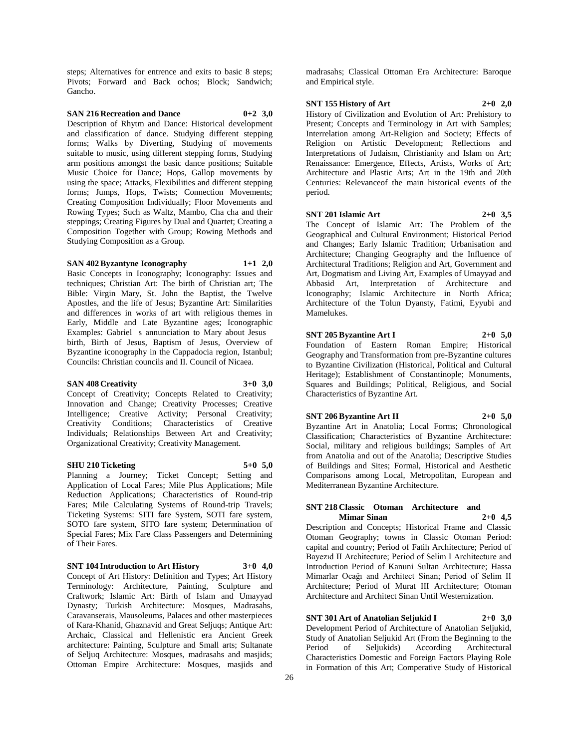steps; Alternatives for entrence and exits to basic 8 steps; Pivots; Forward and Back ochos; Block; Sandwich; Gancho.

**SAN 216 Recreation and Dance 0+2 3,0**

Description of Rhytm and Dance: Historical development and classification of dance. Studying different stepping forms; Walks by Diverting, Studying of movements suitable to music, using different stepping forms, Studying arm positions amongst the basic dance positions; Suitable Music Choice for Dance; Hops, Gallop movements by using the space; Attacks, Flexibilities and different stepping forms; Jumps, Hops, Twists; Connection Movements; Creating Composition Individually; Floor Movements and Rowing Types; Such as Waltz, Mambo, Cha cha and their steppings; Creating Figures by Dual and Quartet; Creating a Composition Together with Group; Rowing Methods and Studying Composition as a Group.

**SAN 402 Byzantyne Iconography 1+1 2,0**

Basic Concepts in Iconography; Iconography: Issues and techniques; Christian Art: The birth of Christian art; The Bible: Virgin Mary, St. John the Baptist, the Twelve Apostles, and the life of Jesus; Byzantine Art: Similarities and differences in works of art with religious themes in Early, Middle and Late Byzantine ages; Iconographic Examples: Gabriel s annunciation to Mary about Jesus birth, Birth of Jesus, Baptism of Jesus, Overview of Byzantine iconography in the Cappadocia region, Istanbul; Councils: Christian councils and II. Council of Nicaea.

**SAN 408 Creativity 3+0 3,0**

Concept of Creativity; Concepts Related to Creativity; Innovation and Change; Creativity Processes; Creative Intelligence; Creative Activity; Personal Creativity; Creativity Conditions; Characteristics of Creative Individuals; Relationships Between Art and Creativity; Organizational Creativity; Creativity Management.

**SHU 210 Ticketing 5+0 5,0**

Planning a Journey; Ticket Concept; Setting and Application of Local Fares; Mile Plus Applications; Mile Reduction Applications; Characteristics of Round-trip Fares; Mile Calculating Systems of Round-trip Travels; Ticketing Systems: SITI fare System, SOTI fare system, SOTO fare system, SITO fare system; Determination of Special Fares; Mix Fare Class Passengers and Determining of Their Fares.

**SNT 104 Introduction to Art History 3+0 4,0**

Concept of Art History: Definition and Types; Art History Terminology: Architecture, Painting, Sculpture and Craftwork; Islamic Art: Birth of Islam and Umayyad Dynasty; Turkish Architecture: Mosques, Madrasahs, Caravanserais, Mausoleums, Palaces and other masterpieces of Kara-Khanid, Ghaznavid and Great Seljuqs; Antique Art: Archaic, Classical and Hellenistic era Ancient Greek architecture: Painting, Sculpture and Small arts; Sultanate of Seljuq Architecture: Mosques, madrasahs and masjids; Ottoman Empire Architecture: Mosques, masjids and madrasahs; Classical Ottoman Era Architecture: Baroque and Empirical style.

**SNT 155 History of Art 2+0 2,0**

History of Civilization and Evolution of Art: Prehistory to Present; Concepts and Terminology in Art with Samples; Interrelation among Art-Religion and Society; Effects of Religion on Artistic Development; Reflections and Interpretations of Judaism, Christianity and Islam on Art; Renaissance: Emergence, Effects, Artists, Works of Art; Architecture and Plastic Arts; Art in the 19th and 20th Centuries: Relevanceof the main historical events of the period.

**SNT 201 Islamic Art 2+0 3,5**

The Concept of Islamic Art: The Problem of the Geographical and Cultural Environment; Historical Period and Changes; Early Islamic Tradition; Urbanisation and Architecture; Changing Geography and the Influence of Architectural Traditions; Religion and Art, Government and Art, Dogmatism and Living Art, Examples of Umayyad and Abbasid Art, Interpretation of Architecture and Iconography; Islamic Architecture in North Africa; Architecture of the Tolun Dyansty, Fatimi, Eyyubi and Mamelukes.

**SNT 205 Byzantine Art I 2+0 5,0**

Foundation of Eastern Roman Empire; Historical Geography and Transformation from pre-Byzantine cultures to Byzantine Civilization (Historical, Political and Cultural Heritage); Establishment of Constantinople; Monuments, Squares and Buildings; Political, Religious, and Social Characteristics of Byzantine Art.

**SNT 206 Byzantine Art II 2+0 5,0**

Byzantine Art in Anatolia; Local Forms; Chronological Classification; Characteristics of Byzantine Architecture: Social, military and religious buildings; Samples of Art from Anatolia and out of the Anatolia; Descriptive Studies of Buildings and Sites; Formal, Historical and Aesthetic Comparisons among Local, Metropolitan, European and Mediterranean Byzantine Architecture.

**SNT 218 Classic Otoman Architecture and Mimar Sinan 2+0 4,5**

Description and Concepts; Historical Frame and Classic Otoman Geography; towns in Classic Otoman Period: capital and country; Period of Fatih Architecture; Period of Bayezıd II Architecture; Period of Selim I Architecture and Introduction Period of Kanuni Sultan Architecture; Hassa Mimarlar Ocağı and Architect Sinan; Period of Selim II Architecture; Period of Murat III Architecture; Otoman Architecture and Architect Sinan Until Westernization.

**SNT 301 Art of Anatolian Seljukid I 2+0 3,0**

Development Period of Architecture of Anatolian Seljukid, Study of Anatolian Seljukid Art (From the Beginning to the Period of Seljukids) According Architectural Characteristics Domestic and Foreign Factors Playing Role in Formation of this Art; Comperative Study of Historical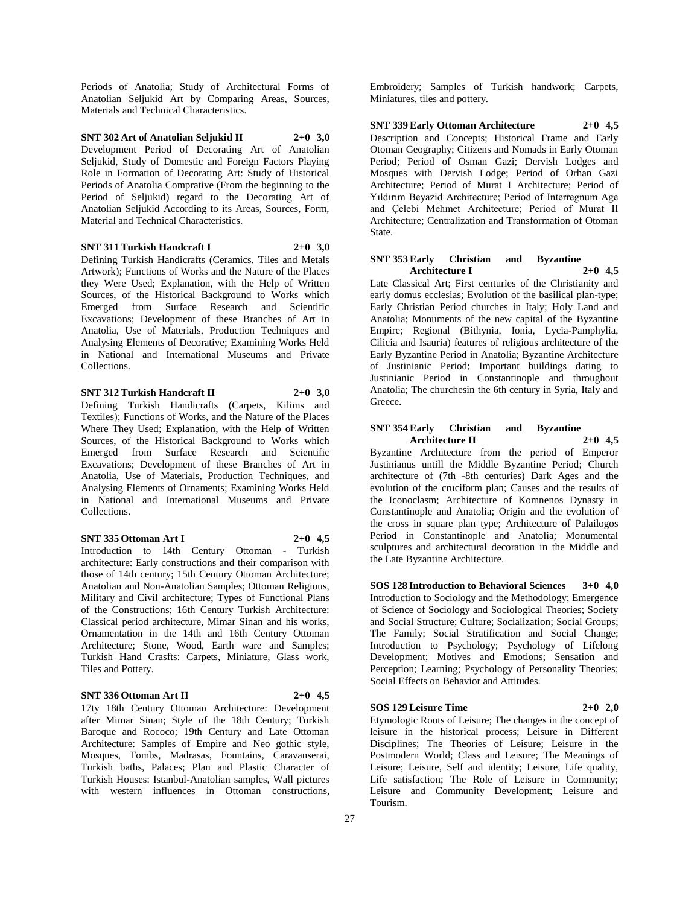Periods of Anatolia; Study of Architectural Forms of Anatolian Seljukid Art by Comparing Areas, Sources, Materials and Technical Characteristics.

**SNT 302 Art of Anatolian Seljukid II 2+0 3,0**
Development Period of Decorating Art of Anatolian Seljukid, Study of Domestic and Foreign Factors Playing Role in Formation of Decorating Art: Study of Historical Periods of Anatolia Comprative (From the beginning to the Period of Seljukid) regard to the Decorating Art of Anatolian Seljukid According to its Areas, Sources, Form, Material and Technical Characteristics.

**SNT 311 Turkish Handcraft I 2+0 3,0**
Defining Turkish Handicrafts (Ceramics, Tiles and Metals Artwork); Functions of Works and the Nature of the Places they Were Used; Explanation, with the Help of Written Sources, of the Historical Background to Works which Emerged from Surface Research and Scientific Excavations; Development of these Branches of Art in Anatolia, Use of Materials, Production Techniques and Analysing Elements of Decorative; Examining Works Held in National and International Museums and Private Collections.

**SNT 312 Turkish Handcraft II 2+0 3,0**
Defining Turkish Handicrafts (Carpets, Kilims and Textiles); Functions of Works, and the Nature of the Places Where They Used; Explanation, with the Help of Written Sources, of the Historical Background to Works which Emerged from Surface Research and Scientific Excavations; Development of these Branches of Art in Anatolia, Use of Materials, Production Techniques, and Analysing Elements of Ornaments; Examining Works Held in National and International Museums and Private Collections.

**SNT 335 Ottoman Art I 2+0 4,5**
Introduction to 14th Century Ottoman - Turkish architecture: Early constructions and their comparison with those of 14th century; 15th Century Ottoman Architecture; Anatolian and Non-Anatolian Samples; Ottoman Religious, Military and Civil architecture; Types of Functional Plans of the Constructions; 16th Century Turkish Architecture: Classical period architecture, Mimar Sinan and his works, Ornamentation in the 14th and 16th Century Ottoman Architecture; Stone, Wood, Earth ware and Samples; Turkish Hand Crasfts: Carpets, Miniature, Glass work, Tiles and Pottery.

**SNT 336 Ottoman Art II 2+0 4,5**
17ty 18th Century Ottoman Architecture: Development after Mimar Sinan; Style of the 18th Century; Turkish Baroque and Rococo; 19th Century and Late Ottoman Architecture: Samples of Empire and Neo gothic style, Mosques, Tombs, Madrasas, Fountains, Caravanserai, Turkish baths, Palaces; Plan and Plastic Character of Turkish Houses: Istanbul-Anatolian samples, Wall pictures with western influences in Ottoman constructions, Embroidery; Samples of Turkish handwork; Carpets, Miniatures, tiles and pottery.

**SNT 339 Early Ottoman Architecture 2+0 4,5**
Description and Concepts; Historical Frame and Early Otoman Geography; Citizens and Nomads in Early Otoman Period; Period of Osman Gazi; Dervish Lodges and Mosques with Dervish Lodge; Period of Orhan Gazi Architecture; Period of Murat I Architecture; Period of Yıldırım Beyazid Architecture; Period of Interregnum Age and Çelebi Mehmet Architecture; Period of Murat II Architecture; Centralization and Transformation of Otoman State.

**SNT 353 Early Christian and Byzantine Architecture I 2+0 4,5**
Late Classical Art; First centuries of the Christianity and early domus ecclesias; Evolution of the basilical plan-type; Early Christian Period churches in Italy; Holy Land and Anatolia; Monuments of the new capital of the Byzantine Empire; Regional (Bithynia, Ionia, Lycia-Pamphylia, Cilicia and Isauria) features of religious architecture of the Early Byzantine Period in Anatolia; Byzantine Architecture of Justinianic Period; Important buildings dating to Justinianic Period in Constantinople and throughout Anatolia; The churchesin the 6th century in Syria, Italy and Greece.

**SNT 354 Early Christian and Byzantine Architecture II 2+0 4,5**
Byzantine Architecture from the period of Emperor Justinianus untill the Middle Byzantine Period; Church architecture of (7th -8th centuries) Dark Ages and the evolution of the cruciform plan; Causes and the results of the Iconoclasm; Architecture of Komnenos Dynasty in Constantinople and Anatolia; Origin and the evolution of the cross in square plan type; Architecture of Palailogos Period in Constantinople and Anatolia; Monumental sculptures and architectural decoration in the Middle and the Late Byzantine Architecture.

**SOS 128 Introduction to Behavioral Sciences 3+0 4,0**
Introduction to Sociology and the Methodology; Emergence of Science of Sociology and Sociological Theories; Society and Social Structure; Culture; Socialization; Social Groups; The Family; Social Stratification and Social Change; Introduction to Psychology; Psychology of Lifelong Development; Motives and Emotions; Sensation and Perception; Learning; Psychology of Personality Theories; Social Effects on Behavior and Attitudes.

**SOS 129 Leisure Time 2+0 2,0**
Etymologic Roots of Leisure; The changes in the concept of leisure in the historical process; Leisure in Different Disciplines; The Theories of Leisure; Leisure in the Postmodern World; Class and Leisure; The Meanings of Leisure; Leisure, Self and identity; Leisure, Life quality, Life satisfaction; The Role of Leisure in Community; Leisure and Community Development; Leisure and Tourism.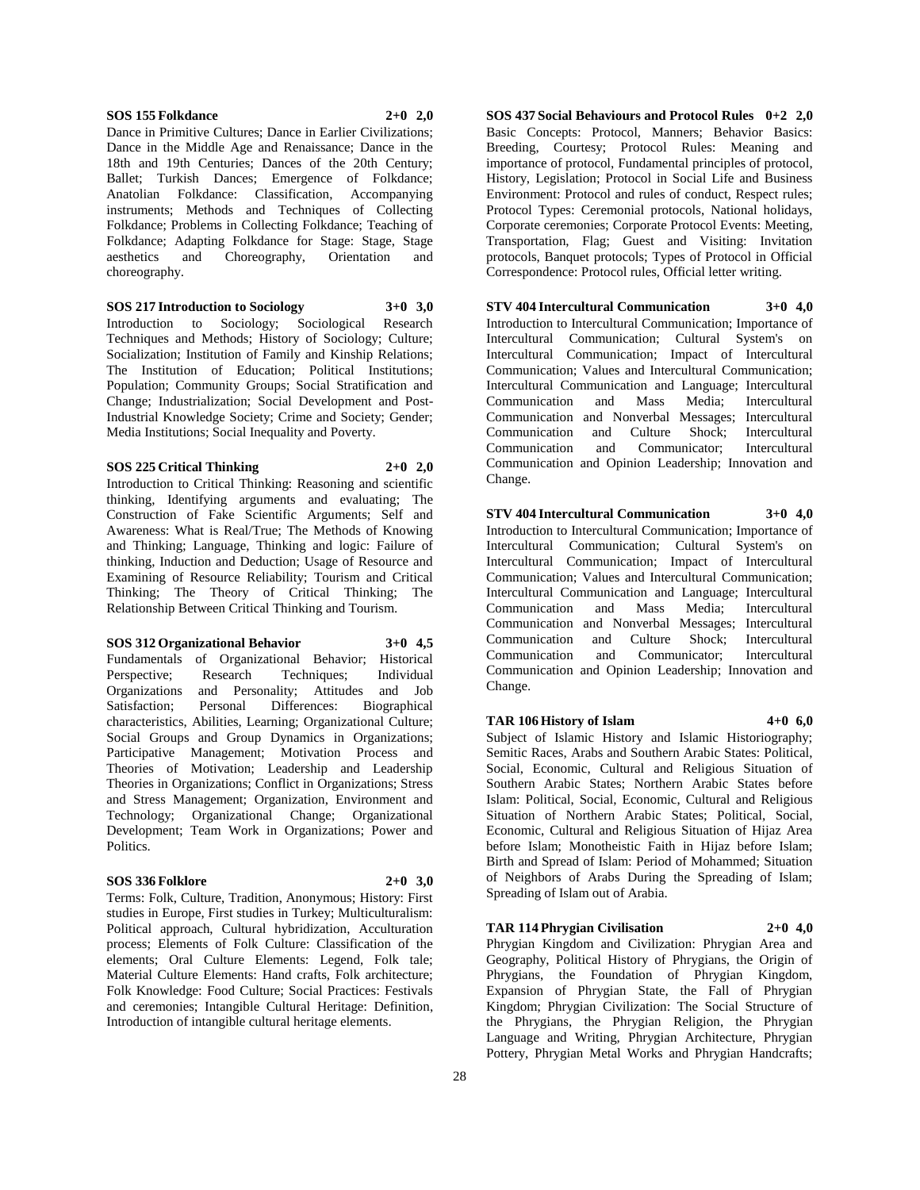**SOS 155 Folkdance 2+0 2,0**

Dance in Primitive Cultures; Dance in Earlier Civilizations; Dance in the Middle Age and Renaissance; Dance in the 18th and 19th Centuries; Dances of the 20th Century; Ballet; Turkish Dances; Emergence of Folkdance; Anatolian Folkdance: Classification, Accompanying instruments; Methods and Techniques of Collecting Folkdance; Problems in Collecting Folkdance; Teaching of Folkdance; Adapting Folkdance for Stage: Stage, Stage aesthetics and Choreography, Orientation and choreography.

**SOS 217 Introduction to Sociology 3+0 3,0**

Introduction to Sociology; Sociological Research Techniques and Methods; History of Sociology; Culture; Socialization; Institution of Family and Kinship Relations; The Institution of Education; Political Institutions; Population; Community Groups; Social Stratification and Change; Industrialization; Social Development and Post-Industrial Knowledge Society; Crime and Society; Gender; Media Institutions; Social Inequality and Poverty.

**SOS 225 Critical Thinking 2+0 2,0**

Introduction to Critical Thinking: Reasoning and scientific thinking, Identifying arguments and evaluating; The Construction of Fake Scientific Arguments; Self and Awareness: What is Real/True; The Methods of Knowing and Thinking; Language, Thinking and logic: Failure of thinking, Induction and Deduction; Usage of Resource and Examining of Resource Reliability; Tourism and Critical Thinking; The Theory of Critical Thinking; The Relationship Between Critical Thinking and Tourism.

**SOS 312 Organizational Behavior 3+0 4,5**

Fundamentals of Organizational Behavior; Historical Perspective; Research Techniques; Individual Organizations and Personality; Attitudes and Job Satisfaction; Personal Differences: Biographical characteristics, Abilities, Learning; Organizational Culture; Social Groups and Group Dynamics in Organizations; Participative Management; Motivation Process and Theories of Motivation; Leadership and Leadership Theories in Organizations; Conflict in Organizations; Stress and Stress Management; Organization, Environment and Technology; Organizational Change; Organizational Development; Team Work in Organizations; Power and Politics.

**SOS 336 Folklore 2+0 3,0**

Terms: Folk, Culture, Tradition, Anonymous; History: First studies in Europe, First studies in Turkey; Multiculturalism: Political approach, Cultural hybridization, Acculturation process; Elements of Folk Culture: Classification of the elements; Oral Culture Elements: Legend, Folk tale; Material Culture Elements: Hand crafts, Folk architecture; Folk Knowledge: Food Culture; Social Practices: Festivals and ceremonies; Intangible Cultural Heritage: Definition, Introduction of intangible cultural heritage elements.

**SOS 437 Social Behaviours and Protocol Rules 0+2 2,0**

Basic Concepts: Protocol, Manners; Behavior Basics: Breeding, Courtesy; Protocol Rules: Meaning and importance of protocol, Fundamental principles of protocol, History, Legislation; Protocol in Social Life and Business Environment: Protocol and rules of conduct, Respect rules; Protocol Types: Ceremonial protocols, National holidays, Corporate ceremonies; Corporate Protocol Events: Meeting, Transportation, Flag; Guest and Visiting: Invitation protocols, Banquet protocols; Types of Protocol in Official Correspondence: Protocol rules, Official letter writing.

**STV 404 Intercultural Communication 3+0 4,0**

Introduction to Intercultural Communication; Importance of Intercultural Communication; Cultural System's on Intercultural Communication; Impact of Intercultural Communication; Values and Intercultural Communication; Intercultural Communication and Language; Intercultural Communication and Mass Media; Intercultural Communication and Nonverbal Messages; Intercultural Communication and Culture Shock; Intercultural Communication and Communicator; Intercultural Communication and Opinion Leadership; Innovation and Change.

**STV 404 Intercultural Communication 3+0 4,0**

Introduction to Intercultural Communication; Importance of Intercultural Communication; Cultural System's on Intercultural Communication; Impact of Intercultural Communication; Values and Intercultural Communication; Intercultural Communication and Language; Intercultural Communication and Mass Media; Intercultural Communication and Nonverbal Messages; Intercultural Communication and Culture Shock; Intercultural Communication and Communicator; Intercultural Communication and Opinion Leadership; Innovation and Change.

**TAR 106 History of Islam 4+0 6,0**

Subject of Islamic History and Islamic Historiography; Semitic Races, Arabs and Southern Arabic States: Political, Social, Economic, Cultural and Religious Situation of Southern Arabic States; Northern Arabic States before Islam: Political, Social, Economic, Cultural and Religious Situation of Northern Arabic States; Political, Social, Economic, Cultural and Religious Situation of Hijaz Area before Islam; Monotheistic Faith in Hijaz before Islam; Birth and Spread of Islam: Period of Mohammed; Situation of Neighbors of Arabs During the Spreading of Islam; Spreading of Islam out of Arabia.

**TAR 114 Phrygian Civilisation 2+0 4,0**

Phrygian Kingdom and Civilization: Phrygian Area and Geography, Political History of Phrygians, the Origin of Phrygians, the Foundation of Phrygian Kingdom, Expansion of Phrygian State, the Fall of Phrygian Kingdom; Phrygian Civilization: The Social Structure of the Phrygians, the Phrygian Religion, the Phrygian Language and Writing, Phrygian Architecture, Phrygian Pottery, Phrygian Metal Works and Phrygian Handcrafts;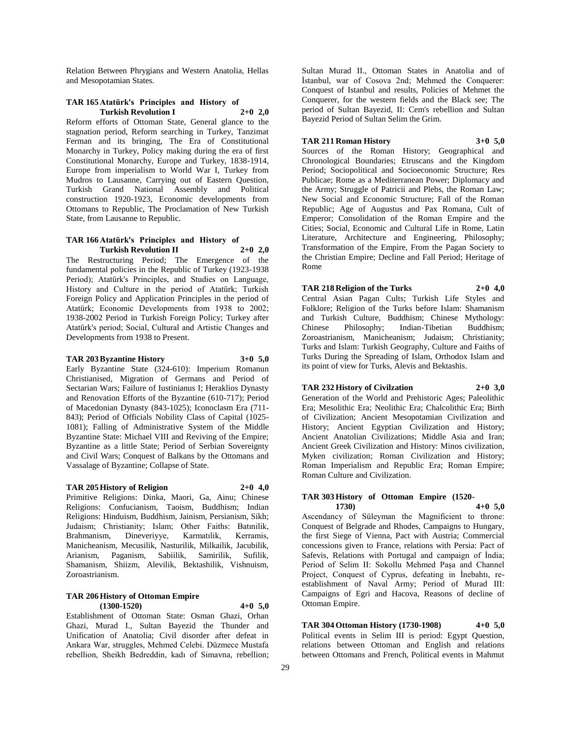Relation Between Phrygians and Western Anatolia, Hellas and Mesopotamian States.

**TAR 165 Atatürk's Principles and History of Turkish Revolution I 2+0 2,0**

Reform efforts of Ottoman State, General glance to the stagnation period, Reform searching in Turkey, Tanzimat Ferman and its bringing, The Era of Constitutional Monarchy in Turkey, Policy making during the era of first Constitutional Monarchy, Europe and Turkey, 1838-1914, Europe from imperialism to World War I, Turkey from Mudros to Lausanne, Carrying out of Eastern Question, Turkish Grand National Assembly and Political construction 1920-1923, Economic developments from Ottomans to Republic, The Proclamation of New Turkish State, from Lausanne to Republic.

**TAR 166 Atatürk's Principles and History of Turkish Revolution II 2+0 2,0**

The Restructuring Period; The Emergence of the fundamental policies in the Republic of Turkey (1923-1938 Period); Atatürk's Principles, and Studies on Language, History and Culture in the period of Atatürk; Turkish Foreign Policy and Application Principles in the period of Atatürk; Economic Developments from 1938 to 2002; 1938-2002 Period in Turkish Foreign Policy; Turkey after Atatürk's period; Social, Cultural and Artistic Changes and Developments from 1938 to Present.

**TAR 203 Byzantine History 3+0 5,0**

Early Byzantine State (324-610): Imperium Romanun Christianised, Migration of Germans and Period of Sectarian Wars; Failure of Iustinianus I; Heraklios Dynasty and Renovation Efforts of the Byzantine (610-717); Period of Macedonian Dynasty (843-1025); Iconoclasm Era (711-843); Period of Officials Nobility Class of Capital (1025-1081); Falling of Administrative System of the Middle Byzantine State: Michael VIII and Reviving of the Empire; Byzantine as a little State; Period of Serbian Sovereignty and Civil Wars; Conquest of Balkans by the Ottomans and Vassalage of Byzantine; Collapse of State.

**TAR 205 History of Religion 2+0 4,0**

Primitive Religions: Dinka, Maori, Ga, Ainu; Chinese Religions: Confucianism, Taoism, Buddhism; Indian Religions: Hinduism, Buddhism, Jainism, Persianism, Sikh; Judaism; Christianity; Islam; Other Faiths: Batınilik, Brahmanism, Dineveriyye, Karmatılık, Kerramis, Manicheanism, Mecusilik, Nasturilik, Milkailik, Jacubilik, Arianism, Paganism, Sabiilik, Samirilik, Sufilik, Shamanism, Shiizm, Alevilik, Bektashilik, Vishnuism, Zoroastrianism.

**TAR 206 History of Ottoman Empire (1300-1520) 4+0 5,0**

Establishment of Ottoman State: Osman Ghazi, Orhan Ghazi, Murad I., Sultan Bayezid the Thunder and Unification of Anatolia; Civil disorder after defeat in Ankara War, struggles, Mehmed Celebi. Düzmece Mustafa rebellion, Sheikh Bedreddin, kadı of Simavna, rebellion; Sultan Murad II., Ottoman States in Anatolia and of İstanbul, war of Cosova 2nd; Mehmed the Conquerer: Conquest of Istanbul and results, Policies of Mehmet the Conquerer, for the western fields and the Black see; The period of Sultan Bayezid, II: Cem's rebellion and Sultan Bayezid Period of Sultan Selim the Grim.

**TAR 211 Roman History 3+0 5,0**

Sources of the Roman History; Geographical and Chronological Boundaries; Etruscans and the Kingdom Period; Sociopolitical and Socioeconomic Structure; Res Publicae; Rome as a Mediterranean Power; Diplomacy and the Army; Struggle of Patricii and Plebs, the Roman Law; New Social and Economic Structure; Fall of the Roman Republic; Age of Augustus and Pax Romana, Cult of Emperor; Consolidation of the Roman Empire and the Cities; Social, Economic and Cultural Life in Rome, Latin Literature, Architecture and Engineering, Philosophy; Transformation of the Empire, From the Pagan Society to the Christian Empire; Decline and Fall Period; Heritage of Rome

**TAR 218 Religion of the Turks 2+0 4,0**

Central Asian Pagan Cults; Turkish Life Styles and Folklore; Religion of the Turks before Islam: Shamanism and Turkish Culture, Buddhism; Chinese Mythology: Chinese Philosophy; Indian-Tibetian Buddhism; Zoroastrianism, Manicheanism; Judaism; Christianity; Turks and Islam: Turkish Geography, Culture and Faiths of Turks During the Spreading of Islam, Orthodox Islam and its point of view for Turks, Alevis and Bektashis.

**TAR 232 History of Civilzation 2+0 3,0**

Generation of the World and Prehistoric Ages; Paleolithic Era; Mesolithic Era; Neolithic Era; Chalcolithic Era; Birth of Civilization; Ancient Mesopotamian Civilization and History; Ancient Egyptian Civilization and History; Ancient Anatolian Civilizations; Middle Asia and Iran; Ancient Greek Civilization and History: Minos civilization, Myken civilization; Roman Civilization and History; Roman Imperialism and Republic Era; Roman Empire; Roman Culture and Civilization.

**TAR 303 History of Ottoman Empire (1520-1730) 4+0 5,0**

Ascendancy of Süleyman the Magnificient to throne: Conquest of Belgrade and Rhodes, Campaigns to Hungary, the first Siege of Vienna, Pact with Austria; Commercial concessions given to France, relations with Persia: Pact of Safevis, Relations with Portugal and campaign of İndia; Period of Selim II: Sokollu Mehmed Paşa and Channel Project, Conquest of Cyprus, defeating in İnebahtı, re-establishment of Naval Army; Period of Murad III: Campaigns of Egri and Hacova, Reasons of decline of Ottoman Empire.

**TAR 304 Ottoman History (1730-1908) 4+0 5,0**

Political events in Selim III is period: Egypt Question, relations between Ottoman and English and relations between Ottomans and French, Political events in Mahmut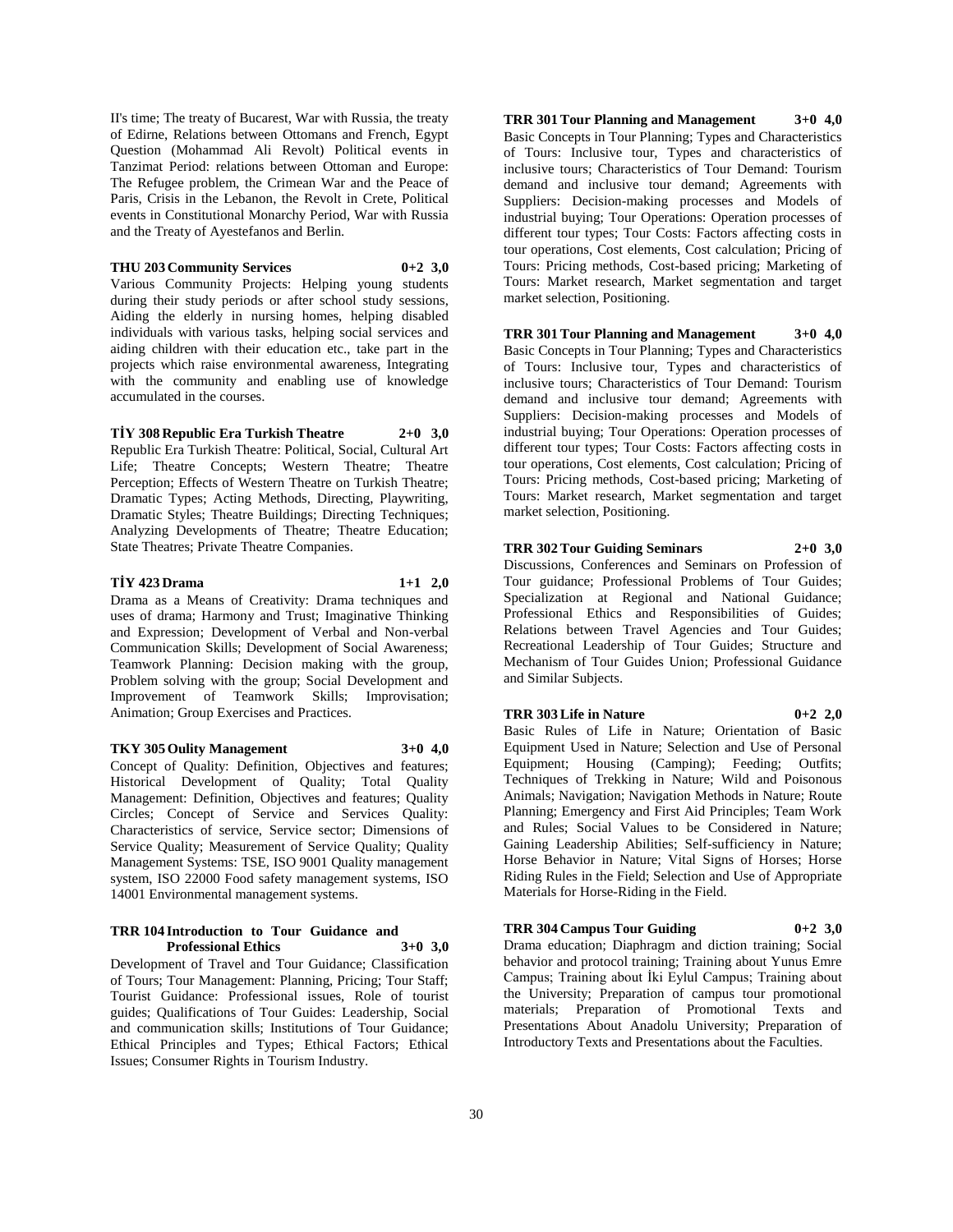II's time; The treaty of Bucarest, War with Russia, the treaty of Edirne, Relations between Ottomans and French, Egypt Question (Mohammad Ali Revolt) Political events in Tanzimat Period: relations between Ottoman and Europe: The Refugee problem, the Crimean War and the Peace of Paris, Crisis in the Lebanon, the Revolt in Crete, Political events in Constitutional Monarchy Period, War with Russia and the Treaty of Ayestefanos and Berlin.

**THU 203 Community Services 0+2 3,0**

Various Community Projects: Helping young students during their study periods or after school study sessions, Aiding the elderly in nursing homes, helping disabled individuals with various tasks, helping social services and aiding children with their education etc., take part in the projects which raise environmental awareness, Integrating with the community and enabling use of knowledge accumulated in the courses.

**TİY 308 Republic Era Turkish Theatre 2+0 3,0**

Republic Era Turkish Theatre: Political, Social, Cultural Art Life; Theatre Concepts; Western Theatre; Theatre Perception; Effects of Western Theatre on Turkish Theatre; Dramatic Types; Acting Methods, Directing, Playwriting, Dramatic Styles; Theatre Buildings; Directing Techniques; Analyzing Developments of Theatre; Theatre Education; State Theatres; Private Theatre Companies.

**TİY 423 Drama 1+1 2,0**

Drama as a Means of Creativity: Drama techniques and uses of drama; Harmony and Trust; Imaginative Thinking and Expression; Development of Verbal and Non-verbal Communication Skills; Development of Social Awareness; Teamwork Planning: Decision making with the group, Problem solving with the group; Social Development and Improvement of Teamwork Skills; Improvisation; Animation; Group Exercises and Practices.

**TKY 305 Oulity Management 3+0 4,0**

Concept of Quality: Definition, Objectives and features; Historical Development of Quality; Total Quality Management: Definition, Objectives and features; Quality Circles; Concept of Service and Services Quality: Characteristics of service, Service sector; Dimensions of Service Quality; Measurement of Service Quality; Quality Management Systems: TSE, ISO 9001 Quality management system, ISO 22000 Food safety management systems, ISO 14001 Environmental management systems.

**TRR 104 Introduction to Tour Guidance and Professional Ethics 3+0 3,0**

Development of Travel and Tour Guidance; Classification of Tours; Tour Management: Planning, Pricing; Tour Staff; Tourist Guidance: Professional issues, Role of tourist guides; Qualifications of Tour Guides: Leadership, Social and communication skills; Institutions of Tour Guidance; Ethical Principles and Types; Ethical Factors; Ethical Issues; Consumer Rights in Tourism Industry.

**TRR 301 Tour Planning and Management 3+0 4,0**

Basic Concepts in Tour Planning; Types and Characteristics of Tours: Inclusive tour, Types and characteristics of inclusive tours; Characteristics of Tour Demand: Tourism demand and inclusive tour demand; Agreements with Suppliers: Decision-making processes and Models of industrial buying; Tour Operations: Operation processes of different tour types; Tour Costs: Factors affecting costs in tour operations, Cost elements, Cost calculation; Pricing of Tours: Pricing methods, Cost-based pricing; Marketing of Tours: Market research, Market segmentation and target market selection, Positioning.

**TRR 301 Tour Planning and Management 3+0 4,0**

Basic Concepts in Tour Planning; Types and Characteristics of Tours: Inclusive tour, Types and characteristics of inclusive tours; Characteristics of Tour Demand: Tourism demand and inclusive tour demand; Agreements with Suppliers: Decision-making processes and Models of industrial buying; Tour Operations: Operation processes of different tour types; Tour Costs: Factors affecting costs in tour operations, Cost elements, Cost calculation; Pricing of Tours: Pricing methods, Cost-based pricing; Marketing of Tours: Market research, Market segmentation and target market selection, Positioning.

**TRR 302 Tour Guiding Seminars 2+0 3,0**

Discussions, Conferences and Seminars on Profession of Tour guidance; Professional Problems of Tour Guides; Specialization at Regional and National Guidance; Professional Ethics and Responsibilities of Guides; Relations between Travel Agencies and Tour Guides; Recreational Leadership of Tour Guides; Structure and Mechanism of Tour Guides Union; Professional Guidance and Similar Subjects.

**TRR 303 Life in Nature 0+2 2,0**

Basic Rules of Life in Nature; Orientation of Basic Equipment Used in Nature; Selection and Use of Personal Equipment; Housing (Camping); Feeding; Outfits; Techniques of Trekking in Nature; Wild and Poisonous Animals; Navigation; Navigation Methods in Nature; Route Planning; Emergency and First Aid Principles; Team Work and Rules; Social Values to be Considered in Nature; Gaining Leadership Abilities; Self-sufficiency in Nature; Horse Behavior in Nature; Vital Signs of Horses; Horse Riding Rules in the Field; Selection and Use of Appropriate Materials for Horse-Riding in the Field.

**TRR 304 Campus Tour Guiding 0+2 3,0**

Drama education; Diaphragm and diction training; Social behavior and protocol training; Training about Yunus Emre Campus; Training about İki Eylul Campus; Training about the University; Preparation of campus tour promotional materials; Preparation of Promotional Texts and Presentations About Anadolu University; Preparation of Introductory Texts and Presentations about the Faculties.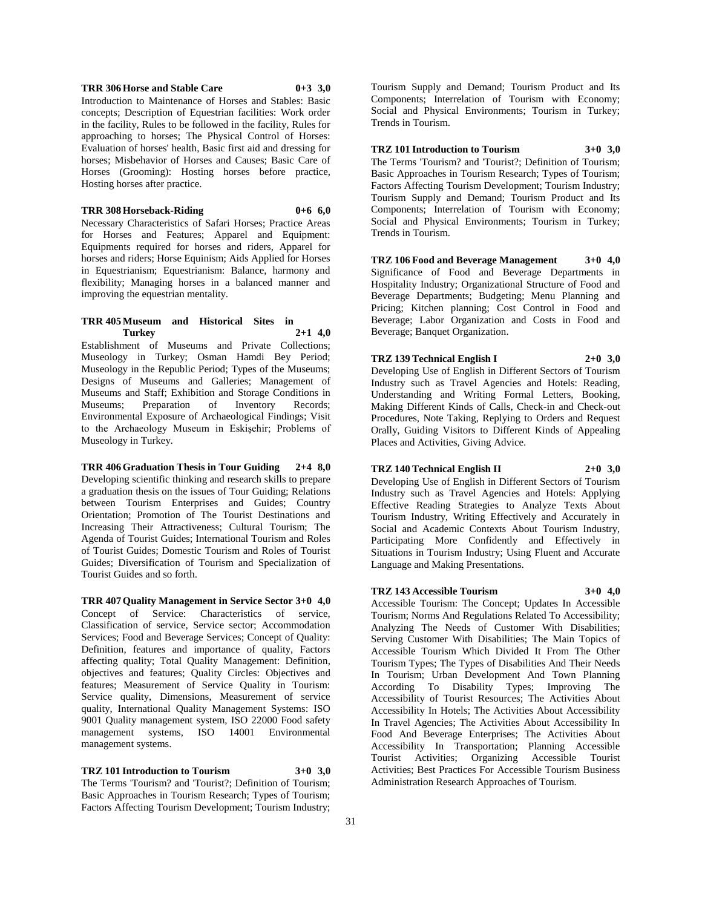**TRR 306 Horse and Stable Care 0+3 3,0**

Introduction to Maintenance of Horses and Stables: Basic concepts; Description of Equestrian facilities: Work order in the facility, Rules to be followed in the facility, Rules for approaching to horses; The Physical Control of Horses: Evaluation of horses' health, Basic first aid and dressing for horses; Misbehavior of Horses and Causes; Basic Care of Horses (Grooming): Hosting horses before practice, Hosting horses after practice.

**TRR 308 Horseback-Riding 0+6 6,0**

Necessary Characteristics of Safari Horses; Practice Areas for Horses and Features; Apparel and Equipment: Equipments required for horses and riders, Apparel for horses and riders; Horse Equinism; Aids Applied for Horses in Equestrianism; Equestrianism: Balance, harmony and flexibility; Managing horses in a balanced manner and improving the equestrian mentality.

**TRR 405 Museum and Historical Sites in Turkey 2+1 4,0**

Establishment of Museums and Private Collections; Museology in Turkey; Osman Hamdi Bey Period; Museology in the Republic Period; Types of the Museums; Designs of Museums and Galleries; Management of Museums and Staff; Exhibition and Storage Conditions in Museums; Preparation of Inventory Records; Environmental Exposure of Archaeological Findings; Visit to the Archaeology Museum in Eskişehir; Problems of Museology in Turkey.

**TRR 406 Graduation Thesis in Tour Guiding 2+4 8,0**

Developing scientific thinking and research skills to prepare a graduation thesis on the issues of Tour Guiding; Relations between Tourism Enterprises and Guides; Country Orientation; Promotion of The Tourist Destinations and Increasing Their Attractiveness; Cultural Tourism; The Agenda of Tourist Guides; International Tourism and Roles of Tourist Guides; Domestic Tourism and Roles of Tourist Guides; Diversification of Tourism and Specialization of Tourist Guides and so forth.

**TRR 407 Quality Management in Service Sector 3+0 4,0**

Concept of Service: Characteristics of service, Classification of service, Service sector; Accommodation Services; Food and Beverage Services; Concept of Quality: Definition, features and importance of quality, Factors affecting quality; Total Quality Management: Definition, objectives and features; Quality Circles: Objectives and features; Measurement of Service Quality in Tourism: Service quality, Dimensions, Measurement of service quality, International Quality Management Systems: ISO 9001 Quality management system, ISO 22000 Food safety management systems, ISO 14001 Environmental management systems.

**TRZ 101 Introduction to Tourism 3+0 3,0**

The Terms 'Tourism? and 'Tourist?; Definition of Tourism; Basic Approaches in Tourism Research; Types of Tourism; Factors Affecting Tourism Development; Tourism Industry; Tourism Supply and Demand; Tourism Product and Its Components; Interrelation of Tourism with Economy; Social and Physical Environments; Tourism in Turkey; Trends in Tourism.

**TRZ 101 Introduction to Tourism 3+0 3,0**

The Terms 'Tourism? and 'Tourist?; Definition of Tourism; Basic Approaches in Tourism Research; Types of Tourism; Factors Affecting Tourism Development; Tourism Industry; Tourism Supply and Demand; Tourism Product and Its Components; Interrelation of Tourism with Economy; Social and Physical Environments; Tourism in Turkey; Trends in Tourism.

**TRZ 106 Food and Beverage Management 3+0 4,0**

Significance of Food and Beverage Departments in Hospitality Industry; Organizational Structure of Food and Beverage Departments; Budgeting; Menu Planning and Pricing; Kitchen planning; Cost Control in Food and Beverage; Labor Organization and Costs in Food and Beverage; Banquet Organization.

**TRZ 139 Technical English I 2+0 3,0**

Developing Use of English in Different Sectors of Tourism Industry such as Travel Agencies and Hotels: Reading, Understanding and Writing Formal Letters, Booking, Making Different Kinds of Calls, Check-in and Check-out Procedures, Note Taking, Replying to Orders and Request Orally, Guiding Visitors to Different Kinds of Appealing Places and Activities, Giving Advice.

**TRZ 140 Technical English II 2+0 3,0**

Developing Use of English in Different Sectors of Tourism Industry such as Travel Agencies and Hotels: Applying Effective Reading Strategies to Analyze Texts About Tourism Industry, Writing Effectively and Accurately in Social and Academic Contexts About Tourism Industry, Participating More Confidently and Effectively in Situations in Tourism Industry; Using Fluent and Accurate Language and Making Presentations.

**TRZ 143 Accessible Tourism 3+0 4,0**

Accessible Tourism: The Concept; Updates In Accessible Tourism; Norms And Regulations Related To Accessibility; Analyzing The Needs of Customer With Disabilities; Serving Customer With Disabilities; The Main Topics of Accessible Tourism Which Divided It From The Other Tourism Types; The Types of Disabilities And Their Needs In Tourism; Urban Development And Town Planning According To Disability Types; Improving The Accessibility of Tourist Resources; The Activities About Accessibility In Hotels; The Activities About Accessibility In Travel Agencies; The Activities About Accessibility In Food And Beverage Enterprises; The Activities About Accessibility In Transportation; Planning Accessible Tourist Activities; Organizing Accessible Tourist Activities; Best Practices For Accessible Tourism Business Administration Research Approaches of Tourism.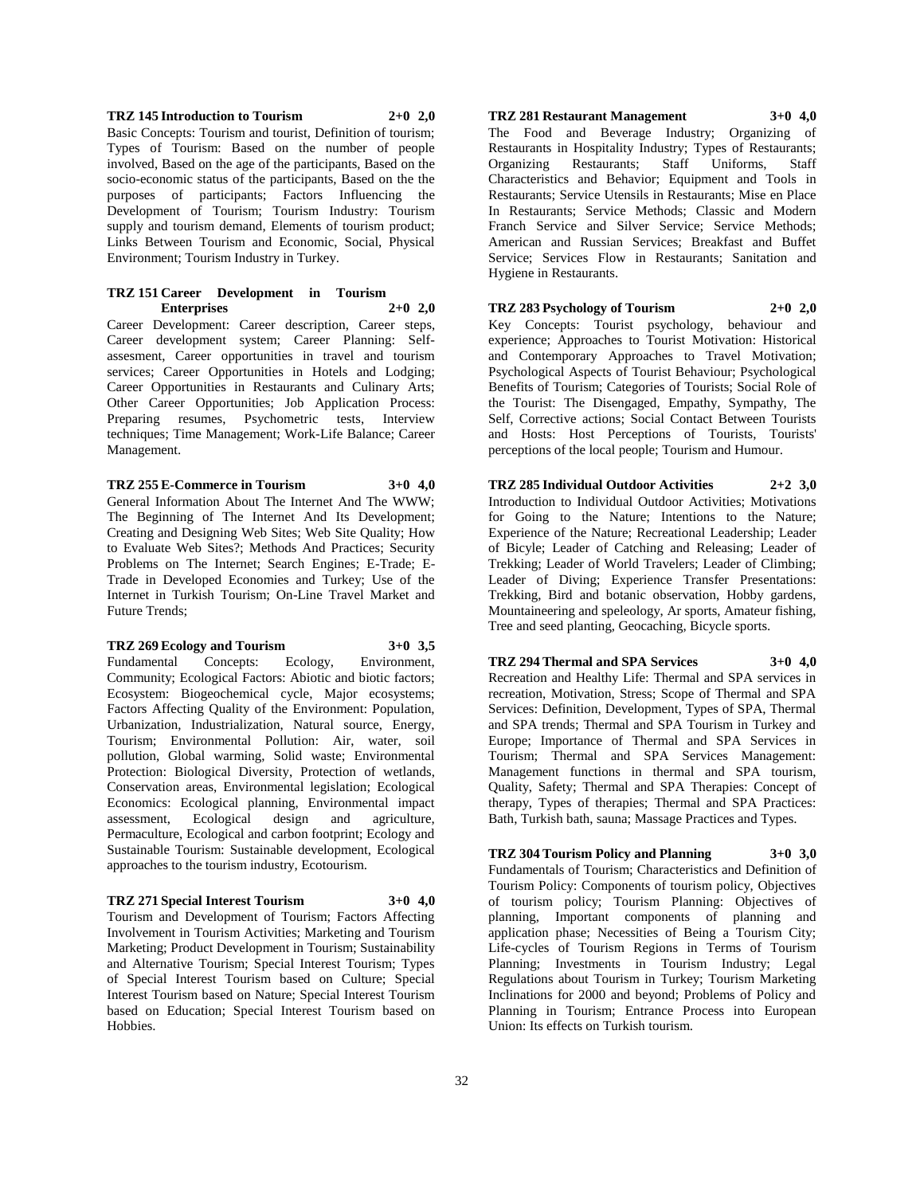**TRZ 145 Introduction to Tourism 2+0 2,0**

Basic Concepts: Tourism and tourist, Definition of tourism; Types of Tourism: Based on the number of people involved, Based on the age of the participants, Based on the socio-economic status of the participants, Based on the the purposes of participants; Factors Influencing the Development of Tourism; Tourism Industry: Tourism supply and tourism demand, Elements of tourism product; Links Between Tourism and Economic, Social, Physical Environment; Tourism Industry in Turkey.

**TRZ 151 Career Development in Tourism Enterprises 2+0 2,0**

Career Development: Career description, Career steps, Career development system; Career Planning: Self-assesment, Career opportunities in travel and tourism services; Career Opportunities in Hotels and Lodging; Career Opportunities in Restaurants and Culinary Arts; Other Career Opportunities; Job Application Process: Preparing resumes, Psychometric tests, Interview techniques; Time Management; Work-Life Balance; Career Management.

**TRZ 255 E-Commerce in Tourism 3+0 4,0**

General Information About The Internet And The WWW; The Beginning of The Internet And Its Development; Creating and Designing Web Sites; Web Site Quality; How to Evaluate Web Sites?; Methods And Practices; Security Problems on The Internet; Search Engines; E-Trade; E-Trade in Developed Economies and Turkey; Use of the Internet in Turkish Tourism; On-Line Travel Market and Future Trends;

**TRZ 269 Ecology and Tourism 3+0 3,5**

Fundamental Concepts: Ecology, Environment, Community; Ecological Factors: Abiotic and biotic factors; Ecosystem: Biogeochemical cycle, Major ecosystems; Factors Affecting Quality of the Environment: Population, Urbanization, Industrialization, Natural source, Energy, Tourism; Environmental Pollution: Air, water, soil pollution, Global warming, Solid waste; Environmental Protection: Biological Diversity, Protection of wetlands, Conservation areas, Environmental legislation; Ecological Economics: Ecological planning, Environmental impact assessment, Ecological design and agriculture, Permaculture, Ecological and carbon footprint; Ecology and Sustainable Tourism: Sustainable development, Ecological approaches to the tourism industry, Ecotourism.

**TRZ 271 Special Interest Tourism 3+0 4,0**

Tourism and Development of Tourism; Factors Affecting Involvement in Tourism Activities; Marketing and Tourism Marketing; Product Development in Tourism; Sustainability and Alternative Tourism; Special Interest Tourism; Types of Special Interest Tourism based on Culture; Special Interest Tourism based on Nature; Special Interest Tourism based on Education; Special Interest Tourism based on Hobbies.

**TRZ 281 Restaurant Management 3+0 4,0**

The Food and Beverage Industry; Organizing of Restaurants in Hospitality Industry; Types of Restaurants; Organizing Restaurants; Staff Uniforms, Staff Characteristics and Behavior; Equipment and Tools in Restaurants; Service Utensils in Restaurants; Mise en Place In Restaurants; Service Methods; Classic and Modern Franch Service and Silver Service; Service Methods; American and Russian Services; Breakfast and Buffet Service; Services Flow in Restaurants; Sanitation and Hygiene in Restaurants.

**TRZ 283 Psychology of Tourism 2+0 2,0**

Key Concepts: Tourist psychology, behaviour and experience; Approaches to Tourist Motivation: Historical and Contemporary Approaches to Travel Motivation; Psychological Aspects of Tourist Behaviour; Psychological Benefits of Tourism; Categories of Tourists; Social Role of the Tourist: The Disengaged, Empathy, Sympathy, The Self, Corrective actions; Social Contact Between Tourists and Hosts: Host Perceptions of Tourists, Tourists' perceptions of the local people; Tourism and Humour.

**TRZ 285 Individual Outdoor Activities 2+2 3,0**

Introduction to Individual Outdoor Activities; Motivations for Going to the Nature; Intentions to the Nature; Experience of the Nature; Recreational Leadership; Leader of Bicyle; Leader of Catching and Releasing; Leader of Trekking; Leader of World Travelers; Leader of Climbing; Leader of Diving; Experience Transfer Presentations: Trekking, Bird and botanic observation, Hobby gardens, Mountaineering and speleology, Ar sports, Amateur fishing, Tree and seed planting, Geocaching, Bicycle sports.

**TRZ 294 Thermal and SPA Services 3+0 4,0**

Recreation and Healthy Life: Thermal and SPA services in recreation, Motivation, Stress; Scope of Thermal and SPA Services: Definition, Development, Types of SPA, Thermal and SPA trends; Thermal and SPA Tourism in Turkey and Europe; Importance of Thermal and SPA Services in Tourism; Thermal and SPA Services Management: Management functions in thermal and SPA tourism, Quality, Safety; Thermal and SPA Therapies: Concept of therapy, Types of therapies; Thermal and SPA Practices: Bath, Turkish bath, sauna; Massage Practices and Types.

**TRZ 304 Tourism Policy and Planning 3+0 3,0**

Fundamentals of Tourism; Characteristics and Definition of Tourism Policy: Components of tourism policy, Objectives of tourism policy; Tourism Planning: Objectives of planning, Important components of planning and application phase; Necessities of Being a Tourism City; Life-cycles of Tourism Regions in Terms of Tourism Planning; Investments in Tourism Industry; Legal Regulations about Tourism in Turkey; Tourism Marketing Inclinations for 2000 and beyond; Problems of Policy and Planning in Tourism; Entrance Process into European Union: Its effects on Turkish tourism.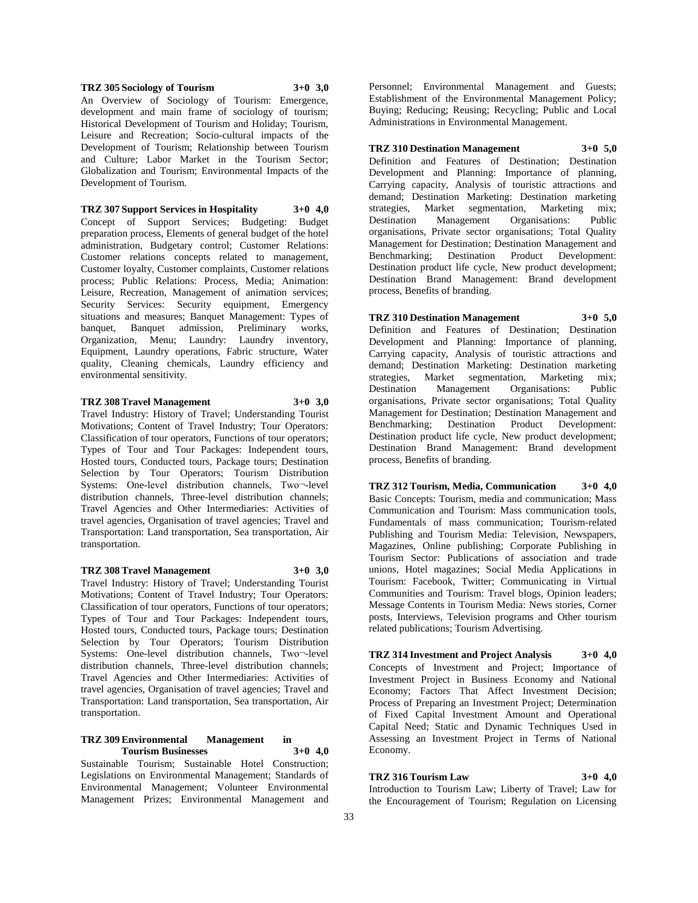**TRZ 305 Sociology of Tourism 3+0 3,0**

An Overview of Sociology of Tourism: Emergence, development and main frame of sociology of tourism; Historical Development of Tourism and Holiday; Tourism, Leisure and Recreation; Socio-cultural impacts of the Development of Tourism; Relationship between Tourism and Culture; Labor Market in the Tourism Sector; Globalization and Tourism; Environmental Impacts of the Development of Tourism.

**TRZ 307 Support Services in Hospitality 3+0 4,0**

Concept of Support Services; Budgeting: Budget preparation process, Elements of general budget of the hotel administration, Budgetary control; Customer Relations: Customer relations concepts related to management, Customer loyalty, Customer complaints, Customer relations process; Public Relations: Process, Media; Animation: Leisure, Recreation, Management of animation services; Security Services: Security equipment, Emergency situations and measures; Banquet Management: Types of banquet, Banquet admission, Preliminary works, Organization, Menu; Laundry: Laundry inventory, Equipment, Laundry operations, Fabric structure, Water quality, Cleaning chemicals, Laundry efficiency and environmental sensitivity.

**TRZ 308 Travel Management 3+0 3,0**

Travel Industry: History of Travel; Understanding Tourist Motivations; Content of Travel Industry; Tour Operators: Classification of tour operators, Functions of tour operators; Types of Tour and Tour Packages: Independent tours, Hosted tours, Conducted tours, Package tours; Destination Selection by Tour Operators; Tourism Distribution Systems: One-level distribution channels, Two¬-level distribution channels, Three-level distribution channels; Travel Agencies and Other Intermediaries: Activities of travel agencies, Organisation of travel agencies; Travel and Transportation: Land transportation, Sea transportation, Air transportation.

**TRZ 308 Travel Management 3+0 3,0**

Travel Industry: History of Travel; Understanding Tourist Motivations; Content of Travel Industry; Tour Operators: Classification of tour operators, Functions of tour operators; Types of Tour and Tour Packages: Independent tours, Hosted tours, Conducted tours, Package tours; Destination Selection by Tour Operators; Tourism Distribution Systems: One-level distribution channels, Two¬-level distribution channels, Three-level distribution channels; Travel Agencies and Other Intermediaries: Activities of travel agencies, Organisation of travel agencies; Travel and Transportation: Land transportation, Sea transportation, Air transportation.

**TRZ 309 Environmental Management in Tourism Businesses 3+0 4,0**

Sustainable Tourism; Sustainable Hotel Construction; Legislations on Environmental Management; Standards of Environmental Management; Volunteer Environmental Management Prizes; Environmental Management and Personnel; Environmental Management and Guests; Establishment of the Environmental Management Policy; Buying; Reducing; Reusing; Recycling; Public and Local Administrations in Environmental Management.

**TRZ 310 Destination Management 3+0 5,0**

Definition and Features of Destination; Destination Development and Planning: Importance of planning, Carrying capacity, Analysis of touristic attractions and demand; Destination Marketing: Destination marketing strategies, Market segmentation, Marketing mix; Destination Management Organisations: Public organisations, Private sector organisations; Total Quality Management for Destination; Destination Management and Benchmarking; Destination Product Development: Destination product life cycle, New product development; Destination Brand Management: Brand development process, Benefits of branding.

**TRZ 310 Destination Management 3+0 5,0**

Definition and Features of Destination; Destination Development and Planning: Importance of planning, Carrying capacity, Analysis of touristic attractions and demand; Destination Marketing: Destination marketing strategies, Market segmentation, Marketing mix; Destination Management Organisations: Public organisations, Private sector organisations; Total Quality Management for Destination; Destination Management and Benchmarking; Destination Product Development: Destination product life cycle, New product development; Destination Brand Management: Brand development process, Benefits of branding.

**TRZ 312 Tourism, Media, Communication 3+0 4,0**

Basic Concepts: Tourism, media and communication; Mass Communication and Tourism: Mass communication tools, Fundamentals of mass communication; Tourism-related Publishing and Tourism Media: Television, Newspapers, Magazines, Online publishing; Corporate Publishing in Tourism Sector: Publications of association and trade unions, Hotel magazines; Social Media Applications in Tourism: Facebook, Twitter; Communicating in Virtual Communities and Tourism: Travel blogs, Opinion leaders; Message Contents in Tourism Media: News stories, Corner posts, Interviews, Television programs and Other tourism related publications; Tourism Advertising.

**TRZ 314 Investment and Project Analysis 3+0 4,0**

Concepts of Investment and Project; Importance of Investment Project in Business Economy and National Economy; Factors That Affect Investment Decision; Process of Preparing an Investment Project; Determination of Fixed Capital Investment Amount and Operational Capital Need; Static and Dynamic Techniques Used in Assessing an Investment Project in Terms of National Economy.

**TRZ 316 Tourism Law 3+0 4,0**

Introduction to Tourism Law; Liberty of Travel; Law for the Encouragement of Tourism; Regulation on Licensing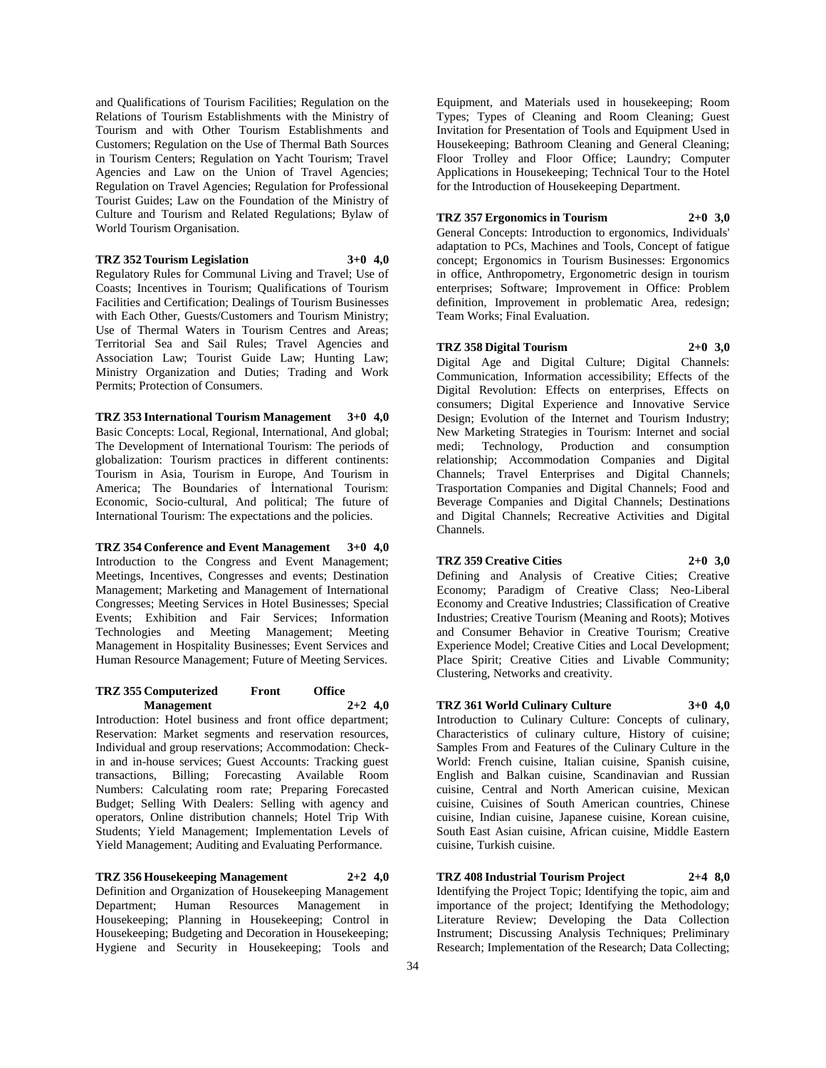and Qualifications of Tourism Facilities; Regulation on the Relations of Tourism Establishments with the Ministry of Tourism and with Other Tourism Establishments and Customers; Regulation on the Use of Thermal Bath Sources in Tourism Centers; Regulation on Yacht Tourism; Travel Agencies and Law on the Union of Travel Agencies; Regulation on Travel Agencies; Regulation for Professional Tourist Guides; Law on the Foundation of the Ministry of Culture and Tourism and Related Regulations; Bylaw of World Tourism Organisation.

**TRZ 352 Tourism Legislation 3+0 4,0**
Regulatory Rules for Communal Living and Travel; Use of Coasts; Incentives in Tourism; Qualifications of Tourism Facilities and Certification; Dealings of Tourism Businesses with Each Other, Guests/Customers and Tourism Ministry; Use of Thermal Waters in Tourism Centres and Areas; Territorial Sea and Sail Rules; Travel Agencies and Association Law; Tourist Guide Law; Hunting Law; Ministry Organization and Duties; Trading and Work Permits; Protection of Consumers.

**TRZ 353 International Tourism Management 3+0 4,0**
Basic Concepts: Local, Regional, International, And global; The Development of International Tourism: The periods of globalization: Tourism practices in different continents: Tourism in Asia, Tourism in Europe, And Tourism in America; The Boundaries of İnternational Tourism: Economic, Socio-cultural, And political; The future of International Tourism: The expectations and the policies.

**TRZ 354 Conference and Event Management 3+0 4,0**
Introduction to the Congress and Event Management; Meetings, Incentives, Congresses and events; Destination Management; Marketing and Management of International Congresses; Meeting Services in Hotel Businesses; Special Events; Exhibition and Fair Services; Information Technologies and Meeting Management; Meeting Management in Hospitality Businesses; Event Services and Human Resource Management; Future of Meeting Services.

**TRZ 355 Computerized Front Office Management 2+2 4,0**
Introduction: Hotel business and front office department; Reservation: Market segments and reservation resources, Individual and group reservations; Accommodation: Check-in and in-house services; Guest Accounts: Tracking guest transactions, Billing; Forecasting Available Room Numbers: Calculating room rate; Preparing Forecasted Budget; Selling With Dealers: Selling with agency and operators, Online distribution channels; Hotel Trip With Students; Yield Management; Implementation Levels of Yield Management; Auditing and Evaluating Performance.

**TRZ 356 Housekeeping Management 2+2 4,0**
Definition and Organization of Housekeeping Management Department; Human Resources Management in Housekeeping; Planning in Housekeeping; Control in Housekeeping; Budgeting and Decoration in Housekeeping; Hygiene and Security in Housekeeping; Tools and Equipment, and Materials used in housekeeping; Room Types; Types of Cleaning and Room Cleaning; Guest Invitation for Presentation of Tools and Equipment Used in Housekeeping; Bathroom Cleaning and General Cleaning; Floor Trolley and Floor Office; Laundry; Computer Applications in Housekeeping; Technical Tour to the Hotel for the Introduction of Housekeeping Department.

**TRZ 357 Ergonomics in Tourism 2+0 3,0**
General Concepts: Introduction to ergonomics, Individuals' adaptation to PCs, Machines and Tools, Concept of fatigue concept; Ergonomics in Tourism Businesses: Ergonomics in office, Anthropometry, Ergonometric design in tourism enterprises; Software; Improvement in Office: Problem definition, Improvement in problematic Area, redesign; Team Works; Final Evaluation.

**TRZ 358 Digital Tourism 2+0 3,0**
Digital Age and Digital Culture; Digital Channels: Communication, Information accessibility; Effects of the Digital Revolution: Effects on enterprises, Effects on consumers; Digital Experience and Innovative Service Design; Evolution of the Internet and Tourism Industry; New Marketing Strategies in Tourism: Internet and social medi; Technology, Production and consumption relationship; Accommodation Companies and Digital Channels; Travel Enterprises and Digital Channels; Trasportation Companies and Digital Channels; Food and Beverage Companies and Digital Channels; Destinations and Digital Channels; Recreative Activities and Digital Channels.

**TRZ 359 Creative Cities 2+0 3,0**
Defining and Analysis of Creative Cities; Creative Economy; Paradigm of Creative Class; Neo-Liberal Economy and Creative Industries; Classification of Creative Industries; Creative Tourism (Meaning and Roots); Motives and Consumer Behavior in Creative Tourism; Creative Experience Model; Creative Cities and Local Development; Place Spirit; Creative Cities and Livable Community; Clustering, Networks and creativity.

**TRZ 361 World Culinary Culture 3+0 4,0**
Introduction to Culinary Culture: Concepts of culinary, Characteristics of culinary culture, History of cuisine; Samples From and Features of the Culinary Culture in the World: French cuisine, Italian cuisine, Spanish cuisine, English and Balkan cuisine, Scandinavian and Russian cuisine, Central and North American cuisine, Mexican cuisine, Cuisines of South American countries, Chinese cuisine, Indian cuisine, Japanese cuisine, Korean cuisine, South East Asian cuisine, African cuisine, Middle Eastern cuisine, Turkish cuisine.

**TRZ 408 Industrial Tourism Project 2+4 8,0**
Identifying the Project Topic; Identifying the topic, aim and importance of the project; Identifying the Methodology; Literature Review; Developing the Data Collection Instrument; Discussing Analysis Techniques; Preliminary Research; Implementation of the Research; Data Collecting;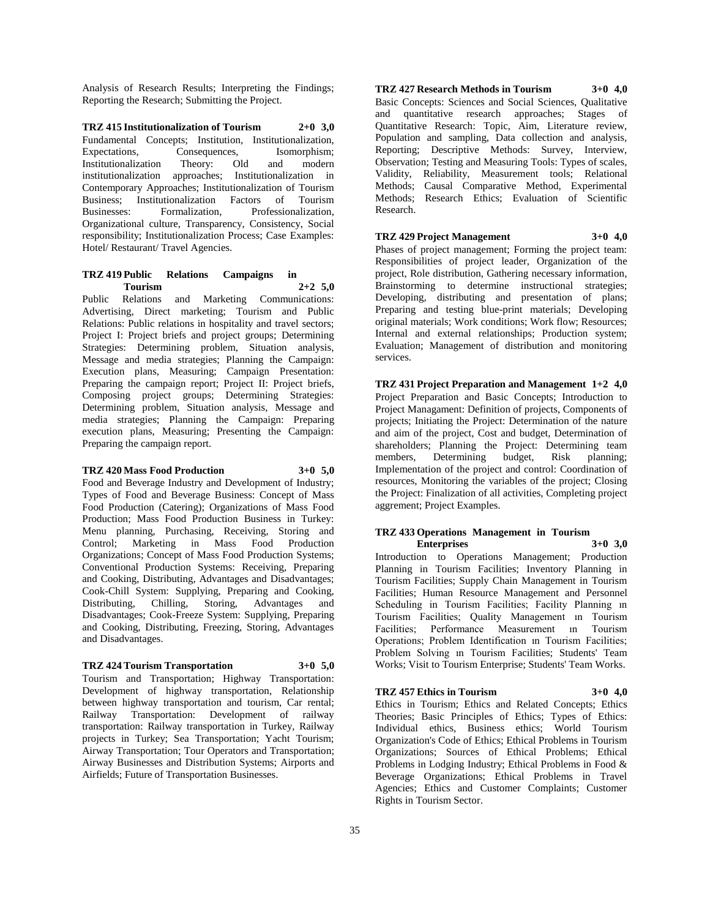Analysis of Research Results; Interpreting the Findings; Reporting the Research; Submitting the Project.

**TRZ 415 Institutionalization of Tourism 2+0 3,0**

Fundamental Concepts; Institution, Institutionalization, Expectations, Consequences, Isomorphism; Institutionalization Theory: Old and modern institutionalization approaches; Institutionalization in Contemporary Approaches; Institutionalization of Tourism Business; Institutionalization Factors of Tourism Businesses: Formalization, Professionalization, Organizational culture, Transparency, Consistency, Social responsibility; Institutionalization Process; Case Examples: Hotel/ Restaurant/ Travel Agencies.

**TRZ 419 Public Relations Campaigns in Tourism 2+2 5,0**

Public Relations and Marketing Communications: Advertising, Direct marketing; Tourism and Public Relations: Public relations in hospitality and travel sectors; Project I: Project briefs and project groups; Determining Strategies: Determining problem, Situation analysis, Message and media strategies; Planning the Campaign: Execution plans, Measuring; Campaign Presentation: Preparing the campaign report; Project II: Project briefs, Composing project groups; Determining Strategies: Determining problem, Situation analysis, Message and media strategies; Planning the Campaign: Preparing execution plans, Measuring; Presenting the Campaign: Preparing the campaign report.

**TRZ 420 Mass Food Production 3+0 5,0**

Food and Beverage Industry and Development of Industry; Types of Food and Beverage Business: Concept of Mass Food Production (Catering); Organizations of Mass Food Production; Mass Food Production Business in Turkey: Menu planning, Purchasing, Receiving, Storing and Control; Marketing in Mass Food Production Organizations; Concept of Mass Food Production Systems; Conventional Production Systems: Receiving, Preparing and Cooking, Distributing, Advantages and Disadvantages; Cook-Chill System: Supplying, Preparing and Cooking, Distributing, Chilling, Storing, Advantages and Disadvantages; Cook-Freeze System: Supplying, Preparing and Cooking, Distributing, Freezing, Storing, Advantages and Disadvantages.

**TRZ 424 Tourism Transportation 3+0 5,0**

Tourism and Transportation; Highway Transportation: Development of highway transportation, Relationship between highway transportation and tourism, Car rental; Railway Transportation: Development of railway transportation: Railway transportation in Turkey, Railway projects in Turkey; Sea Transportation; Yacht Tourism; Airway Transportation; Tour Operators and Transportation; Airway Businesses and Distribution Systems; Airports and Airfields; Future of Transportation Businesses.

**TRZ 427 Research Methods in Tourism 3+0 4,0**

Basic Concepts: Sciences and Social Sciences, Qualitative and quantitative research approaches; Stages of Quantitative Research: Topic, Aim, Literature review, Population and sampling, Data collection and analysis, Reporting; Descriptive Methods: Survey, Interview, Observation; Testing and Measuring Tools: Types of scales, Validity, Reliability, Measurement tools; Relational Methods; Causal Comparative Method, Experimental Methods; Research Ethics; Evaluation of Scientific Research.

**TRZ 429 Project Management 3+0 4,0**

Phases of project management; Forming the project team: Responsibilities of project leader, Organization of the project, Role distribution, Gathering necessary information, Brainstorming to determine instructional strategies; Developing, distributing and presentation of plans; Preparing and testing blue-print materials; Developing original materials; Work conditions; Work flow; Resources; Internal and external relationships; Production system; Evaluation; Management of distribution and monitoring services.

**TRZ 431 Project Preparation and Management 1+2 4,0**

Project Preparation and Basic Concepts; Introduction to Project Managament: Definition of projects, Components of projects; Initiating the Project: Determination of the nature and aim of the project, Cost and budget, Determination of shareholders; Planning the Project: Determining team members, Determining budget, Risk planning; Implementation of the project and control: Coordination of resources, Monitoring the variables of the project; Closing the Project: Finalization of all activities, Completing project aggrement; Project Examples.

**TRZ 433 Operations Management in Tourism Enterprises 3+0 3,0**

Introduction to Operations Management; Production Planning in Tourism Facilities; Inventory Planning in Tourism Facilities; Supply Chain Management in Tourism Facilities; Human Resource Management and Personnel Scheduling in Tourism Facilities; Facility Planning ın Tourism Facilities; Quality Management ın Tourism Facilities; Performance Measurement ın Tourism Operations; Problem Identification ın Tourism Facilities; Problem Solving ın Tourism Facilities; Students' Team Works; Visit to Tourism Enterprise; Students' Team Works.

**TRZ 457 Ethics in Tourism 3+0 4,0**

Ethics in Tourism; Ethics and Related Concepts; Ethics Theories; Basic Principles of Ethics; Types of Ethics: Individual ethics, Business ethics; World Tourism Organization's Code of Ethics; Ethical Problems in Tourism Organizations; Sources of Ethical Problems; Ethical Problems in Lodging Industry; Ethical Problems in Food & Beverage Organizations; Ethical Problems in Travel Agencies; Ethics and Customer Complaints; Customer Rights in Tourism Sector.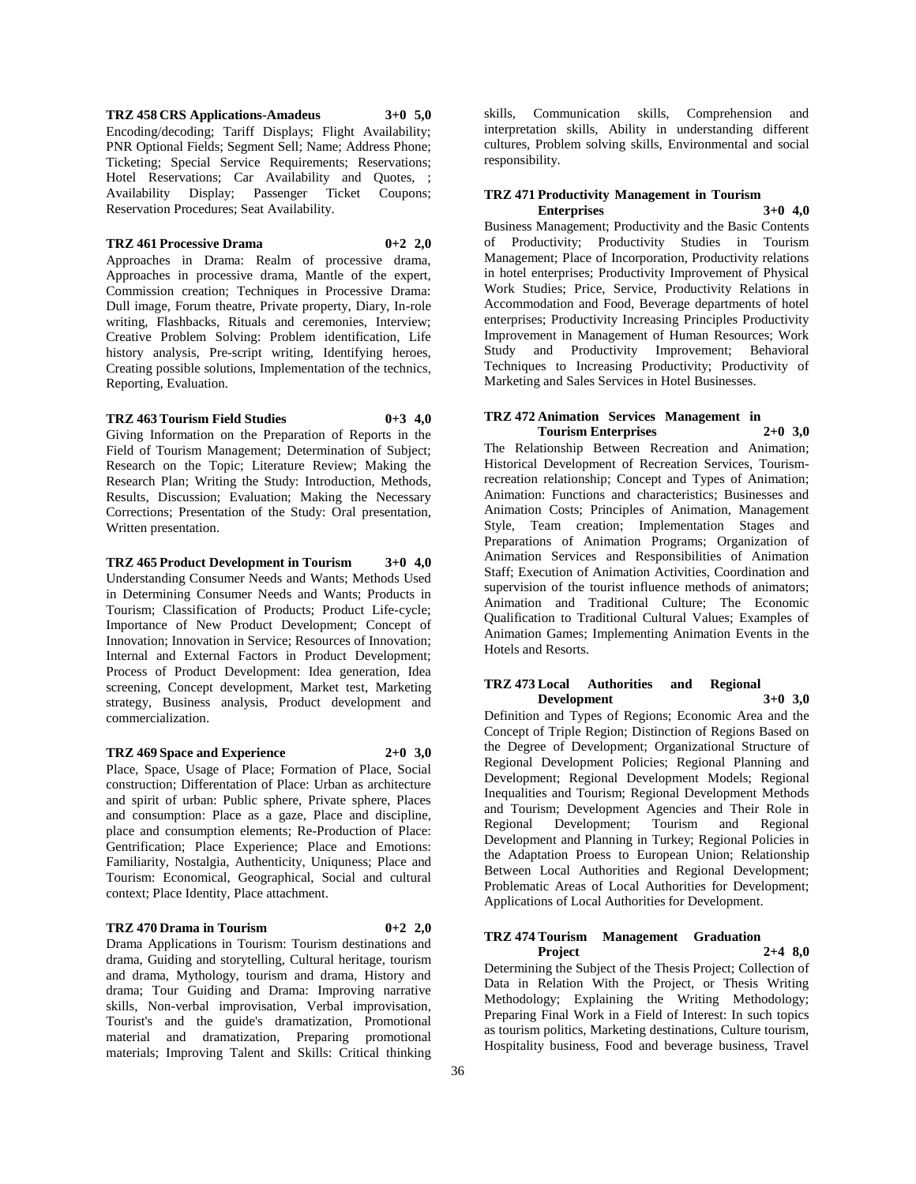**TRZ 458 CRS Applications-Amadeus 3+0 5,0**

Encoding/decoding; Tariff Displays; Flight Availability; PNR Optional Fields; Segment Sell; Name; Address Phone; Ticketing; Special Service Requirements; Reservations; Hotel Reservations; Car Availability and Quotes, ; Availability Display; Passenger Ticket Coupons; Reservation Procedures; Seat Availability.

**TRZ 461 Processive Drama 0+2 2,0**

Approaches in Drama: Realm of processive drama, Approaches in processive drama, Mantle of the expert, Commission creation; Techniques in Processive Drama: Dull image, Forum theatre, Private property, Diary, In-role writing, Flashbacks, Rituals and ceremonies, Interview; Creative Problem Solving: Problem identification, Life history analysis, Pre-script writing, Identifying heroes, Creating possible solutions, Implementation of the technics, Reporting, Evaluation.

**TRZ 463 Tourism Field Studies 0+3 4,0**

Giving Information on the Preparation of Reports in the Field of Tourism Management; Determination of Subject; Research on the Topic; Literature Review; Making the Research Plan; Writing the Study: Introduction, Methods, Results, Discussion; Evaluation; Making the Necessary Corrections; Presentation of the Study: Oral presentation, Written presentation.

**TRZ 465 Product Development in Tourism 3+0 4,0**

Understanding Consumer Needs and Wants; Methods Used in Determining Consumer Needs and Wants; Products in Tourism; Classification of Products; Product Life-cycle; Importance of New Product Development; Concept of Innovation; Innovation in Service; Resources of Innovation; Internal and External Factors in Product Development; Process of Product Development: Idea generation, Idea screening, Concept development, Market test, Marketing strategy, Business analysis, Product development and commercialization.

**TRZ 469 Space and Experience 2+0 3,0**

Place, Space, Usage of Place; Formation of Place, Social construction; Differentation of Place: Urban as architecture and spirit of urban: Public sphere, Private sphere, Places and consumption: Place as a gaze, Place and discipline, place and consumption elements; Re-Production of Place: Gentrification; Place Experience; Place and Emotions: Familiarity, Nostalgia, Authenticity, Uniquness; Place and Tourism: Economical, Geographical, Social and cultural context; Place Identity, Place attachment.

**TRZ 470 Drama in Tourism 0+2 2,0**

Drama Applications in Tourism: Tourism destinations and drama, Guiding and storytelling, Cultural heritage, tourism and drama, Mythology, tourism and drama, History and drama; Tour Guiding and Drama: Improving narrative skills, Non-verbal improvisation, Verbal improvisation, Tourist's and the guide's dramatization, Promotional material and dramatization, Preparing promotional materials; Improving Talent and Skills: Critical thinking skills, Communication skills, Comprehension and interpretation skills, Ability in understanding different cultures, Problem solving skills, Environmental and social responsibility.

**TRZ 471 Productivity Management in Tourism Enterprises 3+0 4,0**

Business Management; Productivity and the Basic Contents of Productivity; Productivity Studies in Tourism Management; Place of Incorporation, Productivity relations in hotel enterprises; Productivity Improvement of Physical Work Studies; Price, Service, Productivity Relations in Accommodation and Food, Beverage departments of hotel enterprises; Productivity Increasing Principles Productivity Improvement in Management of Human Resources; Work Study and Productivity Improvement; Behavioral Techniques to Increasing Productivity; Productivity of Marketing and Sales Services in Hotel Businesses.

**TRZ 472 Animation Services Management in Tourism Enterprises 2+0 3,0**

The Relationship Between Recreation and Animation; Historical Development of Recreation Services, Tourism-recreation relationship; Concept and Types of Animation; Animation: Functions and characteristics; Businesses and Animation Costs; Principles of Animation, Management Style, Team creation; Implementation Stages and Preparations of Animation Programs; Organization of Animation Services and Responsibilities of Animation Staff; Execution of Animation Activities, Coordination and supervision of the tourist influence methods of animators; Animation and Traditional Culture; The Economic Qualification to Traditional Cultural Values; Examples of Animation Games; Implementing Animation Events in the Hotels and Resorts.

**TRZ 473 Local Authorities and Regional Development 3+0 3,0**

Definition and Types of Regions; Economic Area and the Concept of Triple Region; Distinction of Regions Based on the Degree of Development; Organizational Structure of Regional Development Policies; Regional Planning and Development; Regional Development Models; Regional Inequalities and Tourism; Regional Development Methods and Tourism; Development Agencies and Their Role in Regional Development; Tourism and Regional Development and Planning in Turkey; Regional Policies in the Adaptation Proess to European Union; Relationship Between Local Authorities and Regional Development; Problematic Areas of Local Authorities for Development; Applications of Local Authorities for Development.

**TRZ 474 Tourism Management Graduation Project 2+4 8,0**

Determining the Subject of the Thesis Project; Collection of Data in Relation With the Project, or Thesis Writing Methodology; Explaining the Writing Methodology; Preparing Final Work in a Field of Interest: In such topics as tourism politics, Marketing destinations, Culture tourism, Hospitality business, Food and beverage business, Travel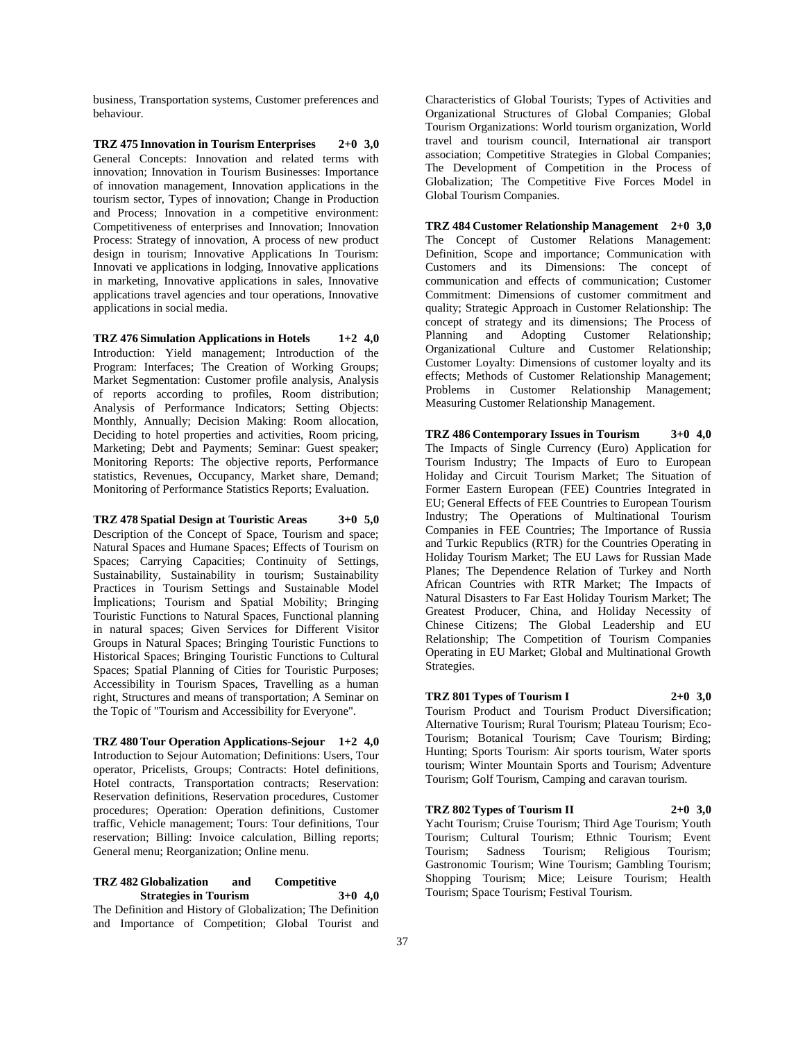business, Transportation systems, Customer preferences and behaviour.

**TRZ 475 Innovation in Tourism Enterprises 2+0 3,0**
General Concepts: Innovation and related terms with innovation; Innovation in Tourism Businesses: Importance of innovation management, Innovation applications in the tourism sector, Types of innovation; Change in Production and Process; Innovation in a competitive environment: Competitiveness of enterprises and Innovation; Innovation Process: Strategy of innovation, A process of new product design in tourism; Innovative Applications In Tourism: Innovati ve applications in lodging, Innovative applications in marketing, Innovative applications in sales, Innovative applications travel agencies and tour operations, Innovative applications in social media.

**TRZ 476 Simulation Applications in Hotels 1+2 4,0**
Introduction: Yield management; Introduction of the Program: Interfaces; The Creation of Working Groups; Market Segmentation: Customer profile analysis, Analysis of reports according to profiles, Room distribution; Analysis of Performance Indicators; Setting Objects: Monthly, Annually; Decision Making: Room allocation, Deciding to hotel properties and activities, Room pricing, Marketing; Debt and Payments; Seminar: Guest speaker; Monitoring Reports: The objective reports, Performance statistics, Revenues, Occupancy, Market share, Demand; Monitoring of Performance Statistics Reports; Evaluation.

**TRZ 478 Spatial Design at Touristic Areas 3+0 5,0**
Description of the Concept of Space, Tourism and space; Natural Spaces and Humane Spaces; Effects of Tourism on Spaces; Carrying Capacities; Continuity of Settings, Sustainability, Sustainability in tourism; Sustainability Practices in Tourism Settings and Sustainable Model İmplications; Tourism and Spatial Mobility; Bringing Touristic Functions to Natural Spaces, Functional planning in natural spaces; Given Services for Different Visitor Groups in Natural Spaces; Bringing Touristic Functions to Historical Spaces; Bringing Touristic Functions to Cultural Spaces; Spatial Planning of Cities for Touristic Purposes; Accessibility in Tourism Spaces, Travelling as a human right, Structures and means of transportation; A Seminar on the Topic of "Tourism and Accessibility for Everyone".

**TRZ 480 Tour Operation Applications-Sejour 1+2 4,0**
Introduction to Sejour Automation; Definitions: Users, Tour operator, Pricelists, Groups; Contracts: Hotel definitions, Hotel contracts, Transportation contracts; Reservation: Reservation definitions, Reservation procedures, Customer procedures; Operation: Operation definitions, Customer traffic, Vehicle management; Tours: Tour definitions, Tour reservation; Billing: Invoice calculation, Billing reports; General menu; Reorganization; Online menu.

**TRZ 482 Globalization and Competitive Strategies in Tourism 3+0 4,0**
The Definition and History of Globalization; The Definition and Importance of Competition; Global Tourist and Characteristics of Global Tourists; Types of Activities and Organizational Structures of Global Companies; Global Tourism Organizations: World tourism organization, World travel and tourism council, International air transport association; Competitive Strategies in Global Companies; The Development of Competition in the Process of Globalization; The Competitive Five Forces Model in Global Tourism Companies.

**TRZ 484 Customer Relationship Management 2+0 3,0**
The Concept of Customer Relations Management: Definition, Scope and importance; Communication with Customers and its Dimensions: The concept of communication and effects of communication; Customer Commitment: Dimensions of customer commitment and quality; Strategic Approach in Customer Relationship: The concept of strategy and its dimensions; The Process of Planning and Adopting Customer Relationship; Organizational Culture and Customer Relationship; Customer Loyalty: Dimensions of customer loyalty and its effects; Methods of Customer Relationship Management; Problems in Customer Relationship Management; Measuring Customer Relationship Management.

**TRZ 486 Contemporary Issues in Tourism 3+0 4,0**
The Impacts of Single Currency (Euro) Application for Tourism Industry; The Impacts of Euro to European Holiday and Circuit Tourism Market; The Situation of Former Eastern European (FEE) Countries Integrated in EU; General Effects of FEE Countries to European Tourism Industry; The Operations of Multinational Tourism Companies in FEE Countries; The Importance of Russia and Turkic Republics (RTR) for the Countries Operating in Holiday Tourism Market; The EU Laws for Russian Made Planes; The Dependence Relation of Turkey and North African Countries with RTR Market; The Impacts of Natural Disasters to Far East Holiday Tourism Market; The Greatest Producer, China, and Holiday Necessity of Chinese Citizens; The Global Leadership and EU Relationship; The Competition of Tourism Companies Operating in EU Market; Global and Multinational Growth Strategies.

**TRZ 801 Types of Tourism I 2+0 3,0**
Tourism Product and Tourism Product Diversification; Alternative Tourism; Rural Tourism; Plateau Tourism; Eco-Tourism; Botanical Tourism; Cave Tourism; Birding; Hunting; Sports Tourism: Air sports tourism, Water sports tourism; Winter Mountain Sports and Tourism; Adventure Tourism; Golf Tourism, Camping and caravan tourism.

**TRZ 802 Types of Tourism II 2+0 3,0**
Yacht Tourism; Cruise Tourism; Third Age Tourism; Youth Tourism; Cultural Tourism; Ethnic Tourism; Event Tourism; Sadness Tourism; Religious Tourism; Gastronomic Tourism; Wine Tourism; Gambling Tourism; Shopping Tourism; Mice; Leisure Tourism; Health Tourism; Space Tourism; Festival Tourism.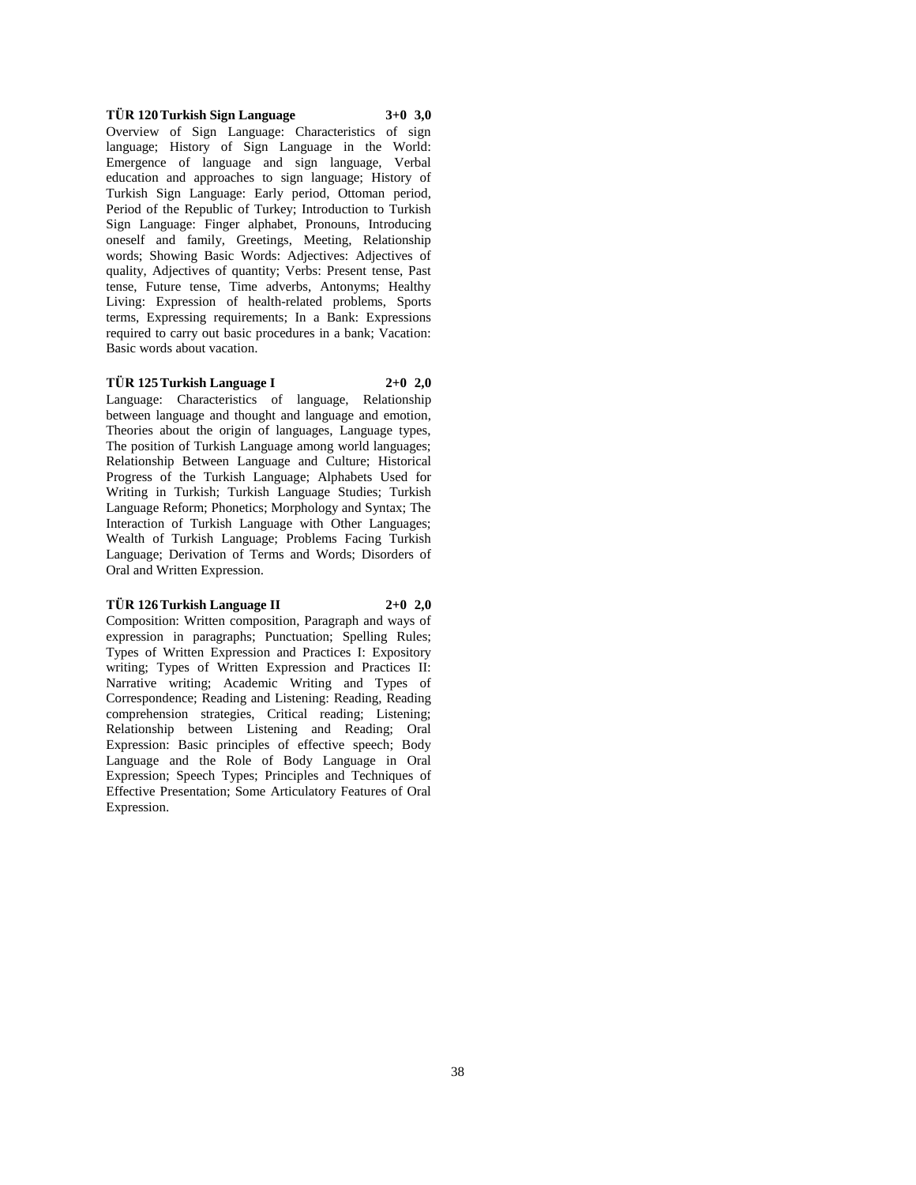**TÜR 120 Turkish Sign Language 3+0 3,0**

Overview of Sign Language: Characteristics of sign language; History of Sign Language in the World: Emergence of language and sign language, Verbal education and approaches to sign language; History of Turkish Sign Language: Early period, Ottoman period, Period of the Republic of Turkey; Introduction to Turkish Sign Language: Finger alphabet, Pronouns, Introducing oneself and family, Greetings, Meeting, Relationship words; Showing Basic Words: Adjectives: Adjectives of quality, Adjectives of quantity; Verbs: Present tense, Past tense, Future tense, Time adverbs, Antonyms; Healthy Living: Expression of health-related problems, Sports terms, Expressing requirements; In a Bank: Expressions required to carry out basic procedures in a bank; Vacation: Basic words about vacation.

**TÜR 125 Turkish Language I 2+0 2,0**

Language: Characteristics of language, Relationship between language and thought and language and emotion, Theories about the origin of languages, Language types, The position of Turkish Language among world languages; Relationship Between Language and Culture; Historical Progress of the Turkish Language; Alphabets Used for Writing in Turkish; Turkish Language Studies; Turkish Language Reform; Phonetics; Morphology and Syntax; The Interaction of Turkish Language with Other Languages; Wealth of Turkish Language; Problems Facing Turkish Language; Derivation of Terms and Words; Disorders of Oral and Written Expression.

**TÜR 126 Turkish Language II 2+0 2,0**

Composition: Written composition, Paragraph and ways of expression in paragraphs; Punctuation; Spelling Rules; Types of Written Expression and Practices I: Expository writing; Types of Written Expression and Practices II: Narrative writing; Academic Writing and Types of Correspondence; Reading and Listening: Reading, Reading comprehension strategies, Critical reading; Listening; Relationship between Listening and Reading; Oral Expression: Basic principles of effective speech; Body Language and the Role of Body Language in Oral Expression; Speech Types; Principles and Techniques of Effective Presentation; Some Articulatory Features of Oral Expression.